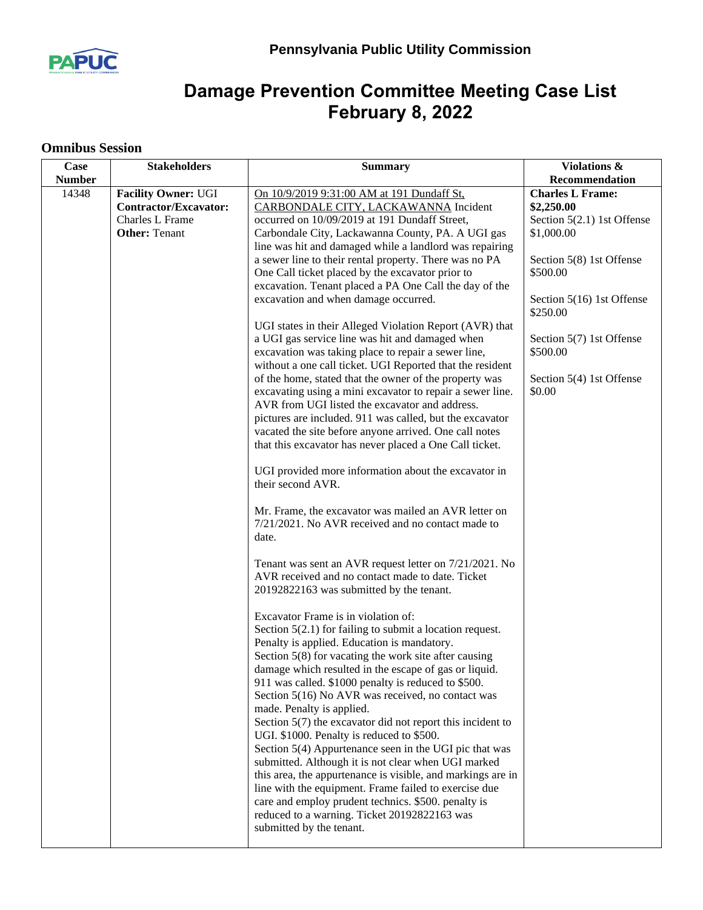**Pennsylvania Public Utility Commission**

# Damage Prevention Committee Meeting Case List February 8, 2022

## Omnibus Session

| Case Number | Stakeholders | Summary | Violations & Recommendation |
|---|---|---|---|
| 14348 | **Facility Owner:** UGI<br>**Contractor/Excavator:** Charles L Frame<br>**Other:** Tenant | On 10/9/2019 9:31:00 AM at 191 Dundaff St, CARBONDALE CITY, LACKAWANNA Incident occurred on 10/09/2019 at 191 Dundaff Street, Carbondale City, Lackawanna County, PA. A UGI gas line was hit and damaged while a landlord was repairing a sewer line to their rental property. There was no PA One Call ticket placed by the excavator prior to excavation. Tenant placed a PA One Call the day of the excavation and when damage occurred.<br><br>UGI states in their Alleged Violation Report (AVR) that a UGI gas service line was hit and damaged when excavation was taking place to repair a sewer line, without a one call ticket. UGI Reported that the resident of the home, stated that the owner of the property was excavating using a mini excavator to repair a sewer line. AVR from UGI listed the excavator and address. pictures are included. 911 was called, but the excavator vacated the site before anyone arrived. One call notes that this excavator has never placed a One Call ticket.<br><br>UGI provided more information about the excavator in their second AVR.<br><br>Mr. Frame, the excavator was mailed an AVR letter on 7/21/2021. No AVR received and no contact made to date.<br><br>Tenant was sent an AVR request letter on 7/21/2021. No AVR received and no contact made to date. Ticket 20192822163 was submitted by the tenant.<br><br>Excavator Frame is in violation of:<br>Section 5(2.1) for failing to submit a location request. Penalty is applied. Education is mandatory.<br>Section 5(8) for vacating the work site after causing damage which resulted in the escape of gas or liquid. 911 was called. $1000 penalty is reduced to $500.<br>Section 5(16) No AVR was received, no contact was made. Penalty is applied.<br>Section 5(7) the excavator did not report this incident to UGI. $1000. Penalty is reduced to $500.<br>Section 5(4) Appurtenance seen in the UGI pic that was submitted. Although it is not clear when UGI marked this area, the appurtenance is visible, and markings are in line with the equipment. Frame failed to exercise due care and employ prudent technics. $500. penalty is reduced to a warning. Ticket 20192822163 was submitted by the tenant. | **Charles L Frame:**<br>**$2,250.00**<br>Section 5(2.1) 1st Offense $1,000.00<br><br>Section 5(8) 1st Offense $500.00<br><br>Section 5(16) 1st Offense $250.00<br><br>Section 5(7) 1st Offense $500.00<br><br>Section 5(4) 1st Offense $0.00 |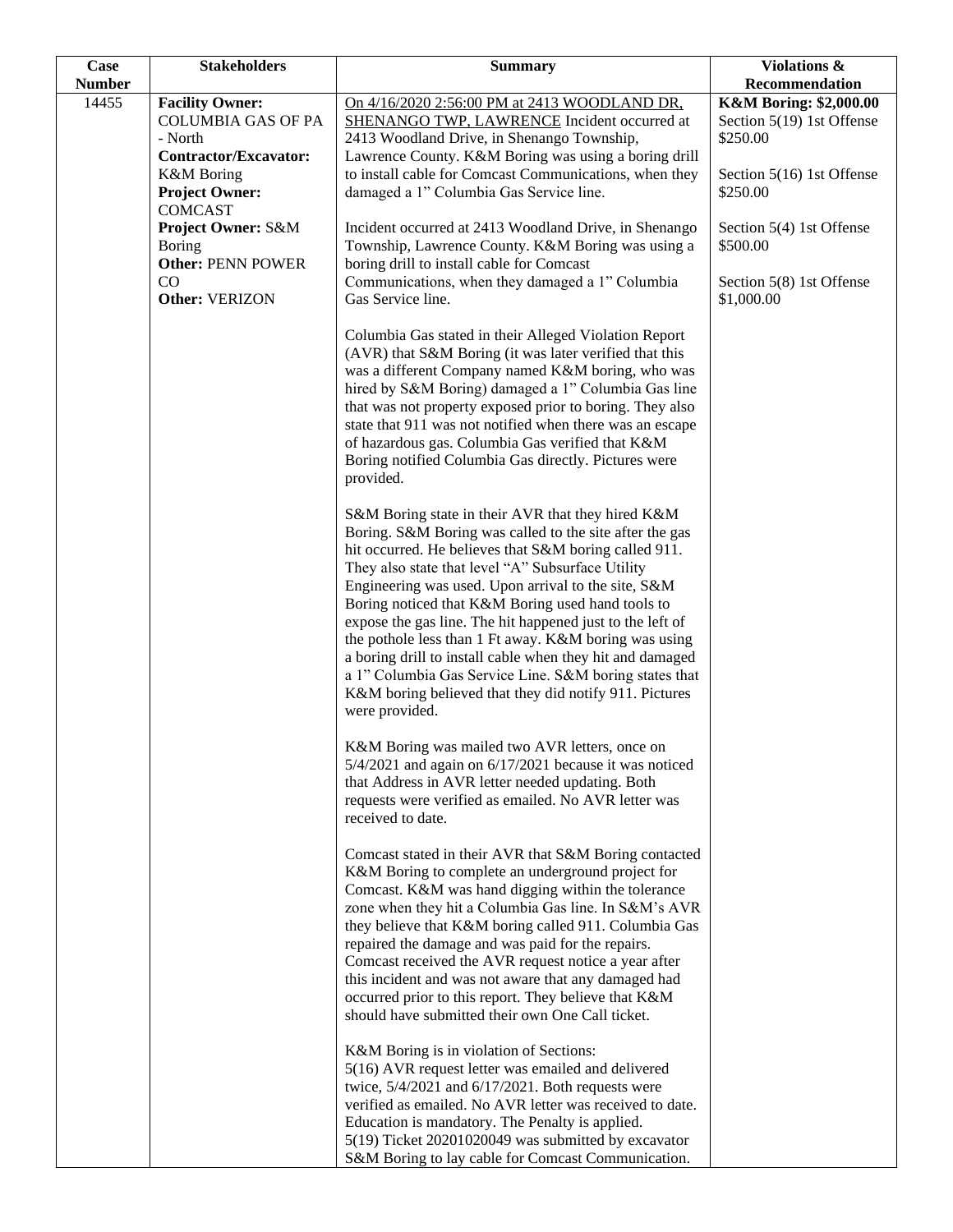| Case Number | Stakeholders | Summary | Violations & Recommendation |
|---|---|---|---|
| 14455 | **Facility Owner:** COLUMBIA GAS OF PA - North<br>**Contractor/Excavator:** K&M Boring<br>**Project Owner:** COMCAST<br>**Project Owner:** S&M Boring<br>**Other:** PENN POWER CO<br>**Other:** VERIZON | On 4/16/2020 2:56:00 PM at 2413 WOODLAND DR, SHENANGO TWP, LAWRENCE Incident occurred at 2413 Woodland Drive, in Shenango Township, Lawrence County. K&M Boring was using a boring drill to install cable for Comcast Communications, when they damaged a 1" Columbia Gas Service line.<br><br>Incident occurred at 2413 Woodland Drive, in Shenango Township, Lawrence County. K&M Boring was using a boring drill to install cable for Comcast Communications, when they damaged a 1" Columbia Gas Service line.<br><br>Columbia Gas stated in their Alleged Violation Report (AVR) that S&M Boring (it was later verified that this was a different Company named K&M boring, who was hired by S&M Boring) damaged a 1" Columbia Gas line that was not property exposed prior to boring. They also state that 911 was not notified when there was an escape of hazardous gas. Columbia Gas verified that K&M Boring notified Columbia Gas directly. Pictures were provided.<br><br>S&M Boring state in their AVR that they hired K&M Boring. S&M Boring was called to the site after the gas hit occurred. He believes that S&M boring called 911. They also state that level "A" Subsurface Utility Engineering was used. Upon arrival to the site, S&M Boring noticed that K&M Boring used hand tools to expose the gas line. The hit happened just to the left of the pothole less than 1 Ft away. K&M boring was using a boring drill to install cable when they hit and damaged a 1" Columbia Gas Service Line. S&M boring states that K&M boring believed that they did notify 911. Pictures were provided.<br><br>K&M Boring was mailed two AVR letters, once on 5/4/2021 and again on 6/17/2021 because it was noticed that Address in AVR letter needed updating. Both requests were verified as emailed. No AVR letter was received to date.<br><br>Comcast stated in their AVR that S&M Boring contacted K&M Boring to complete an underground project for Comcast. K&M was hand digging within the tolerance zone when they hit a Columbia Gas line. In S&M's AVR they believe that K&M boring called 911. Columbia Gas repaired the damage and was paid for the repairs. Comcast received the AVR request notice a year after this incident and was not aware that any damaged had occurred prior to this report. They believe that K&M should have submitted their own One Call ticket.<br><br>K&M Boring is in violation of Sections:<br>5(16) AVR request letter was emailed and delivered twice, 5/4/2021 and 6/17/2021. Both requests were verified as emailed. No AVR letter was received to date. Education is mandatory. The Penalty is applied.<br>5(19) Ticket 20201020049 was submitted by excavator S&M Boring to lay cable for Comcast Communication. | **K&M Boring: $2,000.00**<br>Section 5(19) 1st Offense $250.00<br><br>Section 5(16) 1st Offense $250.00<br><br>Section 5(4) 1st Offense $500.00<br><br>Section 5(8) 1st Offense $1,000.00 |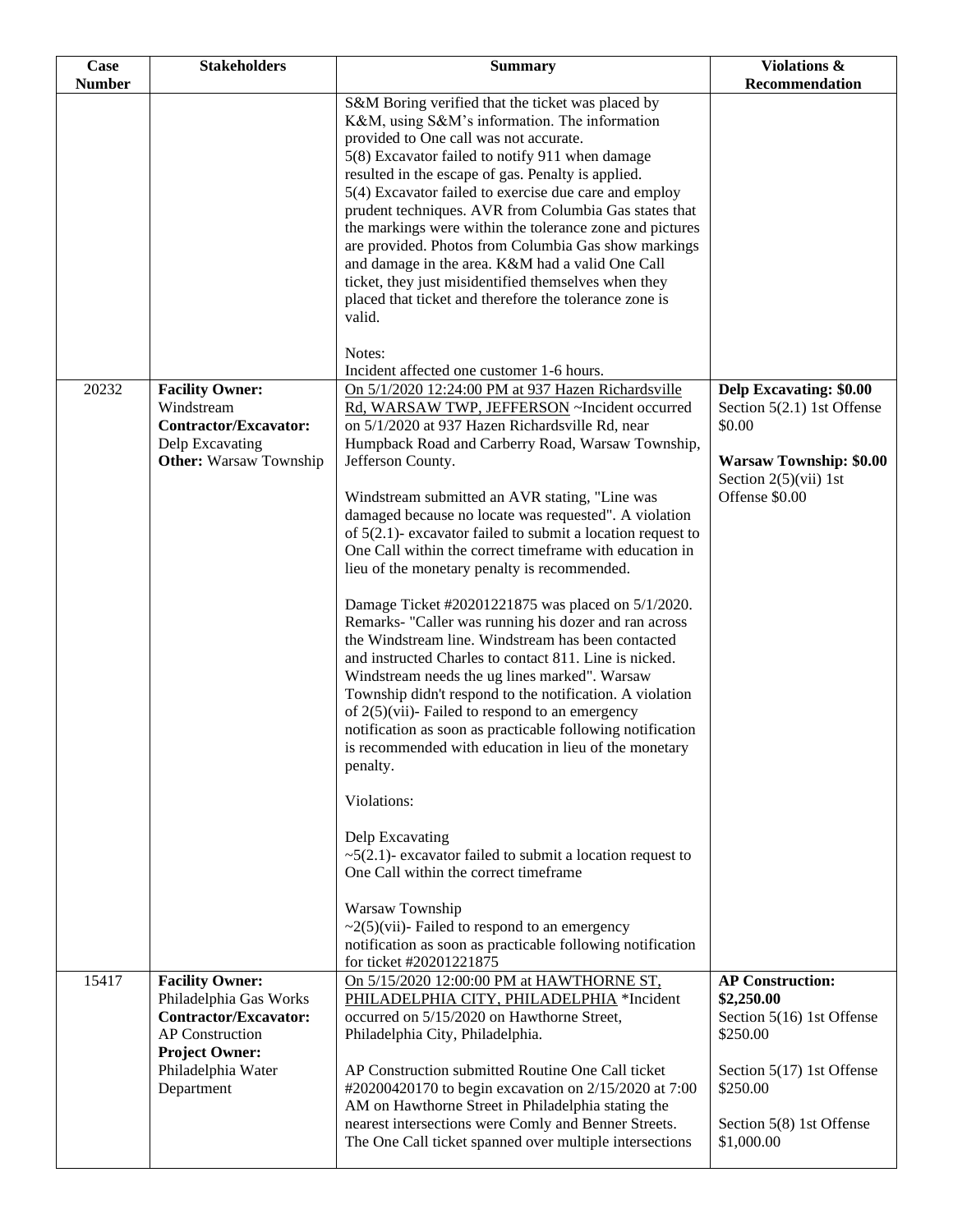| Case Number | Stakeholders | Summary | Violations & Recommendation |
|---|---|---|---|
| | | S&M Boring verified that the ticket was placed by K&M, using S&M's information. The information provided to One call was not accurate.<br>5(8) Excavator failed to notify 911 when damage resulted in the escape of gas. Penalty is applied.<br>5(4) Excavator failed to exercise due care and employ prudent techniques. AVR from Columbia Gas states that the markings were within the tolerance zone and pictures are provided. Photos from Columbia Gas show markings and damage in the area. K&M had a valid One Call ticket, they just misidentified themselves when they placed that ticket and therefore the tolerance zone is valid.<br><br>Notes:<br>Incident affected one customer 1-6 hours. | |
| 20232 | **Facility Owner:** Windstream<br>**Contractor/Excavator:** Delp Excavating<br>**Other:** Warsaw Township | On 5/1/2020 12:24:00 PM at 937 Hazen Richardsville Rd, WARSAW TWP, JEFFERSON ~Incident occurred on 5/1/2020 at 937 Hazen Richardsville Rd, near Humpback Road and Carberry Road, Warsaw Township, Jefferson County.<br><br>Windstream submitted an AVR stating, "Line was damaged because no locate was requested". A violation of 5(2.1)- excavator failed to submit a location request to One Call within the correct timeframe with education in lieu of the monetary penalty is recommended.<br><br>Damage Ticket #20201221875 was placed on 5/1/2020. Remarks- "Caller was running his dozer and ran across the Windstream line. Windstream has been contacted and instructed Charles to contact 811. Line is nicked. Windstream needs the ug lines marked". Warsaw Township didn't respond to the notification. A violation of 2(5)(vii)- Failed to respond to an emergency notification as soon as practicable following notification is recommended with education in lieu of the monetary penalty.<br><br>Violations:<br><br>Delp Excavating<br>~5(2.1)- excavator failed to submit a location request to One Call within the correct timeframe<br><br>Warsaw Township<br>~2(5)(vii)- Failed to respond to an emergency notification as soon as practicable following notification for ticket #20201221875 | **Delp Excavating: $0.00**<br>Section 5(2.1) 1st Offense $0.00<br><br>**Warsaw Township: $0.00**<br>Section 2(5)(vii) 1st Offense $0.00 |
| 15417 | **Facility Owner:** Philadelphia Gas Works<br>**Contractor/Excavator:** AP Construction<br>**Project Owner:** Philadelphia Water Department | On 5/15/2020 12:00:00 PM at HAWTHORNE ST, PHILADELPHIA CITY, PHILADELPHIA *Incident occurred on 5/15/2020 on Hawthorne Street, Philadelphia City, Philadelphia.<br><br>AP Construction submitted Routine One Call ticket #20200420170 to begin excavation on 2/15/2020 at 7:00 AM on Hawthorne Street in Philadelphia stating the nearest intersections were Comly and Benner Streets. The One Call ticket spanned over multiple intersections | **AP Construction: $2,250.00**<br>Section 5(16) 1st Offense $250.00<br><br>Section 5(17) 1st Offense $250.00<br><br>Section 5(8) 1st Offense $1,000.00 |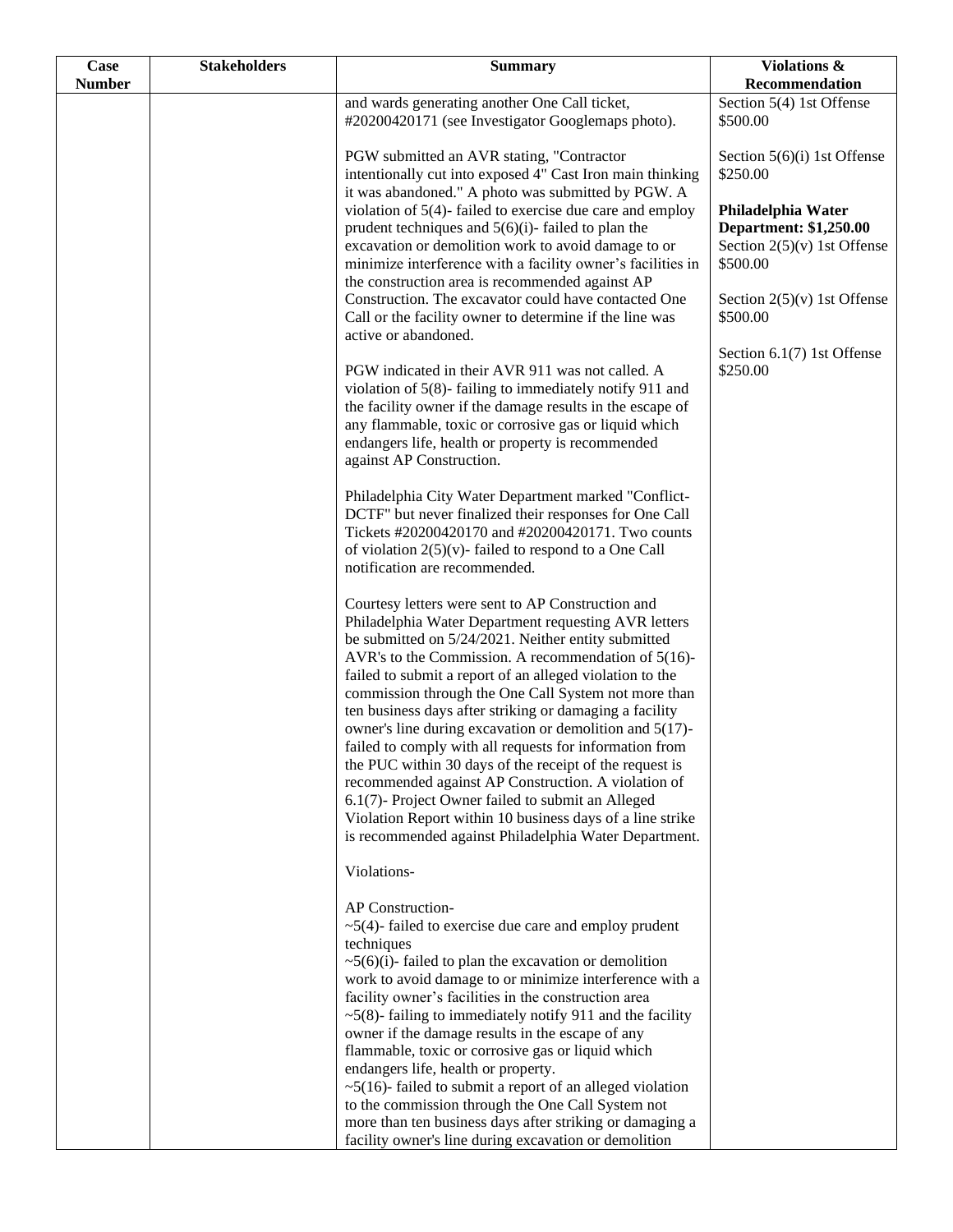| Case Number | Stakeholders | Summary | Violations & Recommendation |
|---|---|---|---|
| | | and wards generating another One Call ticket, #20200420171 (see Investigator Googlemaps photo).<br><br>PGW submitted an AVR stating, "Contractor intentionally cut into exposed 4" Cast Iron main thinking it was abandoned." A photo was submitted by PGW. A violation of 5(4)- failed to exercise due care and employ prudent techniques and 5(6)(i)- failed to plan the excavation or demolition work to avoid damage to or minimize interference with a facility owner's facilities in the construction area is recommended against AP Construction. The excavator could have contacted One Call or the facility owner to determine if the line was active or abandoned.<br><br>PGW indicated in their AVR 911 was not called. A violation of 5(8)- failing to immediately notify 911 and the facility owner if the damage results in the escape of any flammable, toxic or corrosive gas or liquid which endangers life, health or property is recommended against AP Construction.<br><br>Philadelphia City Water Department marked "Conflict-DCTF" but never finalized their responses for One Call Tickets #20200420170 and #20200420171. Two counts of violation 2(5)(v)- failed to respond to a One Call notification are recommended.<br><br>Courtesy letters were sent to AP Construction and Philadelphia Water Department requesting AVR letters be submitted on 5/24/2021. Neither entity submitted AVR's to the Commission. A recommendation of 5(16)- failed to submit a report of an alleged violation to the commission through the One Call System not more than ten business days after striking or damaging a facility owner's line during excavation or demolition and 5(17)- failed to comply with all requests for information from the PUC within 30 days of the receipt of the request is recommended against AP Construction. A violation of 6.1(7)- Project Owner failed to submit an Alleged Violation Report within 10 business days of a line strike is recommended against Philadelphia Water Department.<br><br>Violations-<br><br>AP Construction-<br>~5(4)- failed to exercise due care and employ prudent techniques<br>~5(6)(i)- failed to plan the excavation or demolition work to avoid damage to or minimize interference with a facility owner's facilities in the construction area<br>~5(8)- failing to immediately notify 911 and the facility owner if the damage results in the escape of any flammable, toxic or corrosive gas or liquid which endangers life, health or property.<br>~5(16)- failed to submit a report of an alleged violation to the commission through the One Call System not more than ten business days after striking or damaging a facility owner's line during excavation or demolition | Section 5(4) 1st Offense $500.00<br><br>Section 5(6)(i) 1st Offense $250.00<br><br>**Philadelphia Water Department: $1,250.00**<br>Section 2(5)(v) 1st Offense $500.00<br><br>Section 2(5)(v) 1st Offense $500.00<br><br>Section 6.1(7) 1st Offense $250.00 |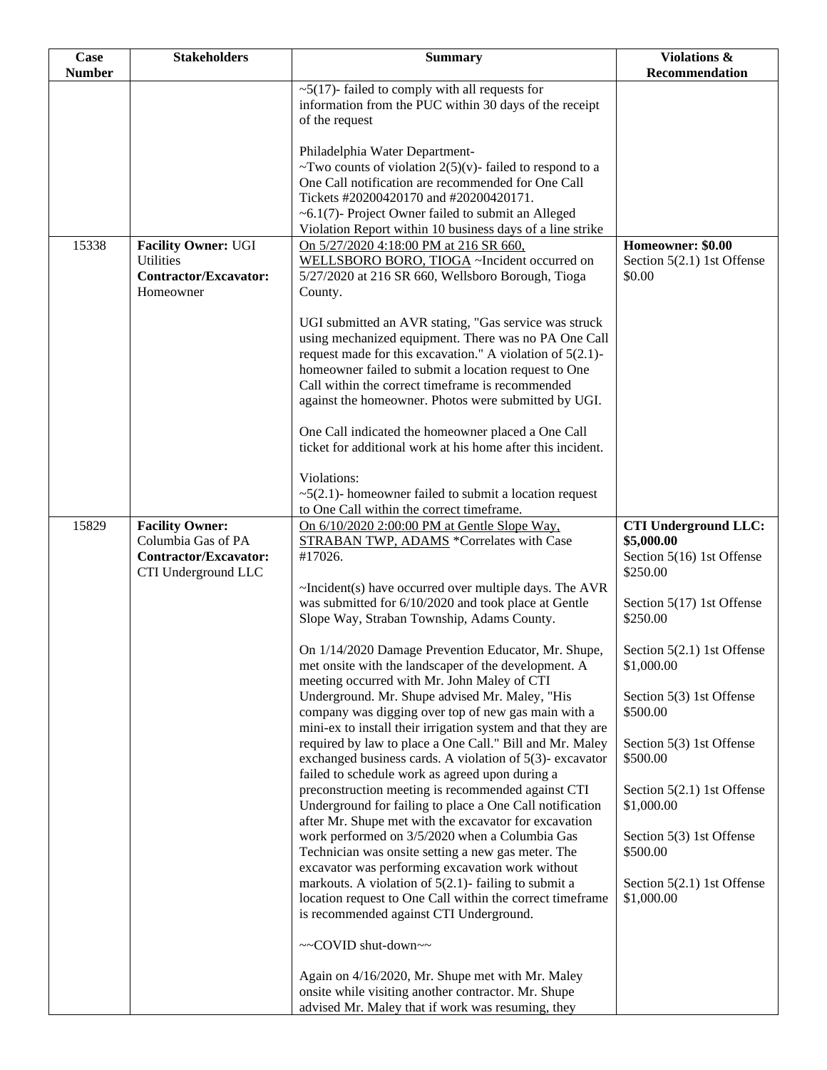| Case Number | Stakeholders | Summary | Violations & Recommendation |
|---|---|---|---|
| | | ~5(17)- failed to comply with all requests for information from the PUC within 30 days of the receipt of the request<br><br>Philadelphia Water Department-<br>~Two counts of violation 2(5)(v)- failed to respond to a One Call notification are recommended for One Call Tickets #20200420170 and #20200420171.<br>~6.1(7)- Project Owner failed to submit an Alleged Violation Report within 10 business days of a line strike | |
| 15338 | **Facility Owner:** UGI Utilities<br>**Contractor/Excavator:** Homeowner | On 5/27/2020 4:18:00 PM at 216 SR 660, WELLSBORO BORO, TIOGA ~Incident occurred on 5/27/2020 at 216 SR 660, Wellsboro Borough, Tioga County.<br><br>UGI submitted an AVR stating, "Gas service was struck using mechanized equipment. There was no PA One Call request made for this excavation." A violation of 5(2.1)- homeowner failed to submit a location request to One Call within the correct timeframe is recommended against the homeowner. Photos were submitted by UGI.<br><br>One Call indicated the homeowner placed a One Call ticket for additional work at his home after this incident.<br><br>Violations:<br>~5(2.1)- homeowner failed to submit a location request to One Call within the correct timeframe. | **Homeowner: $0.00**<br>Section 5(2.1) 1st Offense $0.00 |
| 15829 | **Facility Owner:** Columbia Gas of PA<br>**Contractor/Excavator:** CTI Underground LLC | On 6/10/2020 2:00:00 PM at Gentle Slope Way, STRABAN TWP, ADAMS *Correlates with Case #17026.<br><br>~Incident(s) have occurred over multiple days. The AVR was submitted for 6/10/2020 and took place at Gentle Slope Way, Straban Township, Adams County.<br><br>On 1/14/2020 Damage Prevention Educator, Mr. Shupe, met onsite with the landscaper of the development. A meeting occurred with Mr. John Maley of CTI Underground. Mr. Shupe advised Mr. Maley, "His company was digging over top of new gas main with a mini-ex to install their irrigation system and that they are required by law to place a One Call." Bill and Mr. Maley exchanged business cards. A violation of 5(3)- excavator failed to schedule work as agreed upon during a preconstruction meeting is recommended against CTI Underground for failing to place a One Call notification after Mr. Shupe met with the excavator for excavation work performed on 3/5/2020 when a Columbia Gas Technician was onsite setting a new gas meter. The excavator was performing excavation work without markouts. A violation of 5(2.1)- failing to submit a location request to One Call within the correct timeframe is recommended against CTI Underground.<br><br>~~COVID shut-down~~<br><br>Again on 4/16/2020, Mr. Shupe met with Mr. Maley onsite while visiting another contractor. Mr. Shupe advised Mr. Maley that if work was resuming, they | **CTI Underground LLC: $5,000.00**<br>Section 5(16) 1st Offense $250.00<br><br>Section 5(17) 1st Offense $250.00<br><br>Section 5(2.1) 1st Offense $1,000.00<br><br>Section 5(3) 1st Offense $500.00<br><br>Section 5(3) 1st Offense $500.00<br><br>Section 5(2.1) 1st Offense $1,000.00<br><br>Section 5(3) 1st Offense $500.00<br><br>Section 5(2.1) 1st Offense $1,000.00 |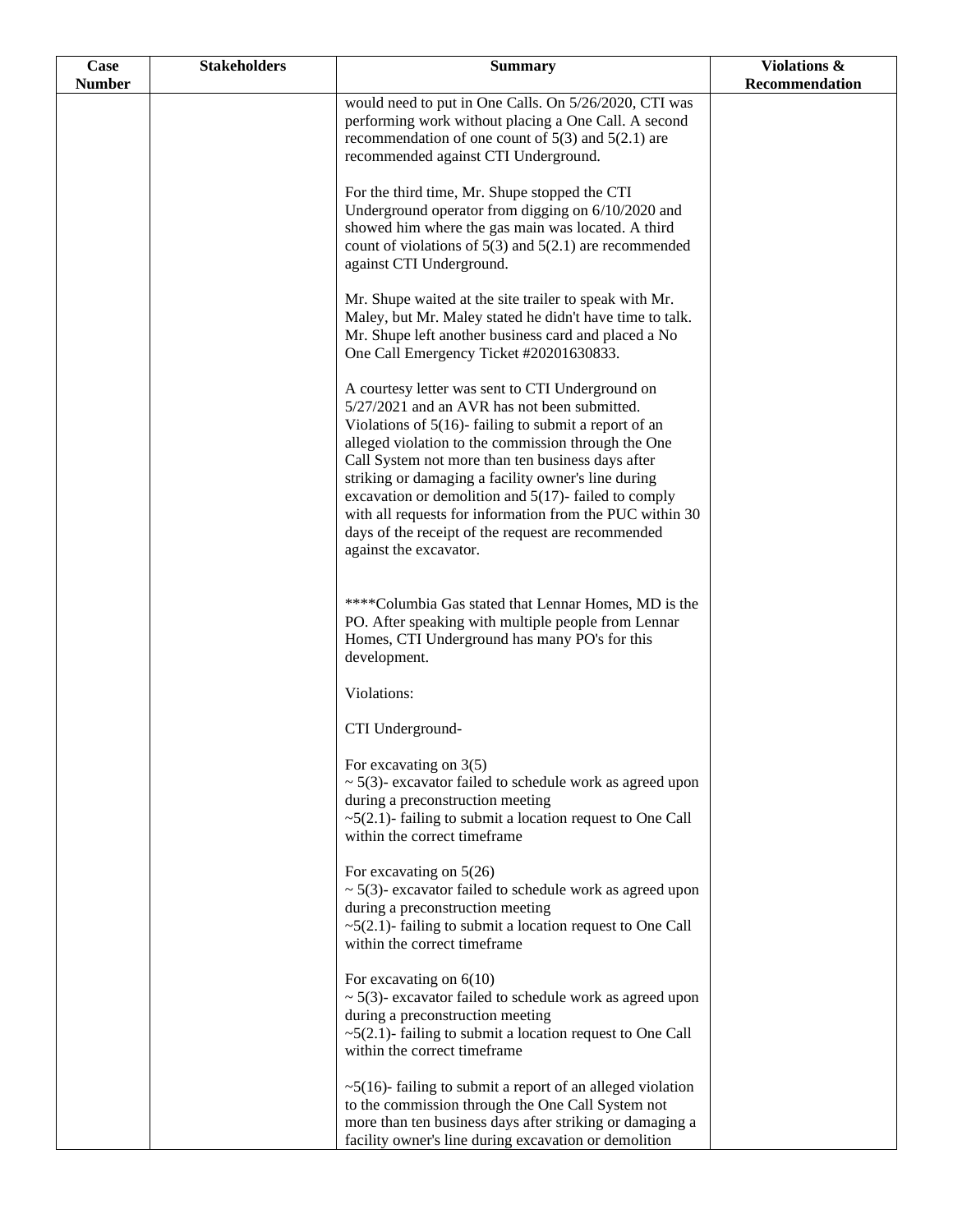| Case Number | Stakeholders | Summary | Violations & Recommendation |
|---|---|---|---|
| | | would need to put in One Calls. On 5/26/2020, CTI was performing work without placing a One Call. A second recommendation of one count of 5(3) and 5(2.1) are recommended against CTI Underground.<br><br>For the third time, Mr. Shupe stopped the CTI Underground operator from digging on 6/10/2020 and showed him where the gas main was located. A third count of violations of 5(3) and 5(2.1) are recommended against CTI Underground.<br><br>Mr. Shupe waited at the site trailer to speak with Mr. Maley, but Mr. Maley stated he didn't have time to talk. Mr. Shupe left another business card and placed a No One Call Emergency Ticket #20201630833.<br><br>A courtesy letter was sent to CTI Underground on 5/27/2021 and an AVR has not been submitted. Violations of 5(16)- failing to submit a report of an alleged violation to the commission through the One Call System not more than ten business days after striking or damaging a facility owner's line during excavation or demolition and 5(17)- failed to comply with all requests for information from the PUC within 30 days of the receipt of the request are recommended against the excavator.<br><br>****Columbia Gas stated that Lennar Homes, MD is the PO. After speaking with multiple people from Lennar Homes, CTI Underground has many PO's for this development.<br><br>Violations:<br><br>CTI Underground-<br><br>For excavating on 3(5)<br>~ 5(3)- excavator failed to schedule work as agreed upon during a preconstruction meeting<br>~5(2.1)- failing to submit a location request to One Call within the correct timeframe<br><br>For excavating on 5(26)<br>~ 5(3)- excavator failed to schedule work as agreed upon during a preconstruction meeting<br>~5(2.1)- failing to submit a location request to One Call within the correct timeframe<br><br>For excavating on 6(10)<br>~ 5(3)- excavator failed to schedule work as agreed upon during a preconstruction meeting<br>~5(2.1)- failing to submit a location request to One Call within the correct timeframe<br><br>~5(16)- failing to submit a report of an alleged violation to the commission through the One Call System not more than ten business days after striking or damaging a facility owner's line during excavation or demolition | |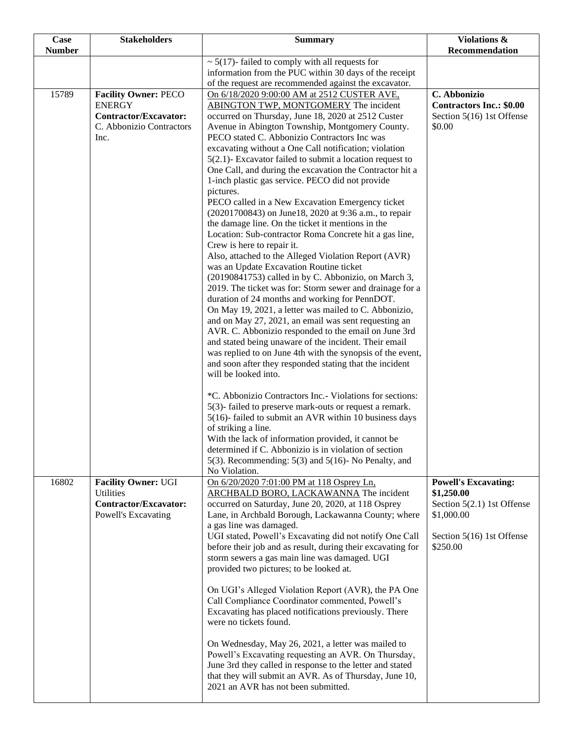| Case Number | Stakeholders | Summary | Violations & Recommendation |
|---|---|---|---|
| | | ~ 5(17)- failed to comply with all requests for information from the PUC within 30 days of the receipt of the request are recommended against the excavator. | |
| 15789 | **Facility Owner:** PECO ENERGY<br>**Contractor/Excavator:** C. Abbonizio Contractors Inc. | On 6/18/2020 9:00:00 AM at 2512 CUSTER AVE, ABINGTON TWP, MONTGOMERY The incident occurred on Thursday, June 18, 2020 at 2512 Custer Avenue in Abington Township, Montgomery County. PECO stated C. Abbonizio Contractors Inc was excavating without a One Call notification; violation 5(2.1)- Excavator failed to submit a location request to One Call, and during the excavation the Contractor hit a 1-inch plastic gas service. PECO did not provide pictures.<br>PECO called in a New Excavation Emergency ticket (20201700843) on June18, 2020 at 9:36 a.m., to repair the damage line. On the ticket it mentions in the Location: Sub-contractor Roma Concrete hit a gas line, Crew is here to repair it.<br>Also, attached to the Alleged Violation Report (AVR) was an Update Excavation Routine ticket (20190841753) called in by C. Abbonizio, on March 3, 2019. The ticket was for: Storm sewer and drainage for a duration of 24 months and working for PennDOT.<br>On May 19, 2021, a letter was mailed to C. Abbonizio, and on May 27, 2021, an email was sent requesting an AVR. C. Abbonizio responded to the email on June 3rd and stated being unaware of the incident. Their email was replied to on June 4th with the synopsis of the event, and soon after they responded stating that the incident will be looked into.<br><br>*C. Abbonizio Contractors Inc.- Violations for sections:<br>5(3)- failed to preserve mark-outs or request a remark.<br>5(16)- failed to submit an AVR within 10 business days of striking a line.<br>With the lack of information provided, it cannot be determined if C. Abbonizio is in violation of section 5(3). Recommending: 5(3) and 5(16)- No Penalty, and No Violation. | **C. Abbonizio Contractors Inc.: $0.00**<br>Section 5(16) 1st Offense $0.00 |
| 16802 | **Facility Owner:** UGI Utilities<br>**Contractor/Excavator:** Powell's Excavating | On 6/20/2020 7:01:00 PM at 118 Osprey Ln, ARCHBALD BORO, LACKAWANNA The incident occurred on Saturday, June 20, 2020, at 118 Osprey Lane, in Archbald Borough, Lackawanna County; where a gas line was damaged.<br>UGI stated, Powell's Excavating did not notify One Call before their job and as result, during their excavating for storm sewers a gas main line was damaged. UGI provided two pictures; to be looked at.<br><br>On UGI's Alleged Violation Report (AVR), the PA One Call Compliance Coordinator commented, Powell's Excavating has placed notifications previously. There were no tickets found.<br><br>On Wednesday, May 26, 2021, a letter was mailed to Powell's Excavating requesting an AVR. On Thursday, June 3rd they called in response to the letter and stated that they will submit an AVR. As of Thursday, June 10, 2021 an AVR has not been submitted. | **Powell's Excavating: $1,250.00**<br>Section 5(2.1) 1st Offense $1,000.00<br><br>Section 5(16) 1st Offense $250.00 |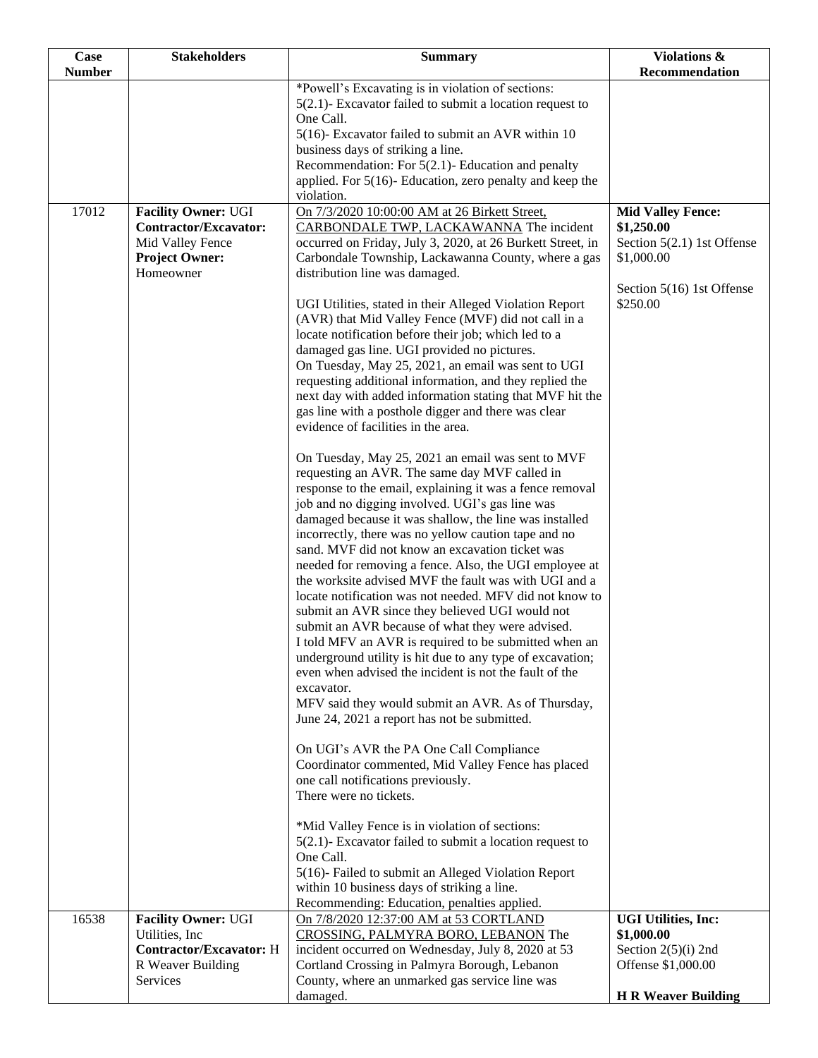| Case Number | Stakeholders | Summary | Violations & Recommendation |
|---|---|---|---|
| | | *Powell's Excavating is in violation of sections:<br>5(2.1)- Excavator failed to submit a location request to One Call.<br>5(16)- Excavator failed to submit an AVR within 10 business days of striking a line.<br>Recommendation: For 5(2.1)- Education and penalty applied. For 5(16)- Education, zero penalty and keep the violation. | |
| 17012 | **Facility Owner:** UGI<br>**Contractor/Excavator:** Mid Valley Fence<br>**Project Owner:** Homeowner | On 7/3/2020 10:00:00 AM at 26 Birkett Street, CARBONDALE TWP, LACKAWANNA The incident occurred on Friday, July 3, 2020, at 26 Burkett Street, in Carbondale Township, Lackawanna County, where a gas distribution line was damaged.<br><br>UGI Utilities, stated in their Alleged Violation Report (AVR) that Mid Valley Fence (MVF) did not call in a locate notification before their job; which led to a damaged gas line. UGI provided no pictures.<br>On Tuesday, May 25, 2021, an email was sent to UGI requesting additional information, and they replied the next day with added information stating that MVF hit the gas line with a posthole digger and there was clear evidence of facilities in the area.<br><br>On Tuesday, May 25, 2021 an email was sent to MVF requesting an AVR. The same day MVF called in response to the email, explaining it was a fence removal job and no digging involved. UGI's gas line was damaged because it was shallow, the line was installed incorrectly, there was no yellow caution tape and no sand. MVF did not know an excavation ticket was needed for removing a fence. Also, the UGI employee at the worksite advised MVF the fault was with UGI and a locate notification was not needed. MFV did not know to submit an AVR since they believed UGI would not submit an AVR because of what they were advised.<br>I told MFV an AVR is required to be submitted when an underground utility is hit due to any type of excavation; even when advised the incident is not the fault of the excavator.<br>MFV said they would submit an AVR. As of Thursday, June 24, 2021 a report has not be submitted.<br><br>On UGI's AVR the PA One Call Compliance Coordinator commented, Mid Valley Fence has placed one call notifications previously.<br>There were no tickets.<br><br>*Mid Valley Fence is in violation of sections:<br>5(2.1)- Excavator failed to submit a location request to One Call.<br>5(16)- Failed to submit an Alleged Violation Report within 10 business days of striking a line.<br>Recommending: Education, penalties applied. | **Mid Valley Fence: $1,250.00**<br>Section 5(2.1) 1st Offense $1,000.00<br><br>Section 5(16) 1st Offense $250.00 |
| 16538 | **Facility Owner:** UGI Utilities, Inc<br>**Contractor/Excavator:** H R Weaver Building Services | On 7/8/2020 12:37:00 AM at 53 CORTLAND CROSSING, PALMYRA BORO, LEBANON The incident occurred on Wednesday, July 8, 2020 at 53 Cortland Crossing in Palmyra Borough, Lebanon County, where an unmarked gas service line was damaged. | **UGI Utilities, Inc: $1,000.00**<br>Section 2(5)(i) 2nd Offense $1,000.00<br><br>**H R Weaver Building** |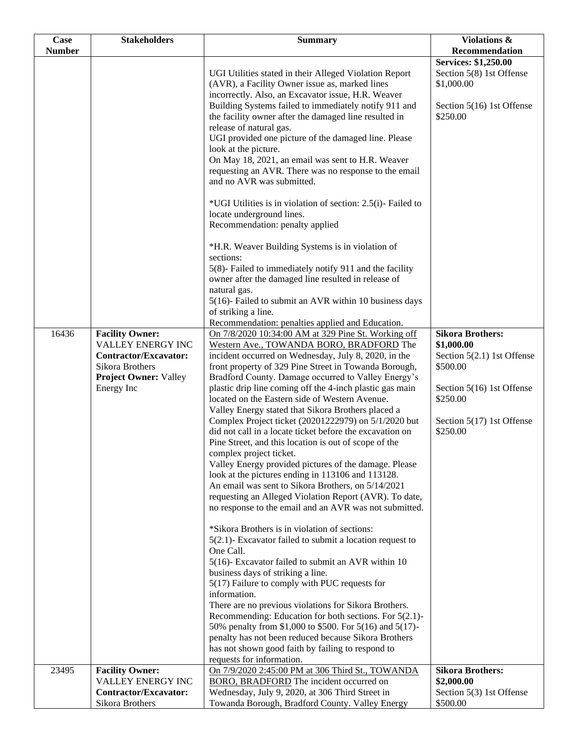| Case Number | Stakeholders | Summary | Violations & Recommendation |
|---|---|---|---|
| | | UGI Utilities stated in their Alleged Violation Report (AVR), a Facility Owner issue as, marked lines incorrectly. Also, an Excavator issue, H.R. Weaver Building Systems failed to immediately notify 911 and the facility owner after the damaged line resulted in release of natural gas.<br>UGI provided one picture of the damaged line. Please look at the picture.<br>On May 18, 2021, an email was sent to H.R. Weaver requesting an AVR. There was no response to the email and no AVR was submitted.<br><br>*UGI Utilities is in violation of section: 2.5(i)- Failed to locate underground lines.<br>Recommendation: penalty applied<br><br>*H.R. Weaver Building Systems is in violation of sections:<br>5(8)- Failed to immediately notify 911 and the facility owner after the damaged line resulted in release of natural gas.<br>5(16)- Failed to submit an AVR within 10 business days of striking a line.<br>Recommendation: penalties applied and Education. | **Services: $1,250.00**<br>Section 5(8) 1st Offense $1,000.00<br><br>Section 5(16) 1st Offense $250.00 |
| 16436 | **Facility Owner:** VALLEY ENERGY INC<br>**Contractor/Excavator:** Sikora Brothers<br>**Project Owner:** Valley Energy Inc | On 7/8/2020 10:34:00 AM at 329 Pine St. Working off Western Ave., TOWANDA BORO, BRADFORD The incident occurred on Wednesday, July 8, 2020, in the front property of 329 Pine Street in Towanda Borough, Bradford County. Damage occurred to Valley Energy's plastic drip line coming off the 4-inch plastic gas main located on the Eastern side of Western Avenue.<br>Valley Energy stated that Sikora Brothers placed a Complex Project ticket (20201222979) on 5/1/2020 but did not call in a locate ticket before the excavation on Pine Street, and this location is out of scope of the complex project ticket.<br>Valley Energy provided pictures of the damage. Please look at the pictures ending in 113106 and 113128.<br>An email was sent to Sikora Brothers, on 5/14/2021 requesting an Alleged Violation Report (AVR). To date, no response to the email and an AVR was not submitted.<br><br>*Sikora Brothers is in violation of sections:<br>5(2.1)- Excavator failed to submit a location request to One Call.<br>5(16)- Excavator failed to submit an AVR within 10 business days of striking a line.<br>5(17) Failure to comply with PUC requests for information.<br>There are no previous violations for Sikora Brothers. Recommending: Education for both sections. For 5(2.1)- 50% penalty from $1,000 to $500. For 5(16) and 5(17)- penalty has not been reduced because Sikora Brothers has not shown good faith by failing to respond to requests for information. | **Sikora Brothers: $1,000.00**<br>Section 5(2.1) 1st Offense $500.00<br><br>Section 5(16) 1st Offense $250.00<br><br>Section 5(17) 1st Offense $250.00 |
| 23495 | **Facility Owner:** VALLEY ENERGY INC<br>**Contractor/Excavator:** Sikora Brothers | On 7/9/2020 2:45:00 PM at 306 Third St., TOWANDA BORO, BRADFORD The incident occurred on Wednesday, July 9, 2020, at 306 Third Street in Towanda Borough, Bradford County. Valley Energy | **Sikora Brothers: $2,000.00**<br>Section 5(3) 1st Offense $500.00 |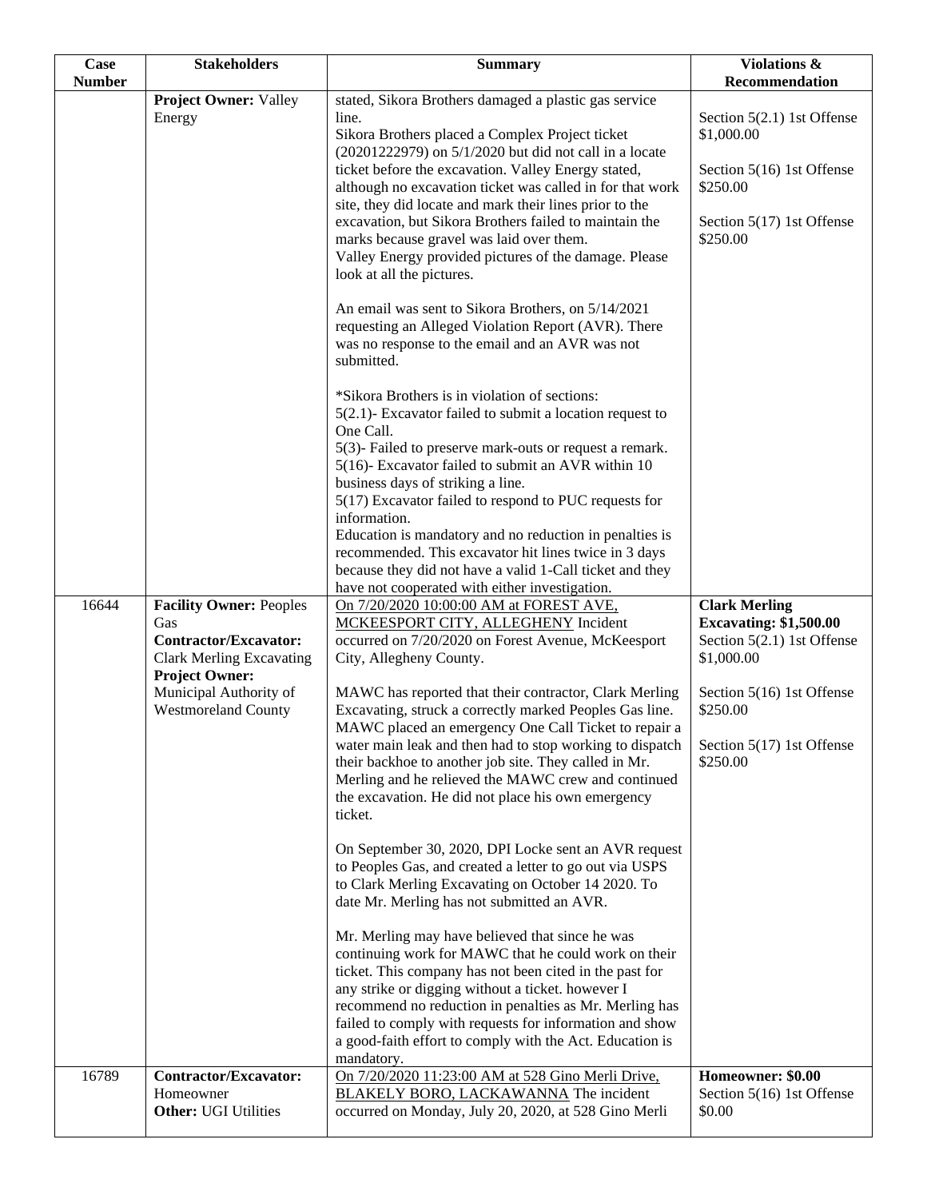| Case Number | Stakeholders | Summary | Violations & Recommendation |
|---|---|---|---|
| | **Project Owner:** Valley Energy | stated, Sikora Brothers damaged a plastic gas service line.<br>Sikora Brothers placed a Complex Project ticket (20201222979) on 5/1/2020 but did not call in a locate ticket before the excavation. Valley Energy stated, although no excavation ticket was called in for that work site, they did locate and mark their lines prior to the excavation, but Sikora Brothers failed to maintain the marks because gravel was laid over them.<br>Valley Energy provided pictures of the damage. Please look at all the pictures.<br><br>An email was sent to Sikora Brothers, on 5/14/2021 requesting an Alleged Violation Report (AVR). There was no response to the email and an AVR was not submitted.<br><br>*Sikora Brothers is in violation of sections:<br>5(2.1)- Excavator failed to submit a location request to One Call.<br>5(3)- Failed to preserve mark-outs or request a remark.<br>5(16)- Excavator failed to submit an AVR within 10 business days of striking a line.<br>5(17) Excavator failed to respond to PUC requests for information.<br>Education is mandatory and no reduction in penalties is recommended. This excavator hit lines twice in 3 days because they did not have a valid 1-Call ticket and they have not cooperated with either investigation. | Section 5(2.1) 1st Offense $1,000.00<br><br>Section 5(16) 1st Offense $250.00<br><br>Section 5(17) 1st Offense $250.00 |
| 16644 | **Facility Owner:** Peoples Gas<br>**Contractor/Excavator:** Clark Merling Excavating<br>**Project Owner:** Municipal Authority of Westmoreland County | On 7/20/2020 10:00:00 AM at FOREST AVE, MCKEESPORT CITY, ALLEGHENY Incident occurred on 7/20/2020 on Forest Avenue, McKeesport City, Allegheny County.<br><br>MAWC has reported that their contractor, Clark Merling Excavating, struck a correctly marked Peoples Gas line. MAWC placed an emergency One Call Ticket to repair a water main leak and then had to stop working to dispatch their backhoe to another job site. They called in Mr. Merling and he relieved the MAWC crew and continued the excavation. He did not place his own emergency ticket.<br><br>On September 30, 2020, DPI Locke sent an AVR request to Peoples Gas, and created a letter to go out via USPS to Clark Merling Excavating on October 14 2020. To date Mr. Merling has not submitted an AVR.<br><br>Mr. Merling may have believed that since he was continuing work for MAWC that he could work on their ticket. This company has not been cited in the past for any strike or digging without a ticket. however I recommend no reduction in penalties as Mr. Merling has failed to comply with requests for information and show a good-faith effort to comply with the Act. Education is mandatory. | **Clark Merling Excavating: $1,500.00**<br>Section 5(2.1) 1st Offense $1,000.00<br><br>Section 5(16) 1st Offense $250.00<br><br>Section 5(17) 1st Offense $250.00 |
| 16789 | **Contractor/Excavator:** Homeowner<br>**Other:** UGI Utilities | On 7/20/2020 11:23:00 AM at 528 Gino Merli Drive, BLAKELY BORO, LACKAWANNA The incident occurred on Monday, July 20, 2020, at 528 Gino Merli | **Homeowner: $0.00**<br>Section 5(16) 1st Offense $0.00 |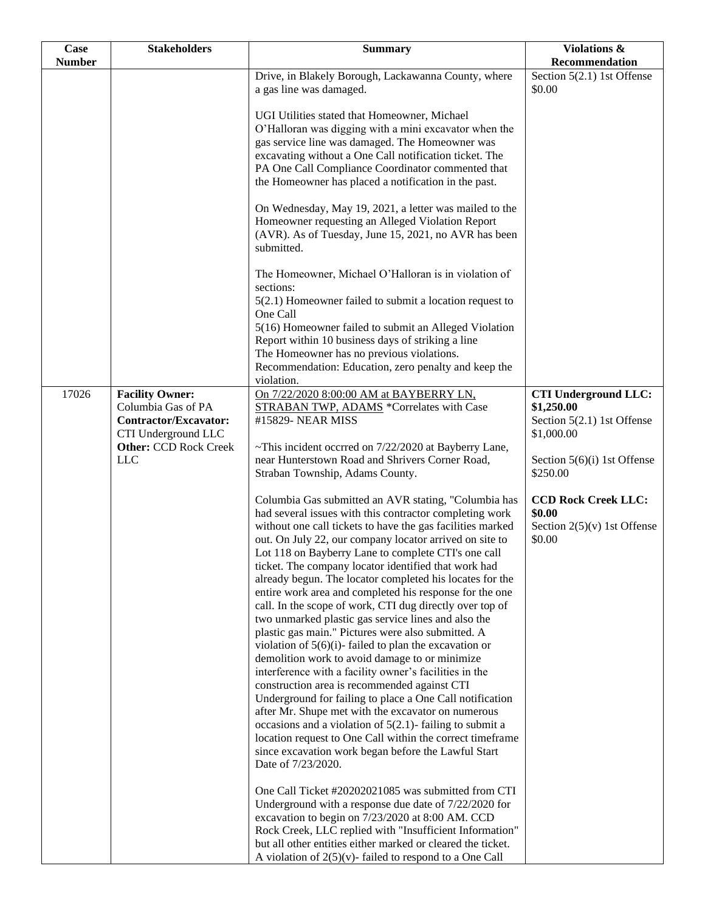| Case Number | Stakeholders | Summary | Violations & Recommendation |
|---|---|---|---|
| | | Drive, in Blakely Borough, Lackawanna County, where a gas line was damaged.<br><br>UGI Utilities stated that Homeowner, Michael O'Halloran was digging with a mini excavator when the gas service line was damaged. The Homeowner was excavating without a One Call notification ticket. The PA One Call Compliance Coordinator commented that the Homeowner has placed a notification in the past.<br><br>On Wednesday, May 19, 2021, a letter was mailed to the Homeowner requesting an Alleged Violation Report (AVR). As of Tuesday, June 15, 2021, no AVR has been submitted.<br><br>The Homeowner, Michael O'Halloran is in violation of sections:<br>5(2.1) Homeowner failed to submit a location request to One Call<br>5(16) Homeowner failed to submit an Alleged Violation Report within 10 business days of striking a line<br>The Homeowner has no previous violations.<br>Recommendation: Education, zero penalty and keep the violation. | Section 5(2.1) 1st Offense $0.00 |
| 17026 | **Facility Owner:** Columbia Gas of PA<br>**Contractor/Excavator:** CTI Underground LLC<br>**Other:** CCD Rock Creek LLC | On 7/22/2020 8:00:00 AM at BAYBERRY LN, STRABAN TWP, ADAMS *Correlates with Case #15829- NEAR MISS<br><br>~This incident occrred on 7/22/2020 at Bayberry Lane, near Hunterstown Road and Shrivers Corner Road, Straban Township, Adams County.<br><br>Columbia Gas submitted an AVR stating, "Columbia has had several issues with this contractor completing work without one call tickets to have the gas facilities marked out. On July 22, our company locator arrived on site to Lot 118 on Bayberry Lane to complete CTI's one call ticket. The company locator identified that work had already begun. The locator completed his locates for the entire work area and completed his response for the one call. In the scope of work, CTI dug directly over top of two unmarked plastic gas service lines and also the plastic gas main." Pictures were also submitted. A violation of 5(6)(i)- failed to plan the excavation or demolition work to avoid damage to or minimize interference with a facility owner's facilities in the construction area is recommended against CTI Underground for failing to place a One Call notification after Mr. Shupe met with the excavator on numerous occasions and a violation of 5(2.1)- failing to submit a location request to One Call within the correct timeframe since excavation work began before the Lawful Start Date of 7/23/2020.<br><br>One Call Ticket #20202021085 was submitted from CTI Underground with a response due date of 7/22/2020 for excavation to begin on 7/23/2020 at 8:00 AM. CCD Rock Creek, LLC replied with "Insufficient Information" but all other entities either marked or cleared the ticket. A violation of 2(5)(v)- failed to respond to a One Call | **CTI Underground LLC: $1,250.00**<br>Section 5(2.1) 1st Offense $1,000.00<br><br>Section 5(6)(i) 1st Offense $250.00<br><br>**CCD Rock Creek LLC: $0.00**<br>Section 2(5)(v) 1st Offense $0.00 |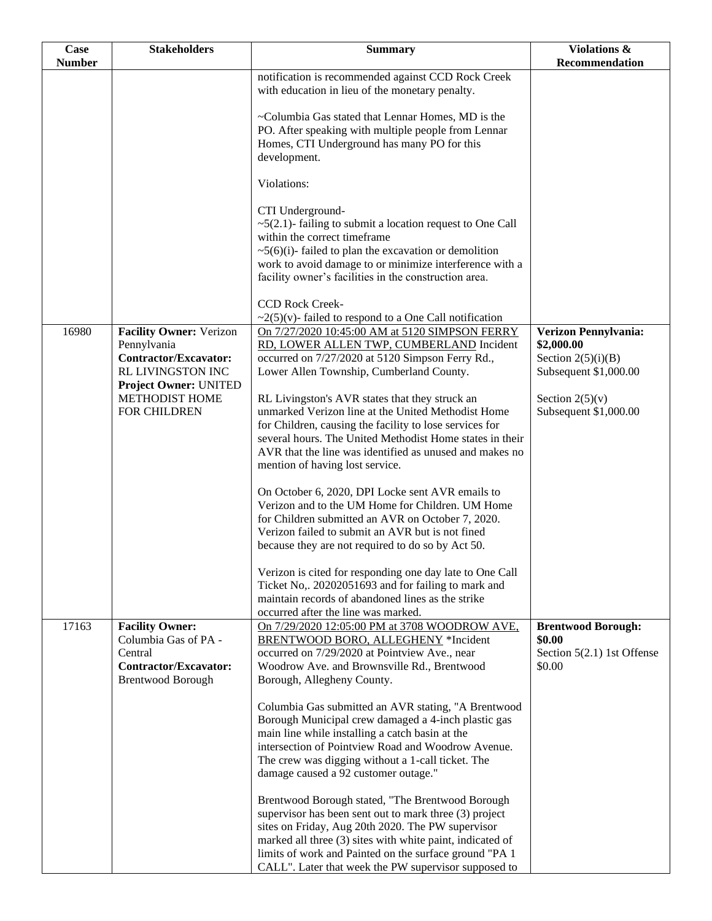| Case Number | Stakeholders | Summary | Violations & Recommendation |
|---|---|---|---|
| | | notification is recommended against CCD Rock Creek with education in lieu of the monetary penalty.<br><br>~Columbia Gas stated that Lennar Homes, MD is the PO. After speaking with multiple people from Lennar Homes, CTI Underground has many PO for this development.<br><br>Violations:<br><br>CTI Underground-<br>~5(2.1)- failing to submit a location request to One Call within the correct timeframe<br>~5(6)(i)- failed to plan the excavation or demolition work to avoid damage to or minimize interference with a facility owner's facilities in the construction area.<br><br>CCD Rock Creek-<br>~2(5)(v)- failed to respond to a One Call notification | |
| 16980 | **Facility Owner:** Verizon Pennsylvania<br>**Contractor/Excavator:** RL LIVINGSTON INC<br>**Project Owner:** UNITED METHODIST HOME FOR CHILDREN | On 7/27/2020 10:45:00 AM at 5120 SIMPSON FERRY RD, LOWER ALLEN TWP, CUMBERLAND Incident occurred on 7/27/2020 at 5120 Simpson Ferry Rd., Lower Allen Township, Cumberland County.<br><br>RL Livingston's AVR states that they struck an unmarked Verizon line at the United Methodist Home for Children, causing the facility to lose services for several hours. The United Methodist Home states in their AVR that the line was identified as unused and makes no mention of having lost service.<br><br>On October 6, 2020, DPI Locke sent AVR emails to Verizon and to the UM Home for Children. UM Home for Children submitted an AVR on October 7, 2020. Verizon failed to submit an AVR but is not fined because they are not required to do so by Act 50.<br><br>Verizon is cited for responding one day late to One Call Ticket No,. 20202051693 and for failing to mark and maintain records of abandoned lines as the strike occurred after the line was marked. | **Verizon Pennsylvania: $2,000.00**<br>Section 2(5)(i)(B) Subsequent $1,000.00<br><br>Section 2(5)(v) Subsequent $1,000.00 |
| 17163 | **Facility Owner:** Columbia Gas of PA - Central<br>**Contractor/Excavator:** Brentwood Borough | On 7/29/2020 12:05:00 PM at 3708 WOODROW AVE, BRENTWOOD BORO, ALLEGHENY *Incident occurred on 7/29/2020 at Pointview Ave., near Woodrow Ave. and Brownsville Rd., Brentwood Borough, Allegheny County.<br><br>Columbia Gas submitted an AVR stating, "A Brentwood Borough Municipal crew damaged a 4-inch plastic gas main line while installing a catch basin at the intersection of Pointview Road and Woodrow Avenue. The crew was digging without a 1-call ticket. The damage caused a 92 customer outage."<br><br>Brentwood Borough stated, "The Brentwood Borough supervisor has been sent out to mark three (3) project sites on Friday, Aug 20th 2020. The PW supervisor marked all three (3) sites with white paint, indicated of limits of work and Painted on the surface ground "PA 1 CALL". Later that week the PW supervisor supposed to | **Brentwood Borough: $0.00**<br>Section 5(2.1) 1st Offense $0.00 |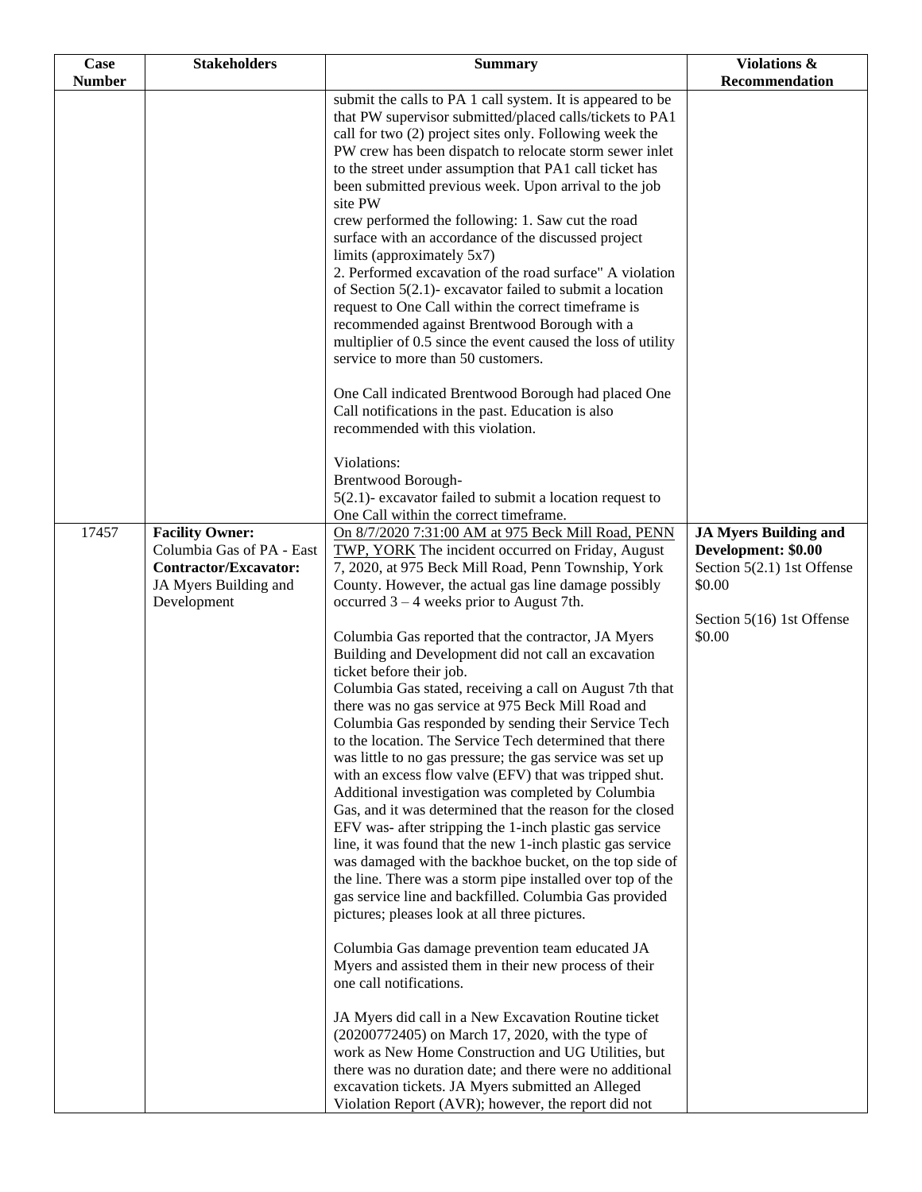| Case Number | Stakeholders | Summary | Violations & Recommendation |
|---|---|---|---|
| | | submit the calls to PA 1 call system. It is appeared to be that PW supervisor submitted/placed calls/tickets to PA1 call for two (2) project sites only. Following week the PW crew has been dispatch to relocate storm sewer inlet to the street under assumption that PA1 call ticket has been submitted previous week. Upon arrival to the job site PW<br>crew performed the following: 1. Saw cut the road surface with an accordance of the discussed project limits (approximately 5x7)<br>2. Performed excavation of the road surface" A violation of Section 5(2.1)- excavator failed to submit a location request to One Call within the correct timeframe is recommended against Brentwood Borough with a multiplier of 0.5 since the event caused the loss of utility service to more than 50 customers.<br><br>One Call indicated Brentwood Borough had placed One Call notifications in the past. Education is also recommended with this violation.<br><br>Violations:<br>Brentwood Borough-<br>5(2.1)- excavator failed to submit a location request to One Call within the correct timeframe. | |
| 17457 | **Facility Owner:**<br>Columbia Gas of PA - East<br>**Contractor/Excavator:**<br>JA Myers Building and Development | On 8/7/2020 7:31:00 AM at 975 Beck Mill Road, PENN TWP, YORK The incident occurred on Friday, August 7, 2020, at 975 Beck Mill Road, Penn Township, York County. However, the actual gas line damage possibly occurred 3 – 4 weeks prior to August 7th.<br><br>Columbia Gas reported that the contractor, JA Myers Building and Development did not call an excavation ticket before their job.<br>Columbia Gas stated, receiving a call on August 7th that there was no gas service at 975 Beck Mill Road and Columbia Gas responded by sending their Service Tech to the location. The Service Tech determined that there was little to no gas pressure; the gas service was set up with an excess flow valve (EFV) that was tripped shut. Additional investigation was completed by Columbia Gas, and it was determined that the reason for the closed EFV was- after stripping the 1-inch plastic gas service line, it was found that the new 1-inch plastic gas service was damaged with the backhoe bucket, on the top side of the line. There was a storm pipe installed over top of the gas service line and backfilled. Columbia Gas provided pictures; pleases look at all three pictures.<br><br>Columbia Gas damage prevention team educated JA Myers and assisted them in their new process of their one call notifications.<br><br>JA Myers did call in a New Excavation Routine ticket (20200772405) on March 17, 2020, with the type of work as New Home Construction and UG Utilities, but there was no duration date; and there were no additional excavation tickets. JA Myers submitted an Alleged Violation Report (AVR); however, the report did not | **JA Myers Building and Development: $0.00**<br>Section 5(2.1) 1st Offense $0.00<br><br>Section 5(16) 1st Offense $0.00 |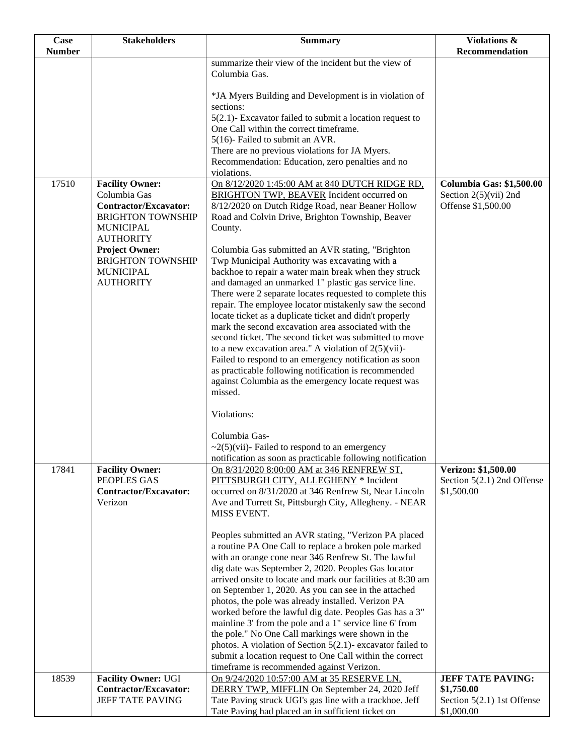| Case Number | Stakeholders | Summary | Violations & Recommendation |
|---|---|---|---|
| | | summarize their view of the incident but the view of Columbia Gas.<br><br>*JA Myers Building and Development is in violation of sections:<br>5(2.1)- Excavator failed to submit a location request to One Call within the correct timeframe.<br>5(16)- Failed to submit an AVR.<br>There are no previous violations for JA Myers.<br>Recommendation: Education, zero penalties and no violations. | |
| 17510 | **Facility Owner:** Columbia Gas<br>**Contractor/Excavator:** BRIGHTON TOWNSHIP MUNICIPAL AUTHORITY<br>**Project Owner:** BRIGHTON TOWNSHIP MUNICIPAL AUTHORITY | On 8/12/2020 1:45:00 AM at 840 DUTCH RIDGE RD, BRIGHTON TWP, BEAVER Incident occurred on 8/12/2020 on Dutch Ridge Road, near Beaner Hollow Road and Colvin Drive, Brighton Township, Beaver County.<br><br>Columbia Gas submitted an AVR stating, "Brighton Twp Municipal Authority was excavating with a backhoe to repair a water main break when they struck and damaged an unmarked 1" plastic gas service line. There were 2 separate locates requested to complete this repair. The employee locator mistakenly saw the second locate ticket as a duplicate ticket and didn't properly mark the second excavation area associated with the second ticket. The second ticket was submitted to move to a new excavation area." A violation of 2(5)(vii)- Failed to respond to an emergency notification as soon as practicable following notification is recommended against Columbia as the emergency locate request was missed.<br><br>Violations:<br><br>Columbia Gas-<br>~2(5)(vii)- Failed to respond to an emergency notification as soon as practicable following notification | **Columbia Gas: $1,500.00**<br>Section 2(5)(vii) 2nd Offense $1,500.00 |
| 17841 | **Facility Owner:** PEOPLES GAS<br>**Contractor/Excavator:** Verizon | On 8/31/2020 8:00:00 AM at 346 RENFREW ST, PITTSBURGH CITY, ALLEGHENY * Incident occurred on 8/31/2020 at 346 Renfrew St, Near Lincoln Ave and Turrett St, Pittsburgh City, Allegheny. - NEAR MISS EVENT.<br><br>Peoples submitted an AVR stating, "Verizon PA placed a routine PA One Call to replace a broken pole marked with an orange cone near 346 Renfrew St. The lawful dig date was September 2, 2020. Peoples Gas locator arrived onsite to locate and mark our facilities at 8:30 am on September 1, 2020. As you can see in the attached photos, the pole was already installed. Verizon PA worked before the lawful dig date. Peoples Gas has a 3" mainline 3' from the pole and a 1" service line 6' from the pole." No One Call markings were shown in the photos. A violation of Section 5(2.1)- excavator failed to submit a location request to One Call within the correct timeframe is recommended against Verizon. | **Verizon: $1,500.00**<br>Section 5(2.1) 2nd Offense $1,500.00 |
| 18539 | **Facility Owner:** UGI<br>**Contractor/Excavator:** JEFF TATE PAVING | On 9/24/2020 10:57:00 AM at 35 RESERVE LN, DERRY TWP, MIFFLIN On September 24, 2020 Jeff Tate Paving struck UGI's gas line with a trackhoe. Jeff Tate Paving had placed an in sufficient ticket on | **JEFF TATE PAVING: $1,750.00**<br>Section 5(2.1) 1st Offense $1,000.00 |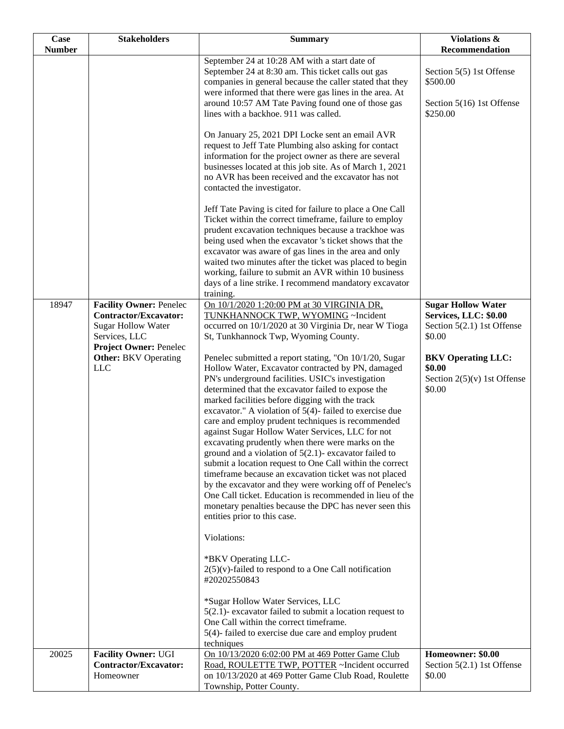| Case Number | Stakeholders | Summary | Violations & Recommendation |
|---|---|---|---|
| | | September 24 at 10:28 AM with a start date of September 24 at 8:30 am. This ticket calls out gas companies in general because the caller stated that they were informed that there were gas lines in the area. At around 10:57 AM Tate Paving found one of those gas lines with a backhoe. 911 was called.<br><br>On January 25, 2021 DPI Locke sent an email AVR request to Jeff Tate Plumbing also asking for contact information for the project owner as there are several businesses located at this job site. As of March 1, 2021 no AVR has been received and the excavator has not contacted the investigator.<br><br>Jeff Tate Paving is cited for failure to place a One Call Ticket within the correct timeframe, failure to employ prudent excavation techniques because a trackhoe was being used when the excavator 's ticket shows that the excavator was aware of gas lines in the area and only waited two minutes after the ticket was placed to begin working, failure to submit an AVR within 10 business days of a line strike. I recommend mandatory excavator training. | Section 5(5) 1st Offense $500.00<br><br>Section 5(16) 1st Offense $250.00 |
| 18947 | **Facility Owner:** Penelec<br>**Contractor/Excavator:** Sugar Hollow Water Services, LLC<br>**Project Owner:** Penelec<br>**Other:** BKV Operating LLC | On 10/1/2020 1:20:00 PM at 30 VIRGINIA DR, TUNKHANNOCK TWP, WYOMING ~Incident occurred on 10/1/2020 at 30 Virginia Dr, near W Tioga St, Tunkhannock Twp, Wyoming County.<br><br>Penelec submitted a report stating, "On 10/1/20, Sugar Hollow Water, Excavator contracted by PN, damaged PN's underground facilities. USIC's investigation determined that the excavator failed to expose the marked facilities before digging with the track excavator." A violation of 5(4)- failed to exercise due care and employ prudent techniques is recommended against Sugar Hollow Water Services, LLC for not excavating prudently when there were marks on the ground and a violation of 5(2.1)- excavator failed to submit a location request to One Call within the correct timeframe because an excavation ticket was not placed by the excavator and they were working off of Penelec's One Call ticket. Education is recommended in lieu of the monetary penalties because the DPC has never seen this entities prior to this case.<br><br>Violations:<br><br>*BKV Operating LLC-<br>2(5)(v)-failed to respond to a One Call notification #20202550843<br><br>*Sugar Hollow Water Services, LLC<br>5(2.1)- excavator failed to submit a location request to One Call within the correct timeframe.<br>5(4)- failed to exercise due care and employ prudent techniques | **Sugar Hollow Water Services, LLC: $0.00**<br>Section 5(2.1) 1st Offense $0.00<br><br>**BKV Operating LLC: $0.00**<br>Section 2(5)(v) 1st Offense $0.00 |
| 20025 | **Facility Owner:** UGI<br>**Contractor/Excavator:** Homeowner | On 10/13/2020 6:02:00 PM at 469 Potter Game Club Road, ROULETTE TWP, POTTER ~Incident occurred on 10/13/2020 at 469 Potter Game Club Road, Roulette Township, Potter County. | **Homeowner: $0.00**<br>Section 5(2.1) 1st Offense $0.00 |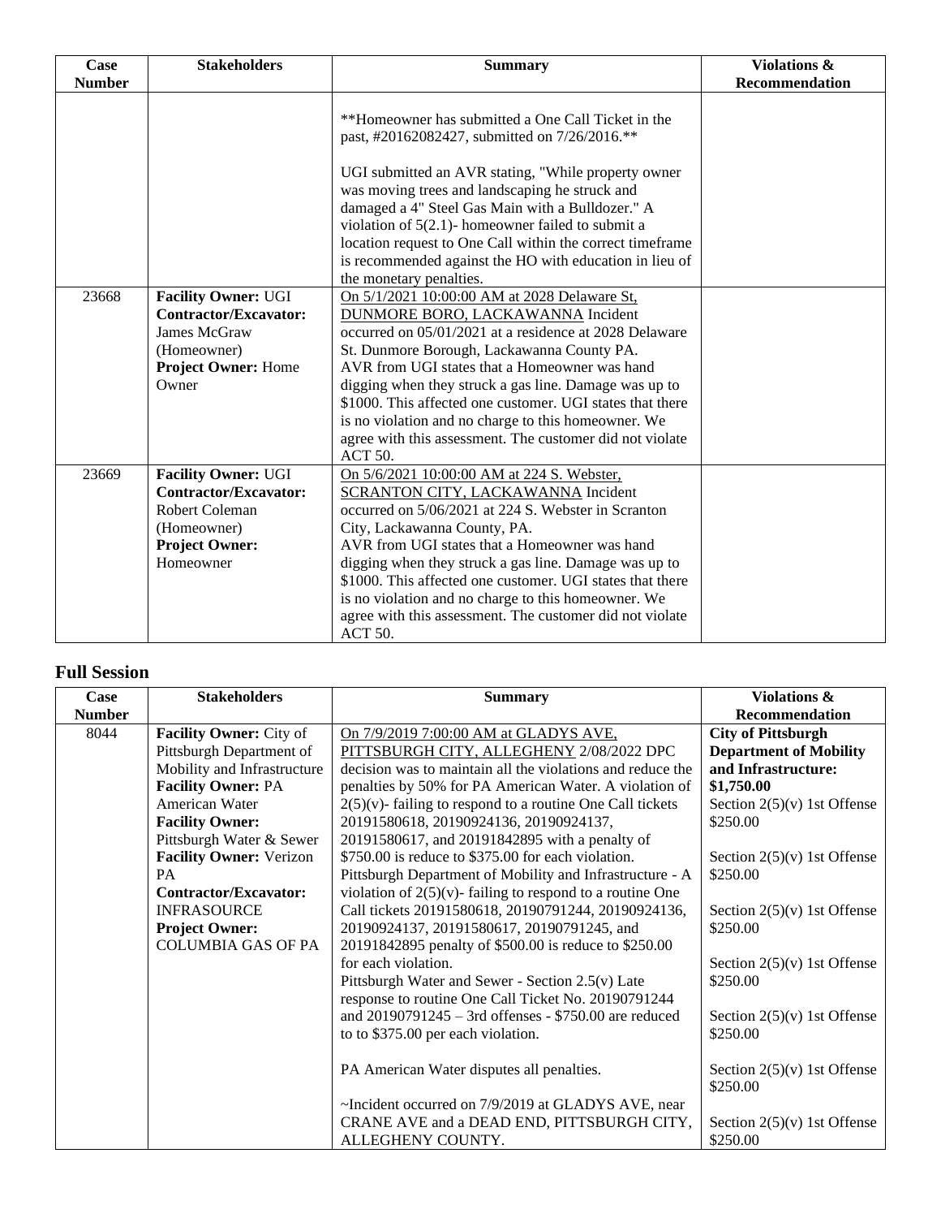| Case Number | Stakeholders | Summary | Violations & Recommendation |
|---|---|---|---|
| | | **Homeowner has submitted a One Call Ticket in the past, #20162082427, submitted on 7/26/2016.**<br><br>UGI submitted an AVR stating, "While property owner was moving trees and landscaping he struck and damaged a 4" Steel Gas Main with a Bulldozer." A violation of 5(2.1)- homeowner failed to submit a location request to One Call within the correct timeframe is recommended against the HO with education in lieu of the monetary penalties. | |
| 23668 | **Facility Owner:** UGI<br>**Contractor/Excavator:** James McGraw (Homeowner)<br>**Project Owner:** Home Owner | On 5/1/2021 10:00:00 AM at 2028 Delaware St, DUNMORE BORO, LACKAWANNA Incident occurred on 05/01/2021 at a residence at 2028 Delaware St. Dunmore Borough, Lackawanna County PA.<br>AVR from UGI states that a Homeowner was hand digging when they struck a gas line. Damage was up to $1000. This affected one customer. UGI states that there is no violation and no charge to this homeowner. We agree with this assessment. The customer did not violate ACT 50. | |
| 23669 | **Facility Owner:** UGI<br>**Contractor/Excavator:** Robert Coleman (Homeowner)<br>**Project Owner:** Homeowner | On 5/6/2021 10:00:00 AM at 224 S. Webster, SCRANTON CITY, LACKAWANNA Incident occurred on 5/06/2021 at 224 S. Webster in Scranton City, Lackawanna County, PA.<br>AVR from UGI states that a Homeowner was hand digging when they struck a gas line. Damage was up to $1000. This affected one customer. UGI states that there is no violation and no charge to this homeowner. We agree with this assessment. The customer did not violate ACT 50. | |

## Full Session

| Case Number | Stakeholders | Summary | Violations & Recommendation |
|---|---|---|---|
| 8044 | **Facility Owner:** City of Pittsburgh Department of Mobility and Infrastructure<br>**Facility Owner:** PA American Water<br>**Facility Owner:** Pittsburgh Water & Sewer<br>**Facility Owner:** Verizon PA<br>**Contractor/Excavator:** INFRASOURCE<br>**Project Owner:** COLUMBIA GAS OF PA | On 7/9/2019 7:00:00 AM at GLADYS AVE, PITTSBURGH CITY, ALLEGHENY 2/08/2022 DPC decision was to maintain all the violations and reduce the penalties by 50% for PA American Water. A violation of 2(5)(v)- failing to respond to a routine One Call tickets 20191580618, 20190924136, 20190924137, 20191580617, and 20191842895 with a penalty of $750.00 is reduce to $375.00 for each violation.<br>Pittsburgh Department of Mobility and Infrastructure - A violation of 2(5)(v)- failing to respond to a routine One Call tickets 20191580618, 20190791244, 20190924136, 20190924137, 20191580617, 20190791245, and 20191842895 penalty of $500.00 is reduce to $250.00 for each violation.<br>Pittsburgh Water and Sewer - Section 2.5(v) Late response to routine One Call Ticket No. 20190791244 and 20190791245 – 3rd offenses - $750.00 are reduced to to $375.00 per each violation.<br><br>PA American Water disputes all penalties.<br><br>~Incident occurred on 7/9/2019 at GLADYS AVE, near CRANE AVE and a DEAD END, PITTSBURGH CITY, ALLEGHENY COUNTY. | **City of Pittsburgh Department of Mobility and Infrastructure: $1,750.00**<br>Section 2(5)(v) 1st Offense $250.00<br><br>Section 2(5)(v) 1st Offense $250.00<br><br>Section 2(5)(v) 1st Offense $250.00<br><br>Section 2(5)(v) 1st Offense $250.00<br><br>Section 2(5)(v) 1st Offense $250.00<br><br>Section 2(5)(v) 1st Offense $250.00<br><br>Section 2(5)(v) 1st Offense $250.00 |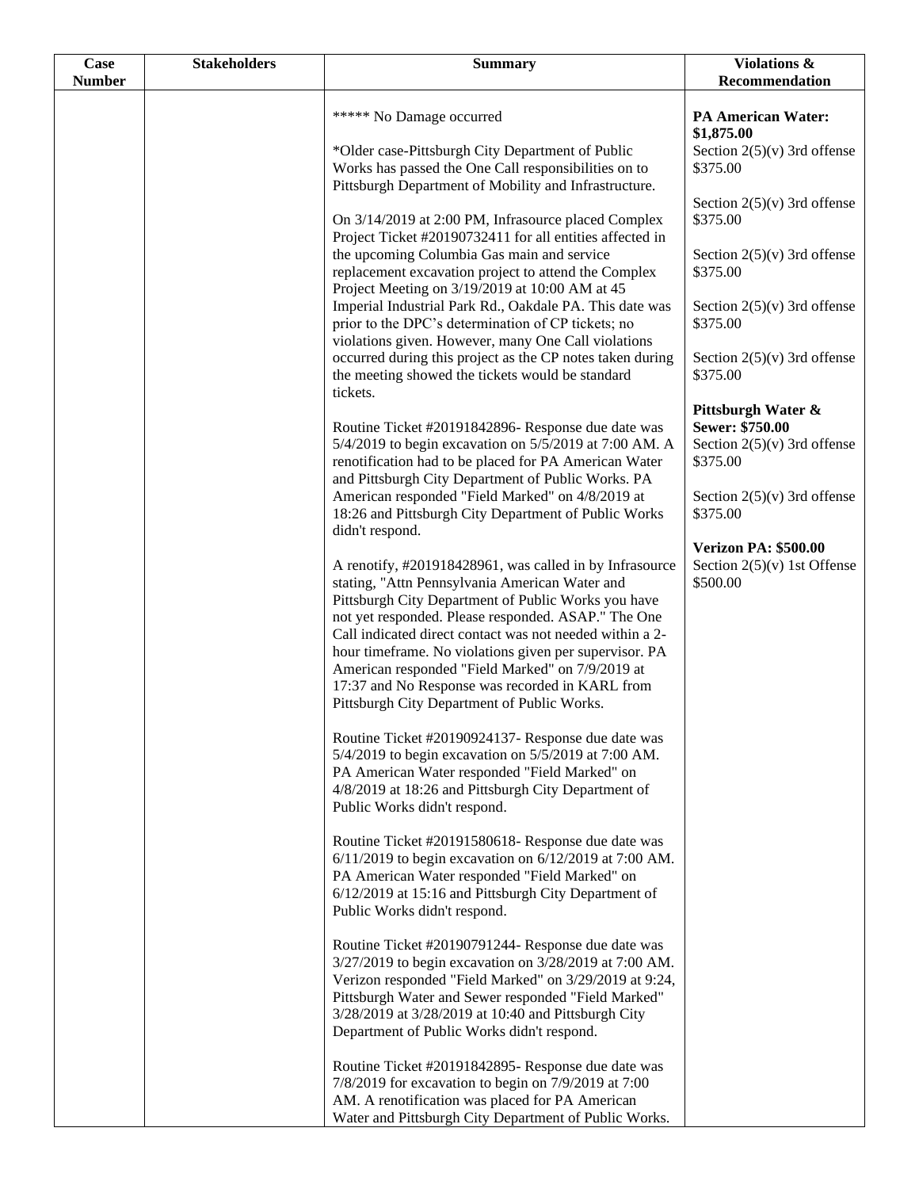| Case Number | Stakeholders | Summary | Violations & Recommendation |
|---|---|---|---|
| | | ***** No Damage occurred<br><br>*Older case-Pittsburgh City Department of Public Works has passed the One Call responsibilities on to Pittsburgh Department of Mobility and Infrastructure.<br><br>On 3/14/2019 at 2:00 PM, Infrasource placed Complex Project Ticket #20190732411 for all entities affected in the upcoming Columbia Gas main and service replacement excavation project to attend the Complex Project Meeting on 3/19/2019 at 10:00 AM at 45 Imperial Industrial Park Rd., Oakdale PA. This date was prior to the DPC's determination of CP tickets; no violations given. However, many One Call violations occurred during this project as the CP notes taken during the meeting showed the tickets would be standard tickets.<br><br>Routine Ticket #20191842896- Response due date was 5/4/2019 to begin excavation on 5/5/2019 at 7:00 AM. A renotification had to be placed for PA American Water and Pittsburgh City Department of Public Works. PA American responded "Field Marked" on 4/8/2019 at 18:26 and Pittsburgh City Department of Public Works didn't respond.<br><br>A renotify, #201918428961, was called in by Infrasource stating, "Attn Pennsylvania American Water and Pittsburgh City Department of Public Works you have not yet responded. Please responded. ASAP." The One Call indicated direct contact was not needed within a 2-hour timeframe. No violations given per supervisor. PA American responded "Field Marked" on 7/9/2019 at 17:37 and No Response was recorded in KARL from Pittsburgh City Department of Public Works.<br><br>Routine Ticket #20190924137- Response due date was 5/4/2019 to begin excavation on 5/5/2019 at 7:00 AM. PA American Water responded "Field Marked" on 4/8/2019 at 18:26 and Pittsburgh City Department of Public Works didn't respond.<br><br>Routine Ticket #20191580618- Response due date was 6/11/2019 to begin excavation on 6/12/2019 at 7:00 AM. PA American Water responded "Field Marked" on 6/12/2019 at 15:16 and Pittsburgh City Department of Public Works didn't respond.<br><br>Routine Ticket #20190791244- Response due date was 3/27/2019 to begin excavation on 3/28/2019 at 7:00 AM. Verizon responded "Field Marked" on 3/29/2019 at 9:24, Pittsburgh Water and Sewer responded "Field Marked" 3/28/2019 at 3/28/2019 at 10:40 and Pittsburgh City Department of Public Works didn't respond.<br><br>Routine Ticket #20191842895- Response due date was 7/8/2019 for excavation to begin on 7/9/2019 at 7:00 AM. A renotification was placed for PA American Water and Pittsburgh City Department of Public Works. | **PA American Water: $1,875.00**<br>Section 2(5)(v) 3rd offense $375.00<br><br>Section 2(5)(v) 3rd offense $375.00<br><br>Section 2(5)(v) 3rd offense $375.00<br><br>Section 2(5)(v) 3rd offense $375.00<br><br>Section 2(5)(v) 3rd offense $375.00<br><br>**Pittsburgh Water & Sewer: $750.00**<br>Section 2(5)(v) 3rd offense $375.00<br><br>Section 2(5)(v) 3rd offense $375.00<br><br>**Verizon PA: $500.00**<br>Section 2(5)(v) 1st Offense $500.00 |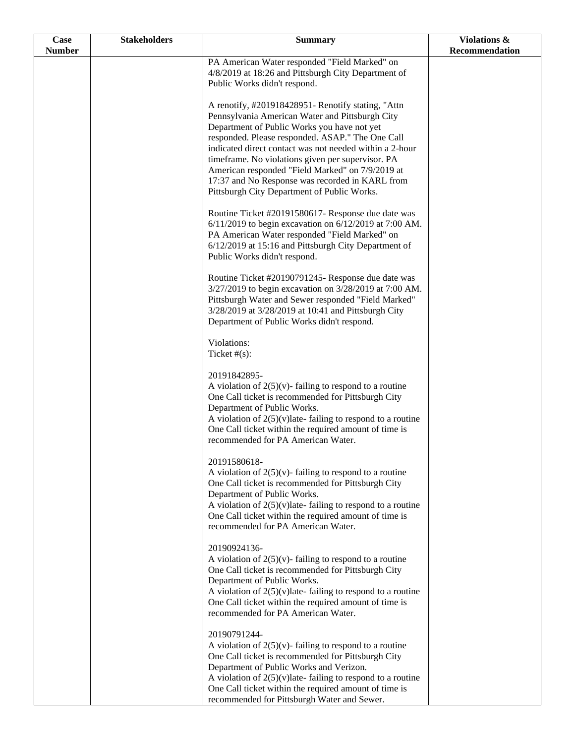| Case Number | Stakeholders | Summary | Violations & Recommendation |
|---|---|---|---|
| | | PA American Water responded "Field Marked" on 4/8/2019 at 18:26 and Pittsburgh City Department of Public Works didn't respond.<br><br>A renotify, #201918428951- Renotify stating, "Attn Pennsylvania American Water and Pittsburgh City Department of Public Works you have not yet responded. Please responded. ASAP." The One Call indicated direct contact was not needed within a 2-hour timeframe. No violations given per supervisor. PA American responded "Field Marked" on 7/9/2019 at 17:37 and No Response was recorded in KARL from Pittsburgh City Department of Public Works.<br><br>Routine Ticket #20191580617- Response due date was 6/11/2019 to begin excavation on 6/12/2019 at 7:00 AM. PA American Water responded "Field Marked" on 6/12/2019 at 15:16 and Pittsburgh City Department of Public Works didn't respond.<br><br>Routine Ticket #20190791245- Response due date was 3/27/2019 to begin excavation on 3/28/2019 at 7:00 AM. Pittsburgh Water and Sewer responded "Field Marked" 3/28/2019 at 3/28/2019 at 10:41 and Pittsburgh City Department of Public Works didn't respond.<br><br>Violations:<br>Ticket #(s):<br><br>20191842895-<br>A violation of 2(5)(v)- failing to respond to a routine One Call ticket is recommended for Pittsburgh City Department of Public Works.<br>A violation of 2(5)(v)late- failing to respond to a routine One Call ticket within the required amount of time is recommended for PA American Water.<br><br>20191580618-<br>A violation of 2(5)(v)- failing to respond to a routine One Call ticket is recommended for Pittsburgh City Department of Public Works.<br>A violation of 2(5)(v)late- failing to respond to a routine One Call ticket within the required amount of time is recommended for PA American Water.<br><br>20190924136-<br>A violation of 2(5)(v)- failing to respond to a routine One Call ticket is recommended for Pittsburgh City Department of Public Works.<br>A violation of 2(5)(v)late- failing to respond to a routine One Call ticket within the required amount of time is recommended for PA American Water.<br><br>20190791244-<br>A violation of 2(5)(v)- failing to respond to a routine One Call ticket is recommended for Pittsburgh City Department of Public Works and Verizon.<br>A violation of 2(5)(v)late- failing to respond to a routine One Call ticket within the required amount of time is recommended for Pittsburgh Water and Sewer. | |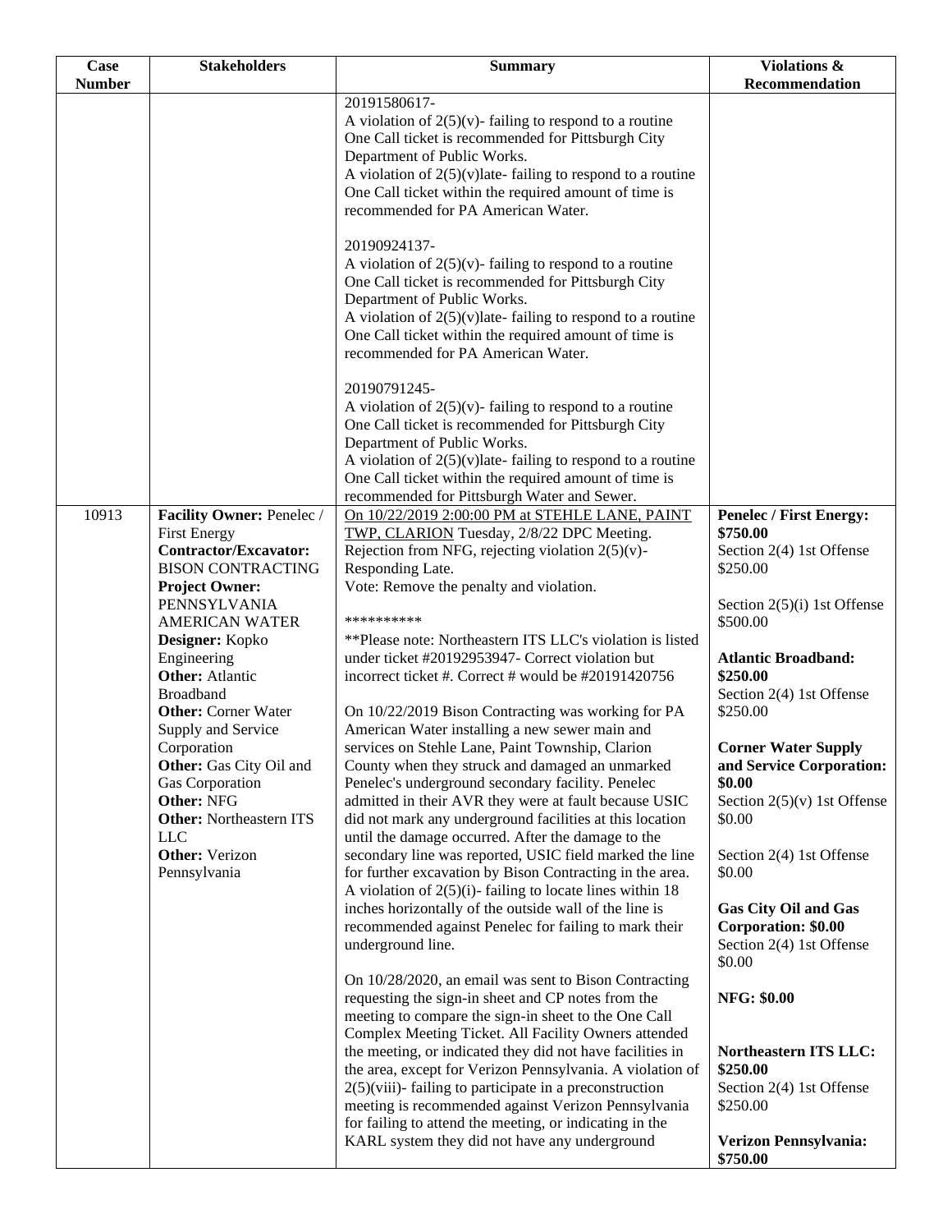| Case Number | Stakeholders | Summary | Violations & Recommendation |
|---|---|---|---|
| | | 20191580617-<br>A violation of 2(5)(v)- failing to respond to a routine One Call ticket is recommended for Pittsburgh City Department of Public Works.<br>A violation of 2(5)(v)late- failing to respond to a routine One Call ticket within the required amount of time is recommended for PA American Water.<br><br>20190924137-<br>A violation of 2(5)(v)- failing to respond to a routine One Call ticket is recommended for Pittsburgh City Department of Public Works.<br>A violation of 2(5)(v)late- failing to respond to a routine One Call ticket within the required amount of time is recommended for PA American Water.<br><br>20190791245-<br>A violation of 2(5)(v)- failing to respond to a routine One Call ticket is recommended for Pittsburgh City Department of Public Works.<br>A violation of 2(5)(v)late- failing to respond to a routine One Call ticket within the required amount of time is recommended for Pittsburgh Water and Sewer. | |
| 10913 | **Facility Owner:** Penelec / First Energy<br>**Contractor/Excavator:** BISON CONTRACTING<br>**Project Owner:** PENNSYLVANIA AMERICAN WATER<br>**Designer:** Kopko Engineering<br>**Other:** Atlantic Broadband<br>**Other:** Corner Water Supply and Service Corporation<br>**Other:** Gas City Oil and Gas Corporation<br>**Other:** NFG<br>**Other:** Northeastern ITS LLC<br>**Other:** Verizon Pennsylvania | On 10/22/2019 2:00:00 PM at STEHLE LANE, PAINT TWP, CLARION Tuesday, 2/8/22 DPC Meeting.<br>Rejection from NFG, rejecting violation 2(5)(v)- Responding Late.<br>Vote: Remove the penalty and violation.<br><br>**********<br>**Please note: Northeastern ITS LLC's violation is listed under ticket #20192953947- Correct violation but incorrect ticket #. Correct # would be #20191420756<br><br>On 10/22/2019 Bison Contracting was working for PA American Water installing a new sewer main and services on Stehle Lane, Paint Township, Clarion County when they struck and damaged an unmarked Penelec's underground secondary facility. Penelec admitted in their AVR they were at fault because USIC did not mark any underground facilities at this location until the damage occurred. After the damage to the secondary line was reported, USIC field marked the line for further excavation by Bison Contracting in the area. A violation of 2(5)(i)- failing to locate lines within 18 inches horizontally of the outside wall of the line is recommended against Penelec for failing to mark their underground line.<br><br>On 10/28/2020, an email was sent to Bison Contracting requesting the sign-in sheet and CP notes from the meeting to compare the sign-in sheet to the One Call Complex Meeting Ticket. All Facility Owners attended the meeting, or indicated they did not have facilities in the area, except for Verizon Pennsylvania. A violation of 2(5)(viii)- failing to participate in a preconstruction meeting is recommended against Verizon Pennsylvania for failing to attend the meeting, or indicating in the KARL system they did not have any underground | **Penelec / First Energy: $750.00**<br>Section 2(4) 1st Offense $250.00<br><br>Section 2(5)(i) 1st Offense $500.00<br><br>**Atlantic Broadband: $250.00**<br>Section 2(4) 1st Offense $250.00<br><br>**Corner Water Supply and Service Corporation: $0.00**<br>Section 2(5)(v) 1st Offense $0.00<br><br>Section 2(4) 1st Offense $0.00<br><br>**Gas City Oil and Gas Corporation: $0.00**<br>Section 2(4) 1st Offense $0.00<br><br>**NFG: $0.00**<br><br>**Northeastern ITS LLC: $250.00**<br>Section 2(4) 1st Offense $250.00<br><br>**Verizon Pennsylvania: $750.00** |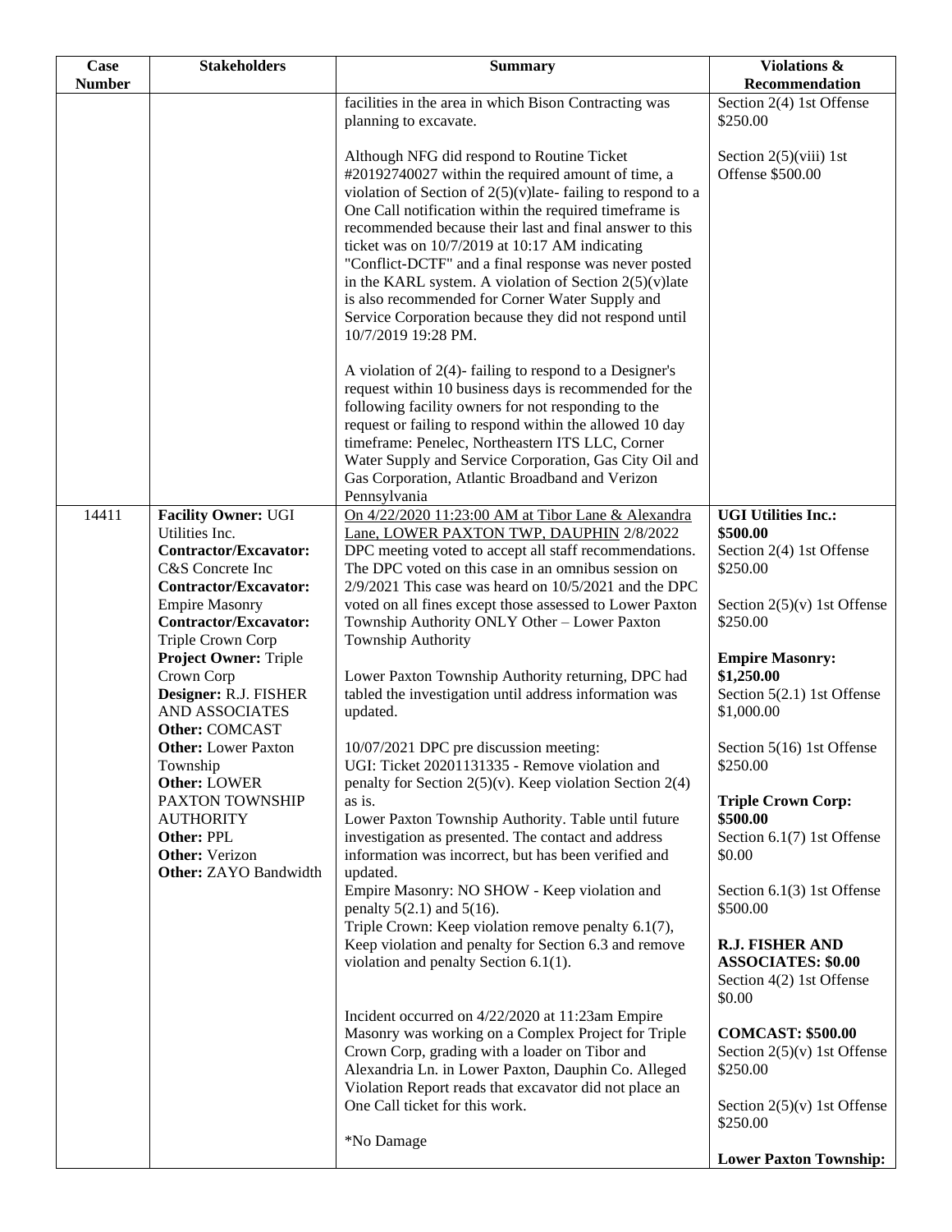| Case Number | Stakeholders | Summary | Violations & Recommendation |
|---|---|---|---|
| | | facilities in the area in which Bison Contracting was planning to excavate.<br><br>Although NFG did respond to Routine Ticket #20192740027 within the required amount of time, a violation of Section of 2(5)(v)late- failing to respond to a One Call notification within the required timeframe is recommended because their last and final answer to this ticket was on 10/7/2019 at 10:17 AM indicating "Conflict-DCTF" and a final response was never posted in the KARL system. A violation of Section 2(5)(v)late is also recommended for Corner Water Supply and Service Corporation because they did not respond until 10/7/2019 19:28 PM.<br><br>A violation of 2(4)- failing to respond to a Designer's request within 10 business days is recommended for the following facility owners for not responding to the request or failing to respond within the allowed 10 day timeframe: Penelec, Northeastern ITS LLC, Corner Water Supply and Service Corporation, Gas City Oil and Gas Corporation, Atlantic Broadband and Verizon Pennsylvania | Section 2(4) 1st Offense $250.00<br><br>Section 2(5)(viii) 1st Offense $500.00 |
| 14411 | **Facility Owner:** UGI Utilities Inc.<br>**Contractor/Excavator:** C&S Concrete Inc<br>**Contractor/Excavator:** Empire Masonry<br>**Contractor/Excavator:** Triple Crown Corp<br>**Project Owner:** Triple Crown Corp<br>**Designer:** R.J. FISHER AND ASSOCIATES<br>**Other:** COMCAST<br>**Other:** Lower Paxton Township<br>**Other:** LOWER PAXTON TOWNSHIP AUTHORITY<br>**Other:** PPL<br>**Other:** Verizon<br>**Other:** ZAYO Bandwidth | On 4/22/2020 11:23:00 AM at Tibor Lane & Alexandra Lane, LOWER PAXTON TWP, DAUPHIN 2/8/2022 DPC meeting voted to accept all staff recommendations. The DPC voted on this case in an omnibus session on 2/9/2021 This case was heard on 10/5/2021 and the DPC voted on all fines except those assessed to Lower Paxton Township Authority ONLY Other – Lower Paxton Township Authority<br><br>Lower Paxton Township Authority returning, DPC had tabled the investigation until address information was updated.<br><br>10/07/2021 DPC pre discussion meeting:<br>UGI: Ticket 20201131335 - Remove violation and penalty for Section 2(5)(v). Keep violation Section 2(4) as is.<br>Lower Paxton Township Authority. Table until future investigation as presented. The contact and address information was incorrect, but has been verified and updated.<br>Empire Masonry: NO SHOW - Keep violation and penalty 5(2.1) and 5(16).<br>Triple Crown: Keep violation remove penalty 6.1(7), Keep violation and penalty for Section 6.3 and remove violation and penalty Section 6.1(1).<br><br>Incident occurred on 4/22/2020 at 11:23am Empire Masonry was working on a Complex Project for Triple Crown Corp, grading with a loader on Tibor and Alexandria Ln. in Lower Paxton, Dauphin Co. Alleged Violation Report reads that excavator did not place an One Call ticket for this work.<br><br>*No Damage | **UGI Utilities Inc.: $500.00**<br>Section 2(4) 1st Offense $250.00<br><br>Section 2(5)(v) 1st Offense $250.00<br><br>**Empire Masonry: $1,250.00**<br>Section 5(2.1) 1st Offense $1,000.00<br><br>Section 5(16) 1st Offense $250.00<br><br>**Triple Crown Corp: $500.00**<br>Section 6.1(7) 1st Offense $0.00<br><br>Section 6.1(3) 1st Offense $500.00<br><br>**R.J. FISHER AND ASSOCIATES: $0.00**<br>Section 4(2) 1st Offense $0.00<br><br>**COMCAST: $500.00**<br>Section 2(5)(v) 1st Offense $250.00<br><br>Section 2(5)(v) 1st Offense $250.00<br><br>**Lower Paxton Township:** |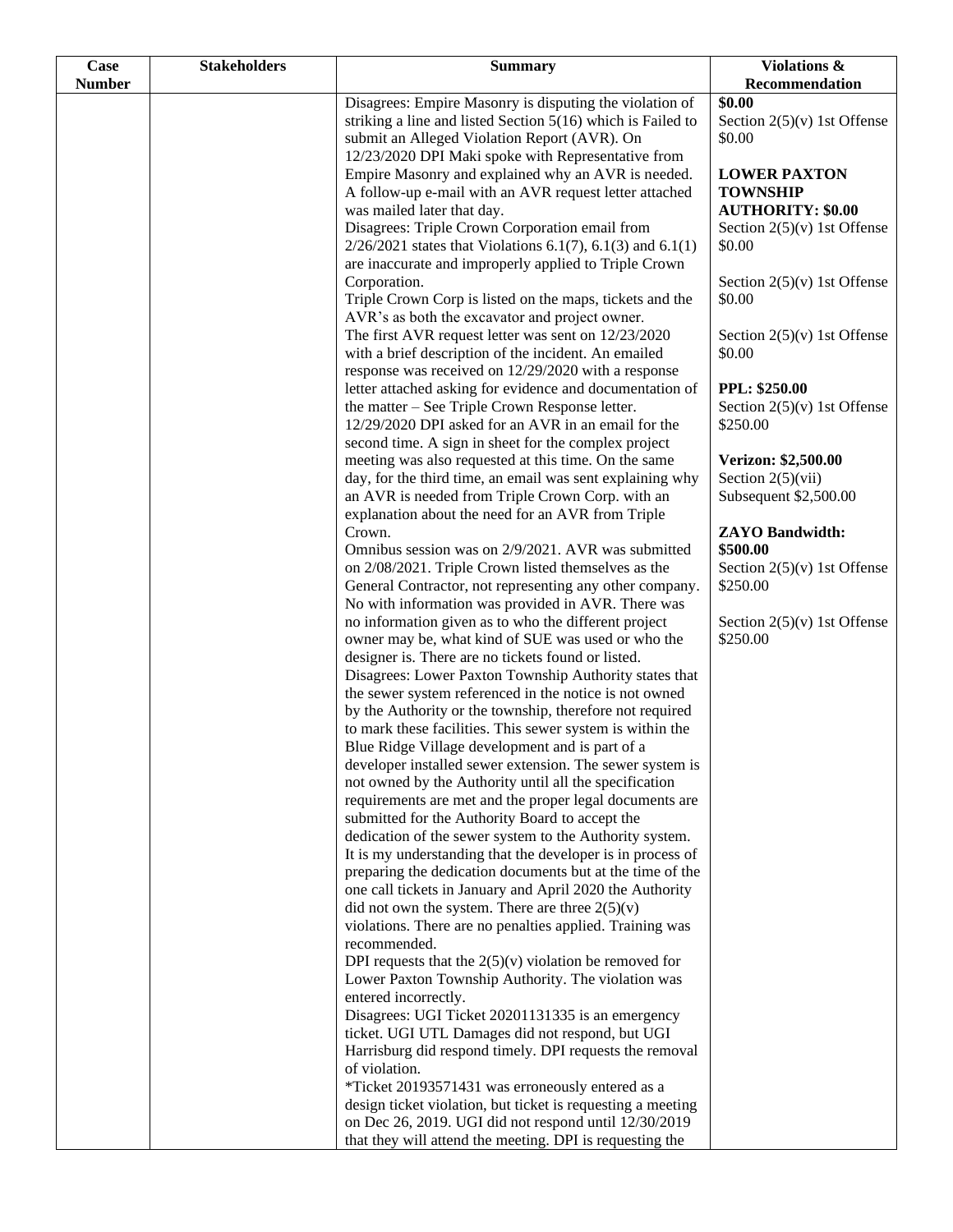| Case Number | Stakeholders | Summary | Violations & Recommendation |
|---|---|---|---|
| | | Disagrees: Empire Masonry is disputing the violation of striking a line and listed Section 5(16) which is Failed to submit an Alleged Violation Report (AVR). On 12/23/2020 DPI Maki spoke with Representative from Empire Masonry and explained why an AVR is needed. A follow-up e-mail with an AVR request letter attached was mailed later that day.<br>Disagrees: Triple Crown Corporation email from 2/26/2021 states that Violations 6.1(7), 6.1(3) and 6.1(1) are inaccurate and improperly applied to Triple Crown Corporation.<br>Triple Crown Corp is listed on the maps, tickets and the AVR's as both the excavator and project owner.<br>The first AVR request letter was sent on 12/23/2020 with a brief description of the incident. An emailed response was received on 12/29/2020 with a response letter attached asking for evidence and documentation of the matter – See Triple Crown Response letter.<br>12/29/2020 DPI asked for an AVR in an email for the second time. A sign in sheet for the complex project meeting was also requested at this time. On the same day, for the third time, an email was sent explaining why an AVR is needed from Triple Crown Corp. with an explanation about the need for an AVR from Triple Crown.<br>Omnibus session was on 2/9/2021. AVR was submitted on 2/08/2021. Triple Crown listed themselves as the General Contractor, not representing any other company. No with information was provided in AVR. There was no information given as to who the different project owner may be, what kind of SUE was used or who the designer is. There are no tickets found or listed.<br>Disagrees: Lower Paxton Township Authority states that the sewer system referenced in the notice is not owned by the Authority or the township, therefore not required to mark these facilities. This sewer system is within the Blue Ridge Village development and is part of a developer installed sewer extension. The sewer system is not owned by the Authority until all the specification requirements are met and the proper legal documents are submitted for the Authority Board to accept the dedication of the sewer system to the Authority system. It is my understanding that the developer is in process of preparing the dedication documents but at the time of the one call tickets in January and April 2020 the Authority did not own the system. There are three 2(5)(v) violations. There are no penalties applied. Training was recommended.<br>DPI requests that the 2(5)(v) violation be removed for Lower Paxton Township Authority. The violation was entered incorrectly.<br>Disagrees: UGI Ticket 20201131335 is an emergency ticket. UGI UTL Damages did not respond, but UGI Harrisburg did respond timely. DPI requests the removal of violation.<br>*Ticket 20193571431 was erroneously entered as a design ticket violation, but ticket is requesting a meeting on Dec 26, 2019. UGI did not respond until 12/30/2019 that they will attend the meeting. DPI is requesting the | **$0.00**<br>Section 2(5)(v) 1st Offense $0.00<br><br>**LOWER PAXTON TOWNSHIP AUTHORITY: $0.00**<br>Section 2(5)(v) 1st Offense $0.00<br><br>Section 2(5)(v) 1st Offense $0.00<br><br>Section 2(5)(v) 1st Offense $0.00<br><br>**PPL: $250.00**<br>Section 2(5)(v) 1st Offense $250.00<br><br>**Verizon: $2,500.00**<br>Section 2(5)(vii) Subsequent $2,500.00<br><br>**ZAYO Bandwidth: $500.00**<br>Section 2(5)(v) 1st Offense $250.00<br><br>Section 2(5)(v) 1st Offense $250.00 |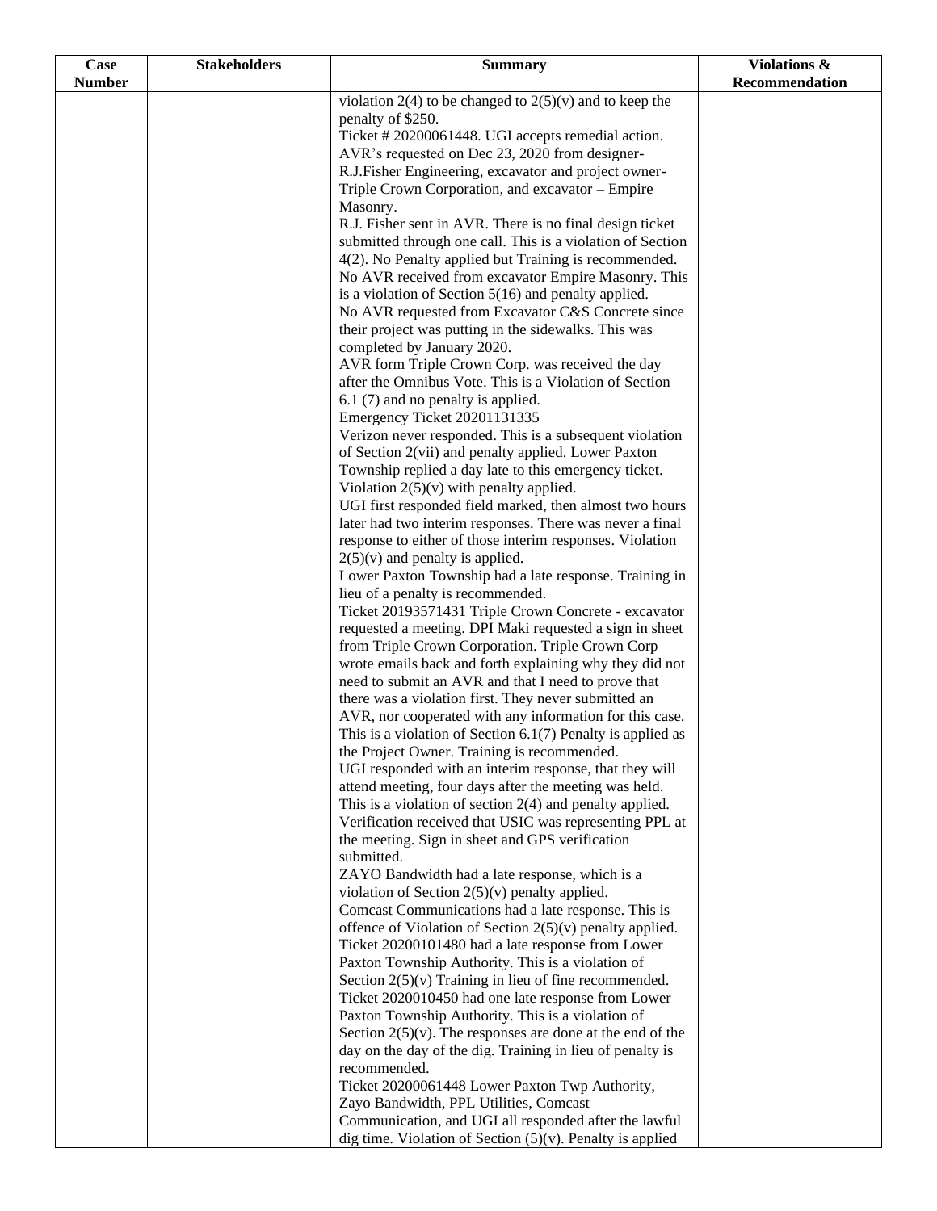| Case Number | Stakeholders | Summary | Violations & Recommendation |
|---|---|---|---|
| | | violation 2(4) to be changed to 2(5)(v) and to keep the penalty of $250.<br>Ticket # 20200061448. UGI accepts remedial action.<br>AVR's requested on Dec 23, 2020 from designer-R.J.Fisher Engineering, excavator and project owner-Triple Crown Corporation, and excavator – Empire Masonry.<br>R.J. Fisher sent in AVR. There is no final design ticket submitted through one call. This is a violation of Section 4(2). No Penalty applied but Training is recommended.<br>No AVR received from excavator Empire Masonry. This is a violation of Section 5(16) and penalty applied.<br>No AVR requested from Excavator C&S Concrete since their project was putting in the sidewalks. This was completed by January 2020.<br>AVR form Triple Crown Corp. was received the day after the Omnibus Vote. This is a Violation of Section 6.1 (7) and no penalty is applied.<br>Emergency Ticket 20201131335<br>Verizon never responded. This is a subsequent violation of Section 2(vii) and penalty applied. Lower Paxton Township replied a day late to this emergency ticket. Violation 2(5)(v) with penalty applied.<br>UGI first responded field marked, then almost two hours later had two interim responses. There was never a final response to either of those interim responses. Violation 2(5)(v) and penalty is applied.<br>Lower Paxton Township had a late response. Training in lieu of a penalty is recommended.<br>Ticket 20193571431 Triple Crown Concrete - excavator requested a meeting. DPI Maki requested a sign in sheet from Triple Crown Corporation. Triple Crown Corp wrote emails back and forth explaining why they did not need to submit an AVR and that I need to prove that there was a violation first. They never submitted an AVR, nor cooperated with any information for this case. This is a violation of Section 6.1(7) Penalty is applied as the Project Owner. Training is recommended.<br>UGI responded with an interim response, that they will attend meeting, four days after the meeting was held. This is a violation of section 2(4) and penalty applied.<br>Verification received that USIC was representing PPL at the meeting. Sign in sheet and GPS verification submitted.<br>ZAYO Bandwidth had a late response, which is a violation of Section 2(5)(v) penalty applied.<br>Comcast Communications had a late response. This is offence of Violation of Section 2(5)(v) penalty applied.<br>Ticket 20200101480 had a late response from Lower Paxton Township Authority. This is a violation of Section 2(5)(v) Training in lieu of fine recommended.<br>Ticket 2020010450 had one late response from Lower Paxton Township Authority. This is a violation of Section 2(5)(v). The responses are done at the end of the day on the day of the dig. Training in lieu of penalty is recommended.<br>Ticket 20200061448 Lower Paxton Twp Authority, Zayo Bandwidth, PPL Utilities, Comcast Communication, and UGI all responded after the lawful dig time. Violation of Section (5)(v). Penalty is applied | |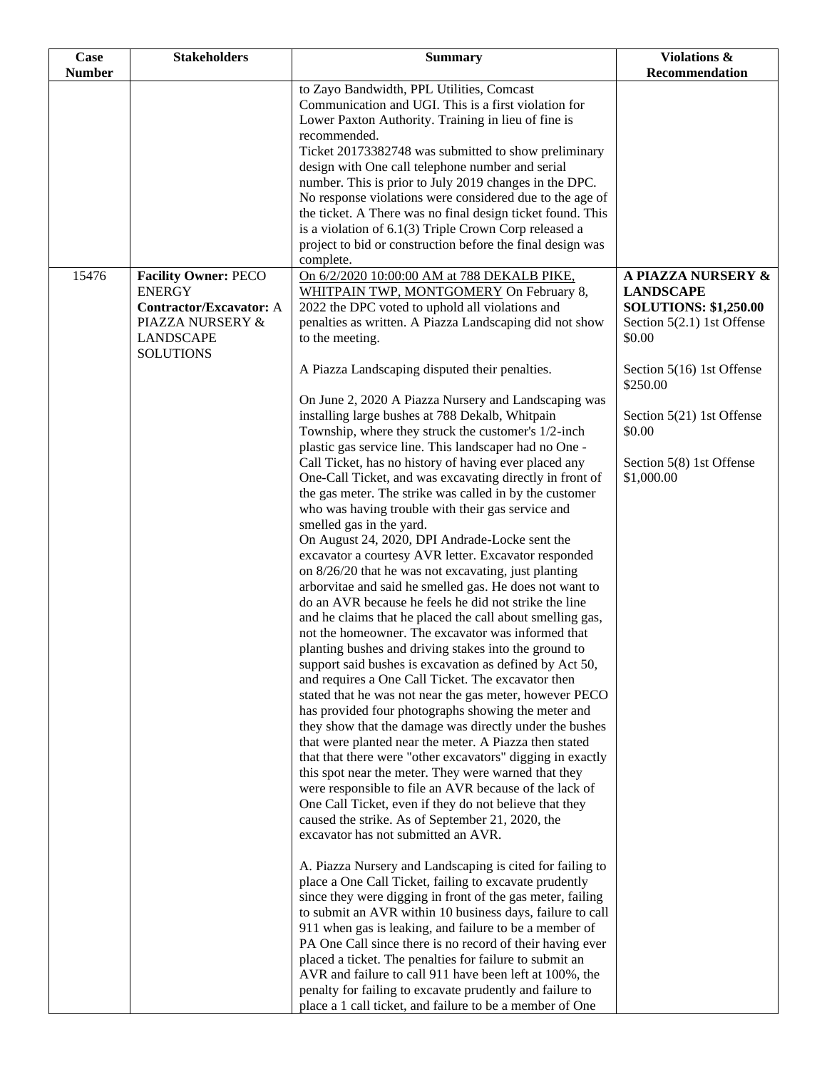| Case Number | Stakeholders | Summary | Violations & Recommendation |
|---|---|---|---|
| | | to Zayo Bandwidth, PPL Utilities, Comcast Communication and UGI. This is a first violation for Lower Paxton Authority. Training in lieu of fine is recommended.<br>Ticket 20173382748 was submitted to show preliminary design with One call telephone number and serial number. This is prior to July 2019 changes in the DPC. No response violations were considered due to the age of the ticket. A There was no final design ticket found. This is a violation of 6.1(3) Triple Crown Corp released a project to bid or construction before the final design was complete. | |
| 15476 | **Facility Owner:** PECO ENERGY<br>**Contractor/Excavator:** A PIAZZA NURSERY & LANDSCAPE SOLUTIONS | On 6/2/2020 10:00:00 AM at 788 DEKALB PIKE, WHITPAIN TWP, MONTGOMERY On February 8, 2022 the DPC voted to uphold all violations and penalties as written. A Piazza Landscaping did not show to the meeting.<br><br>A Piazza Landscaping disputed their penalties.<br><br>On June 2, 2020 A Piazza Nursery and Landscaping was installing large bushes at 788 Dekalb, Whitpain Township, where they struck the customer's 1/2-inch plastic gas service line. This landscaper had no One - Call Ticket, has no history of having ever placed any One-Call Ticket, and was excavating directly in front of the gas meter. The strike was called in by the customer who was having trouble with their gas service and smelled gas in the yard.<br>On August 24, 2020, DPI Andrade-Locke sent the excavator a courtesy AVR letter. Excavator responded on 8/26/20 that he was not excavating, just planting arborvitae and said he smelled gas. He does not want to do an AVR because he feels he did not strike the line and he claims that he placed the call about smelling gas, not the homeowner. The excavator was informed that planting bushes and driving stakes into the ground to support said bushes is excavation as defined by Act 50, and requires a One Call Ticket. The excavator then stated that he was not near the gas meter, however PECO has provided four photographs showing the meter and they show that the damage was directly under the bushes that were planted near the meter. A Piazza then stated that that there were "other excavators" digging in exactly this spot near the meter. They were warned that they were responsible to file an AVR because of the lack of One Call Ticket, even if they do not believe that they caused the strike. As of September 21, 2020, the excavator has not submitted an AVR.<br><br>A. Piazza Nursery and Landscaping is cited for failing to place a One Call Ticket, failing to excavate prudently since they were digging in front of the gas meter, failing to submit an AVR within 10 business days, failure to call 911 when gas is leaking, and failure to be a member of PA One Call since there is no record of their having ever placed a ticket. The penalties for failure to submit an AVR and failure to call 911 have been left at 100%, the penalty for failing to excavate prudently and failure to place a 1 call ticket, and failure to be a member of One | **A PIAZZA NURSERY & LANDSCAPE SOLUTIONS: $1,250.00**<br>Section 5(2.1) 1st Offense $0.00<br><br>Section 5(16) 1st Offense $250.00<br><br>Section 5(21) 1st Offense $0.00<br><br>Section 5(8) 1st Offense $1,000.00 |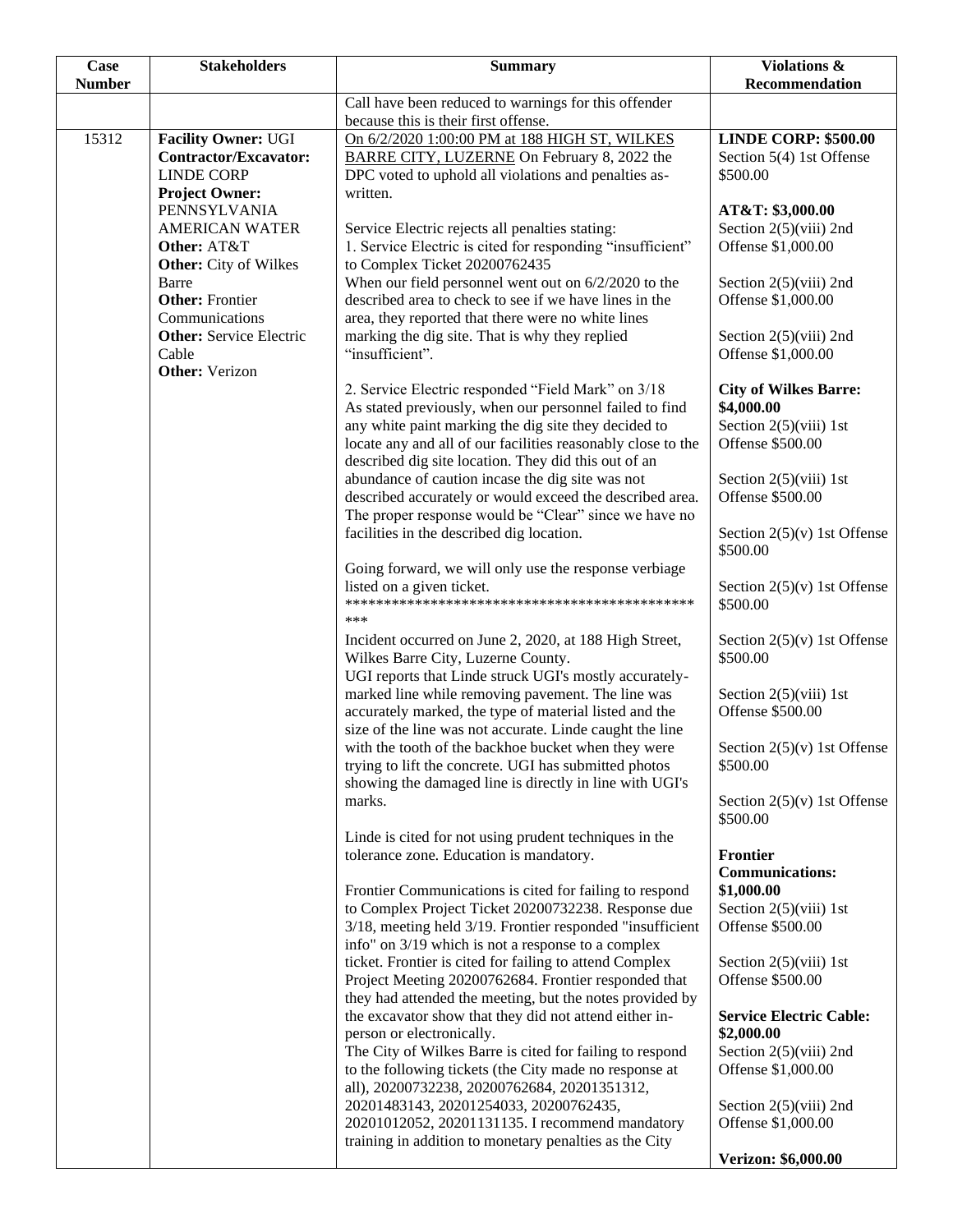| Case Number | Stakeholders | Summary | Violations & Recommendation |
|---|---|---|---|
| | | Call have been reduced to warnings for this offender because this is their first offense. | |
| 15312 | **Facility Owner:** UGI<br>**Contractor/Excavator:** LINDE CORP<br>**Project Owner:** PENNSYLVANIA AMERICAN WATER<br>**Other:** AT&T<br>**Other:** City of Wilkes Barre<br>**Other:** Frontier Communications<br>**Other:** Service Electric Cable<br>**Other:** Verizon | On 6/2/2020 1:00:00 PM at 188 HIGH ST, WILKES BARRE CITY, LUZERNE On February 8, 2022 the DPC voted to uphold all violations and penalties as-written.<br><br>Service Electric rejects all penalties stating:<br>1. Service Electric is cited for responding "insufficient" to Complex Ticket 20200762435<br>When our field personnel went out on 6/2/2020 to the described area to check to see if we have lines in the area, they reported that there were no white lines marking the dig site. That is why they replied "insufficient".<br><br>2. Service Electric responded "Field Mark" on 3/18<br>As stated previously, when our personnel failed to find any white paint marking the dig site they decided to locate any and all of our facilities reasonably close to the described dig site location. They did this out of an abundance of caution incase the dig site was not described accurately or would exceed the described area. The proper response would be "Clear" since we have no facilities in the described dig location.<br><br>Going forward, we will only use the response verbiage listed on a given ticket.<br>************************************************<br><br>Incident occurred on June 2, 2020, at 188 High Street, Wilkes Barre City, Luzerne County.<br>UGI reports that Linde struck UGI's mostly accurately-marked line while removing pavement. The line was accurately marked, the type of material listed and the size of the line was not accurate. Linde caught the line with the tooth of the backhoe bucket when they were trying to lift the concrete. UGI has submitted photos showing the damaged line is directly in line with UGI's marks.<br><br>Linde is cited for not using prudent techniques in the tolerance zone. Education is mandatory.<br><br>Frontier Communications is cited for failing to respond to Complex Project Ticket 20200732238. Response due 3/18, meeting held 3/19. Frontier responded "insufficient info" on 3/19 which is not a response to a complex ticket. Frontier is cited for failing to attend Complex Project Meeting 20200762684. Frontier responded that they had attended the meeting, but the notes provided by the excavator show that they did not attend either in-person or electronically.<br>The City of Wilkes Barre is cited for failing to respond to the following tickets (the City made no response at all), 20200732238, 20200762684, 20201351312, 20201483143, 20201254033, 20200762435, 20201012052, 20201131135. I recommend mandatory training in addition to monetary penalties as the City | **LINDE CORP: $500.00**<br>Section 5(4) 1st Offense $500.00<br><br>**AT&T: $3,000.00**<br>Section 2(5)(viii) 2nd Offense $1,000.00<br><br>Section 2(5)(viii) 2nd Offense $1,000.00<br><br>Section 2(5)(viii) 2nd Offense $1,000.00<br><br>**City of Wilkes Barre: $4,000.00**<br>Section 2(5)(viii) 1st Offense $500.00<br><br>Section 2(5)(viii) 1st Offense $500.00<br><br>Section 2(5)(v) 1st Offense $500.00<br><br>Section 2(5)(v) 1st Offense $500.00<br><br>Section 2(5)(v) 1st Offense $500.00<br><br>Section 2(5)(viii) 1st Offense $500.00<br><br>Section 2(5)(v) 1st Offense $500.00<br><br>Section 2(5)(v) 1st Offense $500.00<br><br>**Frontier Communications: $1,000.00**<br>Section 2(5)(viii) 1st Offense $500.00<br><br>Section 2(5)(viii) 1st Offense $500.00<br><br>**Service Electric Cable: $2,000.00**<br>Section 2(5)(viii) 2nd Offense $1,000.00<br><br>Section 2(5)(viii) 2nd Offense $1,000.00<br><br>**Verizon: $6,000.00** |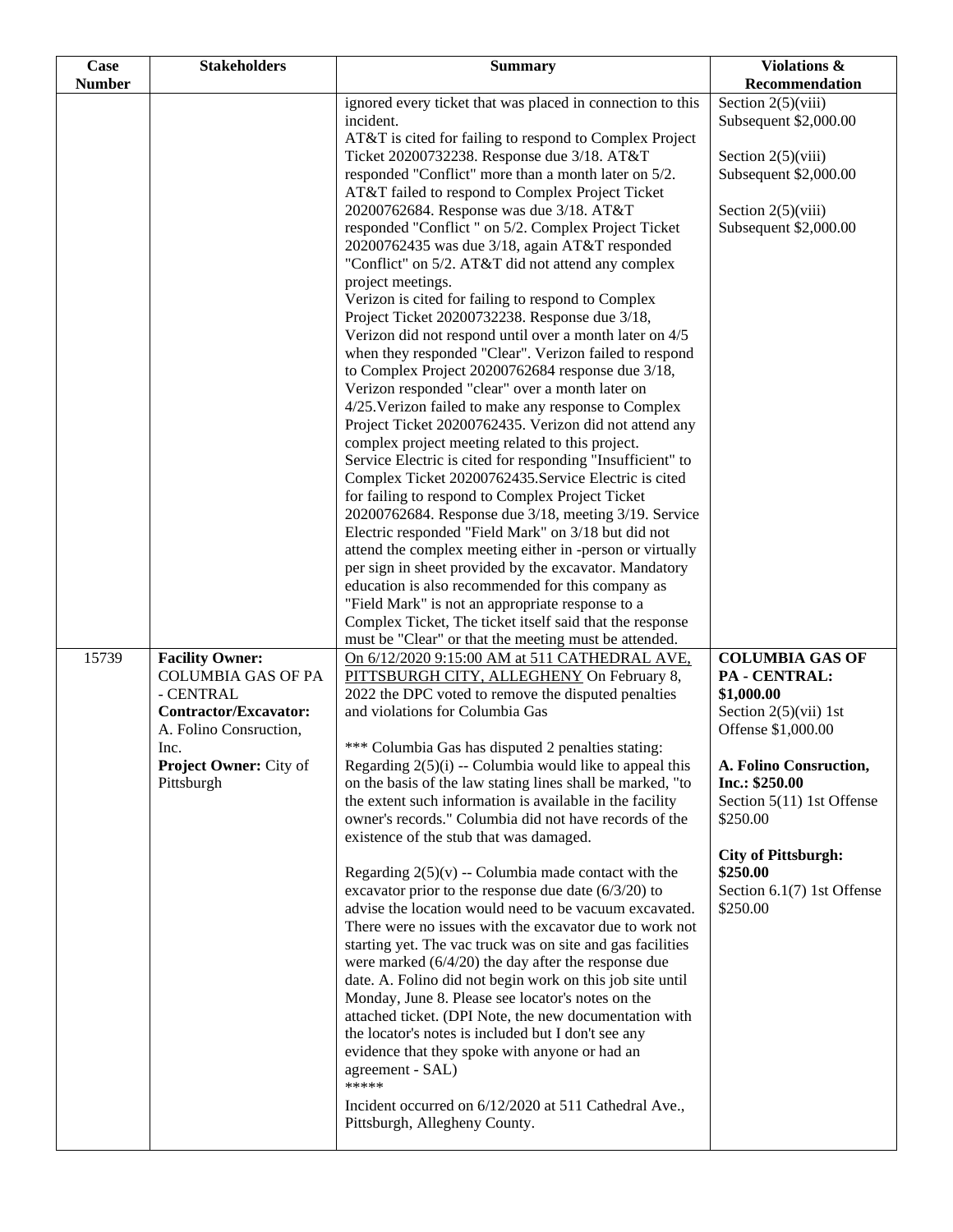| Case Number | Stakeholders | Summary | Violations & Recommendation |
|---|---|---|---|
| | | ignored every ticket that was placed in connection to this incident.<br>AT&T is cited for failing to respond to Complex Project Ticket 20200732238. Response due 3/18. AT&T responded "Conflict" more than a month later on 5/2. AT&T failed to respond to Complex Project Ticket 20200762684. Response was due 3/18. AT&T responded "Conflict " on 5/2. Complex Project Ticket 20200762435 was due 3/18, again AT&T responded "Conflict" on 5/2. AT&T did not attend any complex project meetings.<br>Verizon is cited for failing to respond to Complex Project Ticket 20200732238. Response due 3/18, Verizon did not respond until over a month later on 4/5 when they responded "Clear". Verizon failed to respond to Complex Project 20200762684 response due 3/18, Verizon responded "clear" over a month later on 4/25.Verizon failed to make any response to Complex Project Ticket 20200762435. Verizon did not attend any complex project meeting related to this project.<br>Service Electric is cited for responding "Insufficient" to Complex Ticket 20200762435.Service Electric is cited for failing to respond to Complex Project Ticket 20200762684. Response due 3/18, meeting 3/19. Service Electric responded "Field Mark" on 3/18 but did not attend the complex meeting either in -person or virtually per sign in sheet provided by the excavator. Mandatory education is also recommended for this company as "Field Mark" is not an appropriate response to a Complex Ticket, The ticket itself said that the response must be "Clear" or that the meeting must be attended. | Section 2(5)(viii) Subsequent $2,000.00<br><br>Section 2(5)(viii) Subsequent $2,000.00<br><br>Section 2(5)(viii) Subsequent $2,000.00 |
| 15739 | **Facility Owner:** COLUMBIA GAS OF PA - CENTRAL<br>**Contractor/Excavator:** A. Folino Consruction, Inc.<br>**Project Owner:** City of Pittsburgh | On 6/12/2020 9:15:00 AM at 511 CATHEDRAL AVE, PITTSBURGH CITY, ALLEGHENY On February 8, 2022 the DPC voted to remove the disputed penalties and violations for Columbia Gas<br><br>*** Columbia Gas has disputed 2 penalties stating: Regarding 2(5)(i) -- Columbia would like to appeal this on the basis of the law stating lines shall be marked, "to the extent such information is available in the facility owner's records." Columbia did not have records of the existence of the stub that was damaged.<br><br>Regarding 2(5)(v) -- Columbia made contact with the excavator prior to the response due date (6/3/20) to advise the location would need to be vacuum excavated. There were no issues with the excavator due to work not starting yet. The vac truck was on site and gas facilities were marked (6/4/20) the day after the response due date. A. Folino did not begin work on this job site until Monday, June 8. Please see locator's notes on the attached ticket. (DPI Note, the new documentation with the locator's notes is included but I don't see any evidence that they spoke with anyone or had an agreement - SAL)<br>*****<br>Incident occurred on 6/12/2020 at 511 Cathedral Ave., Pittsburgh, Allegheny County. | **COLUMBIA GAS OF PA - CENTRAL: $1,000.00**<br>Section 2(5)(vii) 1st Offense $1,000.00<br><br>**A. Folino Consruction, Inc.: $250.00**<br>Section 5(11) 1st Offense $250.00<br><br>**City of Pittsburgh: $250.00**<br>Section 6.1(7) 1st Offense $250.00 |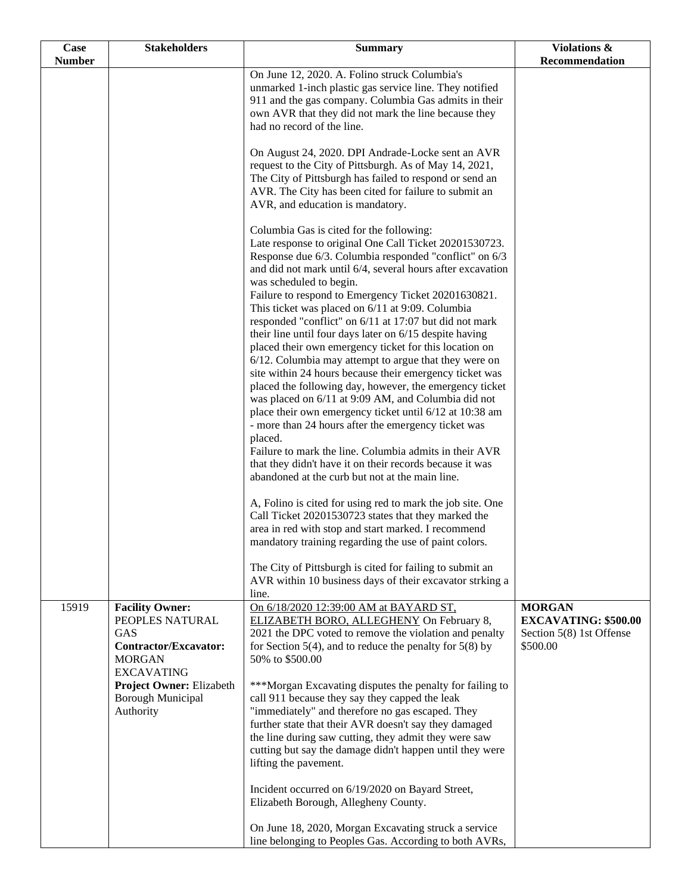| Case Number | Stakeholders | Summary | Violations & Recommendation |
|---|---|---|---|
| | | On June 12, 2020. A. Folino struck Columbia's unmarked 1-inch plastic gas service line. They notified 911 and the gas company. Columbia Gas admits in their own AVR that they did not mark the line because they had no record of the line.<br><br>On August 24, 2020. DPI Andrade-Locke sent an AVR request to the City of Pittsburgh. As of May 14, 2021, The City of Pittsburgh has failed to respond or send an AVR. The City has been cited for failure to submit an AVR, and education is mandatory.<br><br>Columbia Gas is cited for the following:<br>Late response to original One Call Ticket 20201530723. Response due 6/3. Columbia responded "conflict" on 6/3 and did not mark until 6/4, several hours after excavation was scheduled to begin.<br>Failure to respond to Emergency Ticket 20201630821. This ticket was placed on 6/11 at 9:09. Columbia responded "conflict" on 6/11 at 17:07 but did not mark their line until four days later on 6/15 despite having placed their own emergency ticket for this location on 6/12. Columbia may attempt to argue that they were on site within 24 hours because their emergency ticket was placed the following day, however, the emergency ticket was placed on 6/11 at 9:09 AM, and Columbia did not place their own emergency ticket until 6/12 at 10:38 am - more than 24 hours after the emergency ticket was placed.<br>Failure to mark the line. Columbia admits in their AVR that they didn't have it on their records because it was abandoned at the curb but not at the main line.<br><br>A, Folino is cited for using red to mark the job site. One Call Ticket 20201530723 states that they marked the area in red with stop and start marked. I recommend mandatory training regarding the use of paint colors.<br><br>The City of Pittsburgh is cited for failing to submit an AVR within 10 business days of their excavator strking a line. | |
| 15919 | **Facility Owner:** PEOPLES NATURAL GAS<br>**Contractor/Excavator:** MORGAN EXCAVATING<br>**Project Owner:** Elizabeth Borough Municipal Authority | On 6/18/2020 12:39:00 AM at BAYARD ST, ELIZABETH BORO, ALLEGHENY On February 8, 2021 the DPC voted to remove the violation and penalty for Section 5(4), and to reduce the penalty for 5(8) by 50% to $500.00<br><br>***Morgan Excavating disputes the penalty for failing to call 911 because they say they capped the leak "immediately" and therefore no gas escaped. They further state that their AVR doesn't say they damaged the line during saw cutting, they admit they were saw cutting but say the damage didn't happen until they were lifting the pavement.<br><br>Incident occurred on 6/19/2020 on Bayard Street, Elizabeth Borough, Allegheny County.<br><br>On June 18, 2020, Morgan Excavating struck a service line belonging to Peoples Gas. According to both AVRs, | **MORGAN EXCAVATING: $500.00**<br>Section 5(8) 1st Offense $500.00 |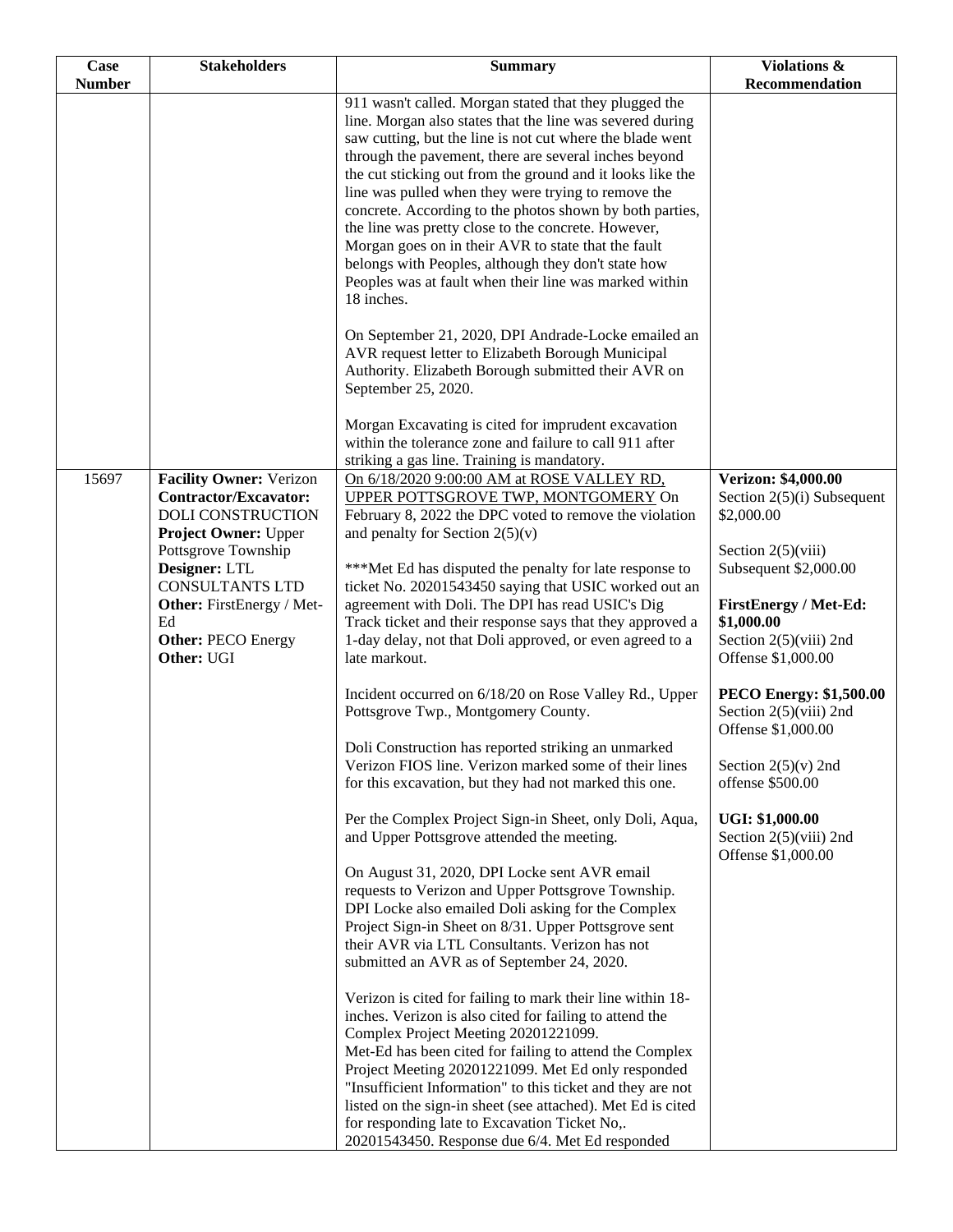| Case Number | Stakeholders | Summary | Violations & Recommendation |
|---|---|---|---|
| | | 911 wasn't called. Morgan stated that they plugged the line. Morgan also states that the line was severed during saw cutting, but the line is not cut where the blade went through the pavement, there are several inches beyond the cut sticking out from the ground and it looks like the line was pulled when they were trying to remove the concrete. According to the photos shown by both parties, the line was pretty close to the concrete. However, Morgan goes on in their AVR to state that the fault belongs with Peoples, although they don't state how Peoples was at fault when their line was marked within 18 inches.<br><br>On September 21, 2020, DPI Andrade-Locke emailed an AVR request letter to Elizabeth Borough Municipal Authority. Elizabeth Borough submitted their AVR on September 25, 2020.<br><br>Morgan Excavating is cited for imprudent excavation within the tolerance zone and failure to call 911 after striking a gas line. Training is mandatory. | |
| 15697 | **Facility Owner:** Verizon<br>**Contractor/Excavator:** DOLI CONSTRUCTION<br>**Project Owner:** Upper Pottsgrove Township<br>**Designer:** LTL CONSULTANTS LTD<br>**Other:** FirstEnergy / Met-Ed<br>**Other:** PECO Energy<br>**Other:** UGI | On 6/18/2020 9:00:00 AM at ROSE VALLEY RD, UPPER POTTSGROVE TWP, MONTGOMERY On February 8, 2022 the DPC voted to remove the violation and penalty for Section 2(5)(v)<br><br>***Met Ed has disputed the penalty for late response to ticket No. 20201543450 saying that USIC worked out an agreement with Doli. The DPI has read USIC's Dig Track ticket and their response says that they approved a 1-day delay, not that Doli approved, or even agreed to a late markout.<br><br>Incident occurred on 6/18/20 on Rose Valley Rd., Upper Pottsgrove Twp., Montgomery County.<br><br>Doli Construction has reported striking an unmarked Verizon FIOS line. Verizon marked some of their lines for this excavation, but they had not marked this one.<br><br>Per the Complex Project Sign-in Sheet, only Doli, Aqua, and Upper Pottsgrove attended the meeting.<br><br>On August 31, 2020, DPI Locke sent AVR email requests to Verizon and Upper Pottsgrove Township. DPI Locke also emailed Doli asking for the Complex Project Sign-in Sheet on 8/31. Upper Pottsgrove sent their AVR via LTL Consultants. Verizon has not submitted an AVR as of September 24, 2020.<br><br>Verizon is cited for failing to mark their line within 18-inches. Verizon is also cited for failing to attend the Complex Project Meeting 20201221099.<br>Met-Ed has been cited for failing to attend the Complex Project Meeting 20201221099. Met Ed only responded "Insufficient Information" to this ticket and they are not listed on the sign-in sheet (see attached). Met Ed is cited for responding late to Excavation Ticket No,. 20201543450. Response due 6/4. Met Ed responded | **Verizon: $4,000.00**<br>Section 2(5)(i) Subsequent $2,000.00<br><br>Section 2(5)(viii) Subsequent $2,000.00<br><br>**FirstEnergy / Met-Ed: $1,000.00**<br>Section 2(5)(viii) 2nd Offense $1,000.00<br><br>**PECO Energy: $1,500.00**<br>Section 2(5)(viii) 2nd Offense $1,000.00<br><br>Section 2(5)(v) 2nd offense $500.00<br><br>**UGI: $1,000.00**<br>Section 2(5)(viii) 2nd Offense $1,000.00 |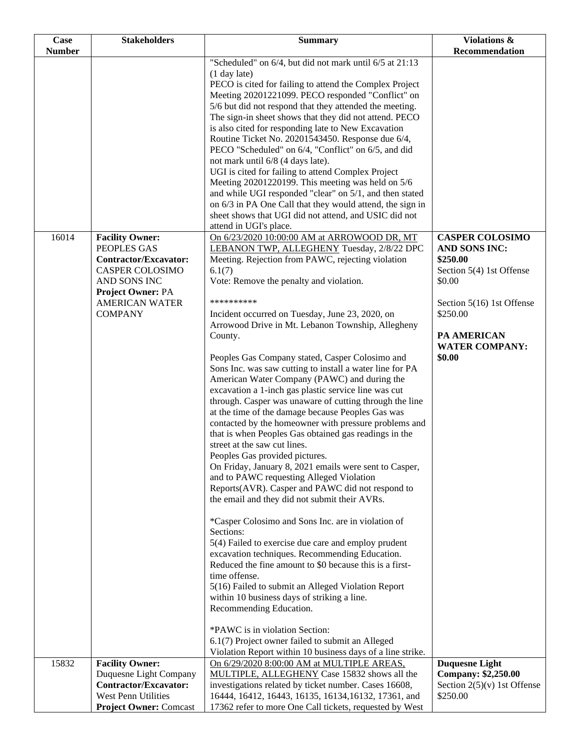| Case Number | Stakeholders | Summary | Violations & Recommendation |
|---|---|---|---|
| | | "Scheduled" on 6/4, but did not mark until 6/5 at 21:13 (1 day late)<br>PECO is cited for failing to attend the Complex Project Meeting 20201221099. PECO responded "Conflict" on 5/6 but did not respond that they attended the meeting. The sign-in sheet shows that they did not attend. PECO is also cited for responding late to New Excavation Routine Ticket No. 20201543450. Response due 6/4, PECO "Scheduled" on 6/4, "Conflict" on 6/5, and did not mark until 6/8 (4 days late).<br>UGI is cited for failing to attend Complex Project Meeting 20201220199. This meeting was held on 5/6 and while UGI responded "clear" on 5/1, and then stated on 6/3 in PA One Call that they would attend, the sign in sheet shows that UGI did not attend, and USIC did not attend in UGI's place. | |
| 16014 | **Facility Owner:** PEOPLES GAS<br>**Contractor/Excavator:** CASPER COLOSIMO AND SONS INC<br>**Project Owner:** PA AMERICAN WATER COMPANY | On 6/23/2020 10:00:00 AM at ARROWOOD DR, MT LEBANON TWP, ALLEGHENY Tuesday, 2/8/22 DPC Meeting. Rejection from PAWC, rejecting violation 6.1(7)<br>Vote: Remove the penalty and violation.<br><br>**********<br>Incident occurred on Tuesday, June 23, 2020, on Arrowood Drive in Mt. Lebanon Township, Allegheny County.<br><br>Peoples Gas Company stated, Casper Colosimo and Sons Inc. was saw cutting to install a water line for PA American Water Company (PAWC) and during the excavation a 1-inch gas plastic service line was cut through. Casper was unaware of cutting through the line at the time of the damage because Peoples Gas was contacted by the homeowner with pressure problems and that is when Peoples Gas obtained gas readings in the street at the saw cut lines.<br>Peoples Gas provided pictures.<br>On Friday, January 8, 2021 emails were sent to Casper, and to PAWC requesting Alleged Violation Reports(AVR). Casper and PAWC did not respond to the email and they did not submit their AVRs.<br><br>*Casper Colosimo and Sons Inc. are in violation of Sections:<br>5(4) Failed to exercise due care and employ prudent excavation techniques. Recommending Education. Reduced the fine amount to $0 because this is a first-time offense.<br>5(16) Failed to submit an Alleged Violation Report within 10 business days of striking a line. Recommending Education.<br><br>*PAWC is in violation Section:<br>6.1(7) Project owner failed to submit an Alleged Violation Report within 10 business days of a line strike. | **CASPER COLOSIMO AND SONS INC: $250.00**<br>Section 5(4) 1st Offense $0.00<br><br>Section 5(16) 1st Offense $250.00<br><br>**PA AMERICAN WATER COMPANY: $0.00** |
| 15832 | **Facility Owner:** Duquesne Light Company<br>**Contractor/Excavator:** West Penn Utilities<br>**Project Owner:** Comcast | On 6/29/2020 8:00:00 AM at MULTIPLE AREAS, MULTIPLE, ALLEGHENY Case 15832 shows all the investigations related by ticket number. Cases 16608, 16444, 16412, 16443, 16135, 16134,16132, 17361, and 17362 refer to more One Call tickets, requested by West | **Duquesne Light Company: $2,250.00**<br>Section 2(5)(v) 1st Offense $250.00 |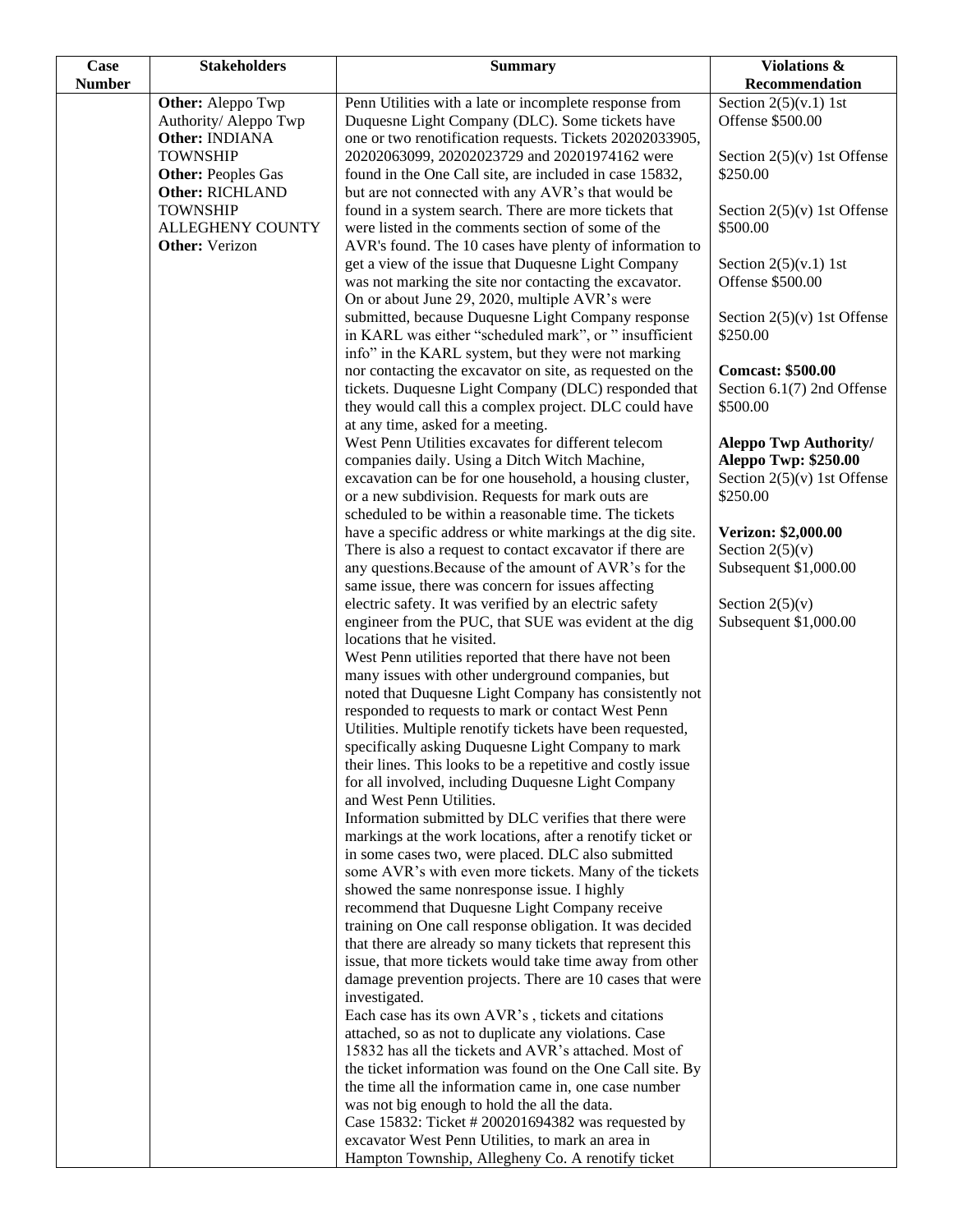| Case Number | Stakeholders | Summary | Violations & Recommendation |
|---|---|---|---|
| | **Other:** Aleppo Twp Authority/ Aleppo Twp<br>**Other:** INDIANA TOWNSHIP<br>**Other:** Peoples Gas<br>**Other:** RICHLAND TOWNSHIP ALLEGHENY COUNTY<br>**Other:** Verizon | Penn Utilities with a late or incomplete response from Duquesne Light Company (DLC). Some tickets have one or two renotification requests. Tickets 20202033905, 20202063099, 20202023729 and 20201974162 were found in the One Call site, are included in case 15832, but are not connected with any AVR's that would be found in a system search. There are more tickets that were listed in the comments section of some of the AVR's found. The 10 cases have plenty of information to get a view of the issue that Duquesne Light Company was not marking the site nor contacting the excavator. On or about June 29, 2020, multiple AVR's were submitted, because Duquesne Light Company response in KARL was either "scheduled mark", or " insufficient info" in the KARL system, but they were not marking nor contacting the excavator on site, as requested on the tickets. Duquesne Light Company (DLC) responded that they would call this a complex project. DLC could have at any time, asked for a meeting.<br>West Penn Utilities excavates for different telecom companies daily. Using a Ditch Witch Machine, excavation can be for one household, a housing cluster, or a new subdivision. Requests for mark outs are scheduled to be within a reasonable time. The tickets have a specific address or white markings at the dig site. There is also a request to contact excavator if there are any questions.Because of the amount of AVR's for the same issue, there was concern for issues affecting electric safety. It was verified by an electric safety engineer from the PUC, that SUE was evident at the dig locations that he visited.<br>West Penn utilities reported that there have not been many issues with other underground companies, but noted that Duquesne Light Company has consistently not responded to requests to mark or contact West Penn Utilities. Multiple renotify tickets have been requested, specifically asking Duquesne Light Company to mark their lines. This looks to be a repetitive and costly issue for all involved, including Duquesne Light Company and West Penn Utilities.<br>Information submitted by DLC verifies that there were markings at the work locations, after a renotify ticket or in some cases two, were placed. DLC also submitted some AVR's with even more tickets. Many of the tickets showed the same nonresponse issue. I highly recommend that Duquesne Light Company receive training on One call response obligation. It was decided that there are already so many tickets that represent this issue, that more tickets would take time away from other damage prevention projects. There are 10 cases that were investigated.<br>Each case has its own AVR's , tickets and citations attached, so as not to duplicate any violations. Case 15832 has all the tickets and AVR's attached. Most of the ticket information was found on the One Call site. By the time all the information came in, one case number was not big enough to hold the all the data.<br>Case 15832: Ticket # 200201694382 was requested by excavator West Penn Utilities, to mark an area in Hampton Township, Allegheny Co. A renotify ticket | Section 2(5)(v.1) 1st Offense $500.00<br><br>Section 2(5)(v) 1st Offense $250.00<br><br>Section 2(5)(v) 1st Offense $500.00<br><br>Section 2(5)(v.1) 1st Offense $500.00<br><br>Section 2(5)(v) 1st Offense $250.00<br><br>**Comcast: $500.00**<br>Section 6.1(7) 2nd Offense $500.00<br><br>**Aleppo Twp Authority/ Aleppo Twp: $250.00**<br>Section 2(5)(v) 1st Offense $250.00<br><br>**Verizon: $2,000.00**<br>Section 2(5)(v) Subsequent $1,000.00<br><br>Section 2(5)(v) Subsequent $1,000.00 |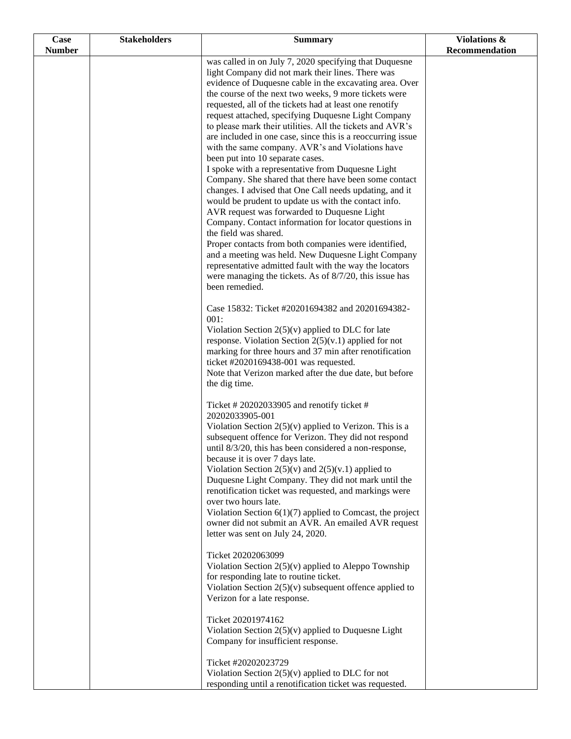| Case Number | Stakeholders | Summary | Violations & Recommendation |
|---|---|---|---|
| | | was called in on July 7, 2020 specifying that Duquesne light Company did not mark their lines. There was evidence of Duquesne cable in the excavating area. Over the course of the next two weeks, 9 more tickets were requested, all of the tickets had at least one renotify request attached, specifying Duquesne Light Company to please mark their utilities. All the tickets and AVR's are included in one case, since this is a reoccurring issue with the same company. AVR's and Violations have been put into 10 separate cases.<br>I spoke with a representative from Duquesne Light Company. She shared that there have been some contact changes. I advised that One Call needs updating, and it would be prudent to update us with the contact info. AVR request was forwarded to Duquesne Light Company. Contact information for locator questions in the field was shared.<br>Proper contacts from both companies were identified, and a meeting was held. New Duquesne Light Company representative admitted fault with the way the locators were managing the tickets. As of 8/7/20, this issue has been remedied.<br><br>Case 15832: Ticket #20201694382 and 20201694382-001:<br>Violation Section 2(5)(v) applied to DLC for late response. Violation Section 2(5)(v.1) applied for not marking for three hours and 37 min after renotification ticket #2020169438-001 was requested.<br>Note that Verizon marked after the due date, but before the dig time.<br><br>Ticket # 20202033905 and renotify ticket # 20202033905-001<br>Violation Section 2(5)(v) applied to Verizon. This is a subsequent offence for Verizon. They did not respond until 8/3/20, this has been considered a non-response, because it is over 7 days late.<br>Violation Section 2(5)(v) and 2(5)(v.1) applied to Duquesne Light Company. They did not mark until the renotification ticket was requested, and markings were over two hours late.<br>Violation Section 6(1)(7) applied to Comcast, the project owner did not submit an AVR. An emailed AVR request letter was sent on July 24, 2020.<br><br>Ticket 20202063099<br>Violation Section 2(5)(v) applied to Aleppo Township for responding late to routine ticket.<br>Violation Section 2(5)(v) subsequent offence applied to Verizon for a late response.<br><br>Ticket 20201974162<br>Violation Section 2(5)(v) applied to Duquesne Light Company for insufficient response.<br><br>Ticket #20202023729<br>Violation Section 2(5)(v) applied to DLC for not responding until a renotification ticket was requested. | |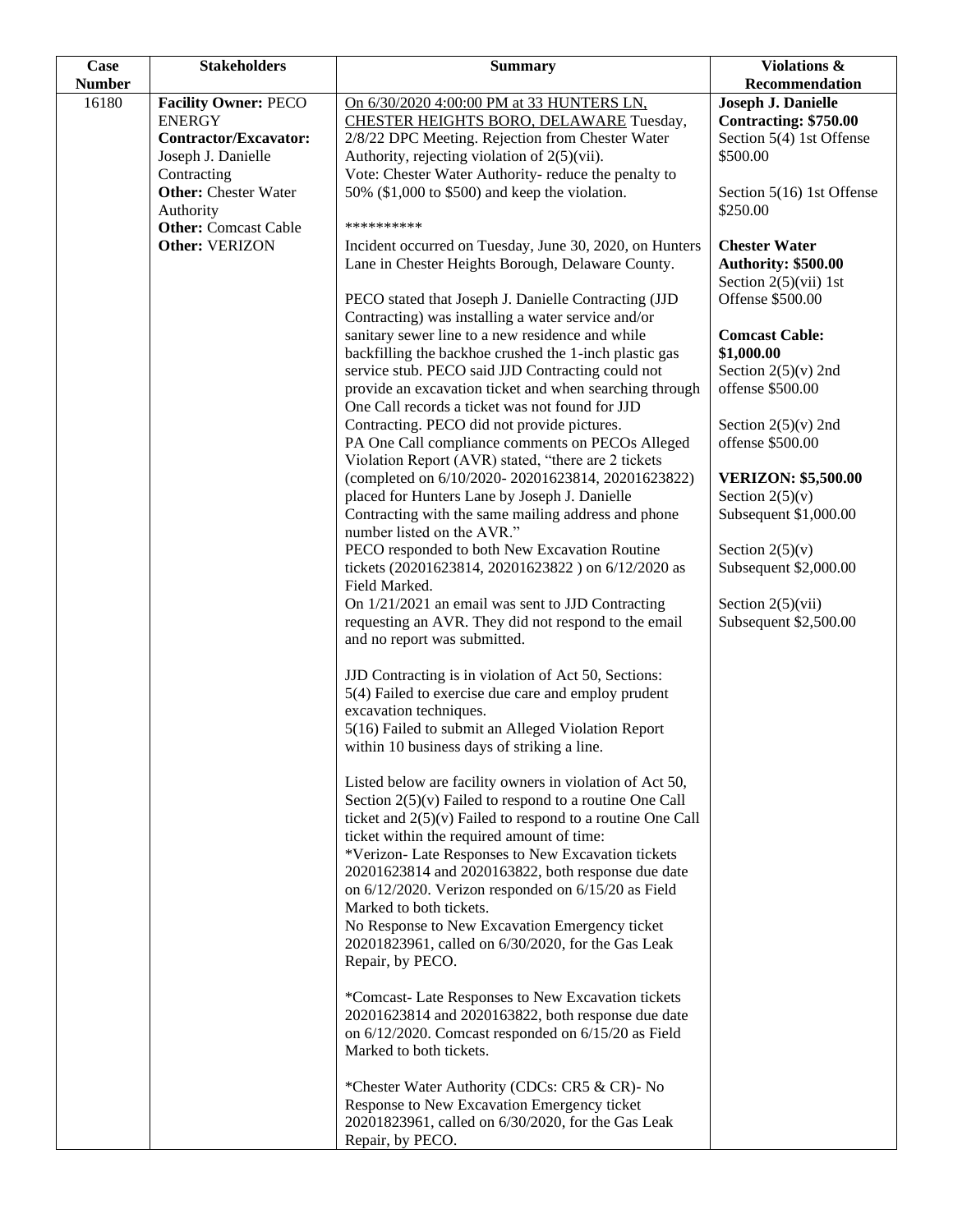| Case Number | Stakeholders | Summary | Violations & Recommendation |
|---|---|---|---|
| 16180 | **Facility Owner:** PECO ENERGY<br>**Contractor/Excavator:** Joseph J. Danielle Contracting<br>**Other:** Chester Water Authority<br>**Other:** Comcast Cable<br>**Other:** VERIZON | On 6/30/2020 4:00:00 PM at 33 HUNTERS LN, CHESTER HEIGHTS BORO, DELAWARE Tuesday, 2/8/22 DPC Meeting. Rejection from Chester Water Authority, rejecting violation of 2(5)(vii).<br>Vote: Chester Water Authority- reduce the penalty to 50% ($1,000 to $500) and keep the violation.<br><br>**********<br>Incident occurred on Tuesday, June 30, 2020, on Hunters Lane in Chester Heights Borough, Delaware County.<br><br>PECO stated that Joseph J. Danielle Contracting (JJD Contracting) was installing a water service and/or sanitary sewer line to a new residence and while backfilling the backhoe crushed the 1-inch plastic gas service stub. PECO said JJD Contracting could not provide an excavation ticket and when searching through One Call records a ticket was not found for JJD Contracting. PECO did not provide pictures.<br>PA One Call compliance comments on PECOs Alleged Violation Report (AVR) stated, "there are 2 tickets (completed on 6/10/2020- 20201623814, 20201623822) placed for Hunters Lane by Joseph J. Danielle Contracting with the same mailing address and phone number listed on the AVR."<br>PECO responded to both New Excavation Routine tickets (20201623814, 20201623822 ) on 6/12/2020 as Field Marked.<br>On 1/21/2021 an email was sent to JJD Contracting requesting an AVR. They did not respond to the email and no report was submitted.<br><br>JJD Contracting is in violation of Act 50, Sections:<br>5(4) Failed to exercise due care and employ prudent excavation techniques.<br>5(16) Failed to submit an Alleged Violation Report within 10 business days of striking a line.<br><br>Listed below are facility owners in violation of Act 50, Section 2(5)(v) Failed to respond to a routine One Call ticket and 2(5)(v) Failed to respond to a routine One Call ticket within the required amount of time:<br>*Verizon- Late Responses to New Excavation tickets 20201623814 and 2020163822, both response due date on 6/12/2020. Verizon responded on 6/15/20 as Field Marked to both tickets.<br>No Response to New Excavation Emergency ticket 20201823961, called on 6/30/2020, for the Gas Leak Repair, by PECO.<br><br>*Comcast- Late Responses to New Excavation tickets 20201623814 and 2020163822, both response due date on 6/12/2020. Comcast responded on 6/15/20 as Field Marked to both tickets.<br><br>*Chester Water Authority (CDCs: CR5 & CR)- No Response to New Excavation Emergency ticket 20201823961, called on 6/30/2020, for the Gas Leak Repair, by PECO. | **Joseph J. Danielle Contracting: $750.00**<br>Section 5(4) 1st Offense $500.00<br><br>Section 5(16) 1st Offense $250.00<br><br>**Chester Water Authority: $500.00**<br>Section 2(5)(vii) 1st Offense $500.00<br><br>**Comcast Cable: $1,000.00**<br>Section 2(5)(v) 2nd offense $500.00<br><br>Section 2(5)(v) 2nd offense $500.00<br><br>**VERIZON: $5,500.00**<br>Section 2(5)(v) Subsequent $1,000.00<br><br>Section 2(5)(v) Subsequent $2,000.00<br><br>Section 2(5)(vii) Subsequent $2,500.00 |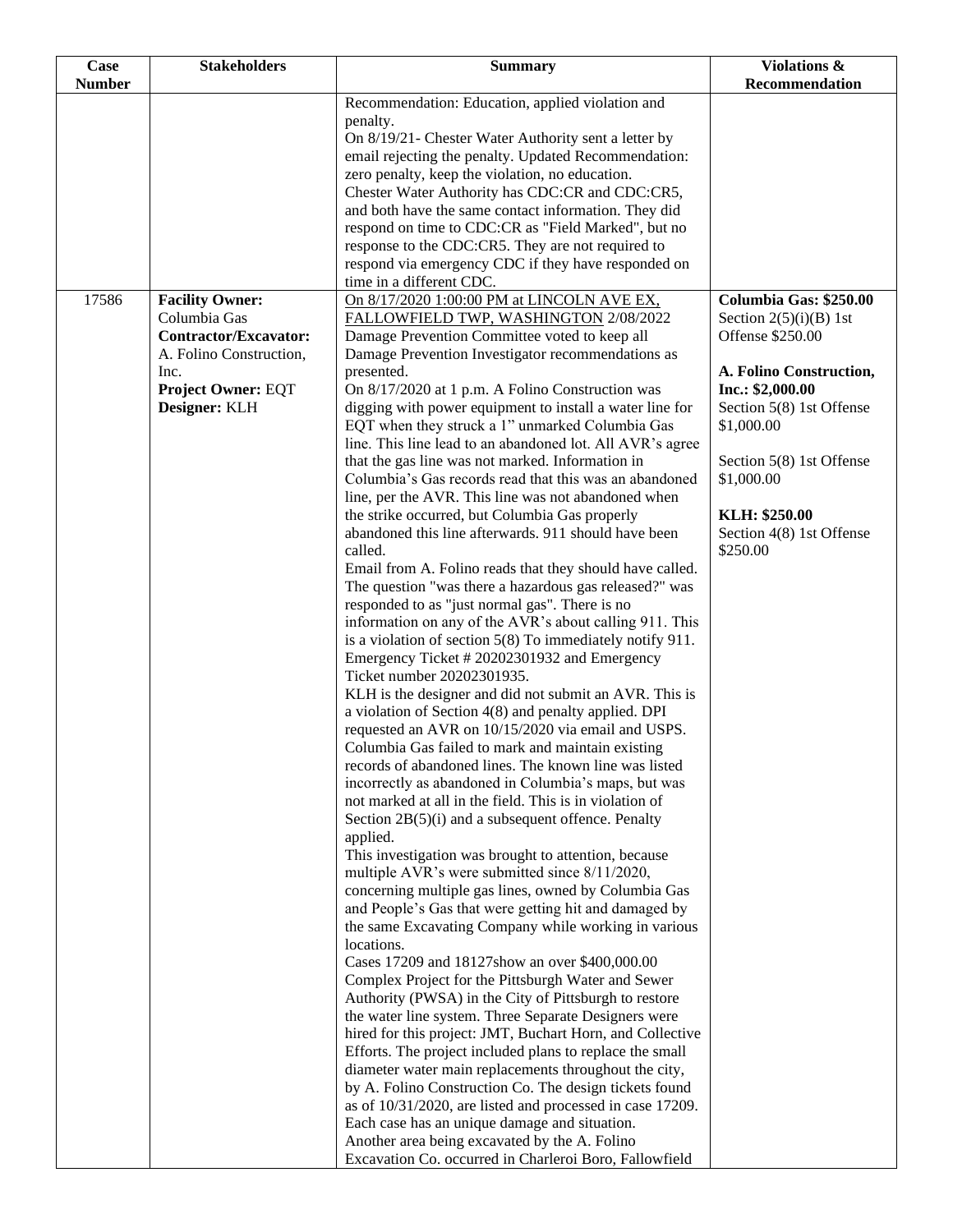| Case Number | Stakeholders | Summary | Violations & Recommendation |
|---|---|---|---|
| | | Recommendation: Education, applied violation and penalty.<br>On 8/19/21- Chester Water Authority sent a letter by email rejecting the penalty. Updated Recommendation: zero penalty, keep the violation, no education.<br>Chester Water Authority has CDC:CR and CDC:CR5, and both have the same contact information. They did respond on time to CDC:CR as "Field Marked", but no response to the CDC:CR5. They are not required to respond via emergency CDC if they have responded on time in a different CDC. | |
| 17586 | **Facility Owner:** Columbia Gas<br>**Contractor/Excavator:** A. Folino Construction, Inc.<br>**Project Owner:** EQT<br>**Designer:** KLH | On 8/17/2020 1:00:00 PM at LINCOLN AVE EX, FALLOWFIELD TWP, WASHINGTON 2/08/2022 Damage Prevention Committee voted to keep all Damage Prevention Investigator recommendations as presented.<br>On 8/17/2020 at 1 p.m. A Folino Construction was digging with power equipment to install a water line for EQT when they struck a 1" unmarked Columbia Gas line. This line lead to an abandoned lot. All AVR's agree that the gas line was not marked. Information in Columbia's Gas records read that this was an abandoned line, per the AVR. This line was not abandoned when the strike occurred, but Columbia Gas properly abandoned this line afterwards. 911 should have been called.<br>Email from A. Folino reads that they should have called. The question "was there a hazardous gas released?" was responded to as "just normal gas". There is no information on any of the AVR's about calling 911. This is a violation of section 5(8) To immediately notify 911. Emergency Ticket # 20202301932 and Emergency Ticket number 20202301935.<br>KLH is the designer and did not submit an AVR. This is a violation of Section 4(8) and penalty applied. DPI requested an AVR on 10/15/2020 via email and USPS.<br>Columbia Gas failed to mark and maintain existing records of abandoned lines. The known line was listed incorrectly as abandoned in Columbia's maps, but was not marked at all in the field. This is in violation of Section 2B(5)(i) and a subsequent offence. Penalty applied.<br>This investigation was brought to attention, because multiple AVR's were submitted since 8/11/2020, concerning multiple gas lines, owned by Columbia Gas and People's Gas that were getting hit and damaged by the same Excavating Company while working in various locations.<br>Cases 17209 and 18127show an over $400,000.00 Complex Project for the Pittsburgh Water and Sewer Authority (PWSA) in the City of Pittsburgh to restore the water line system. Three Separate Designers were hired for this project: JMT, Buchart Horn, and Collective Efforts. The project included plans to replace the small diameter water main replacements throughout the city, by A. Folino Construction Co. The design tickets found as of 10/31/2020, are listed and processed in case 17209. Each case has an unique damage and situation.<br>Another area being excavated by the A. Folino Excavation Co. occurred in Charleroi Boro, Fallowfield | **Columbia Gas: $250.00**<br>Section 2(5)(i)(B) 1st Offense $250.00<br><br>**A. Folino Construction, Inc.: $2,000.00**<br>Section 5(8) 1st Offense $1,000.00<br><br>Section 5(8) 1st Offense $1,000.00<br><br>**KLH: $250.00**<br>Section 4(8) 1st Offense $250.00 |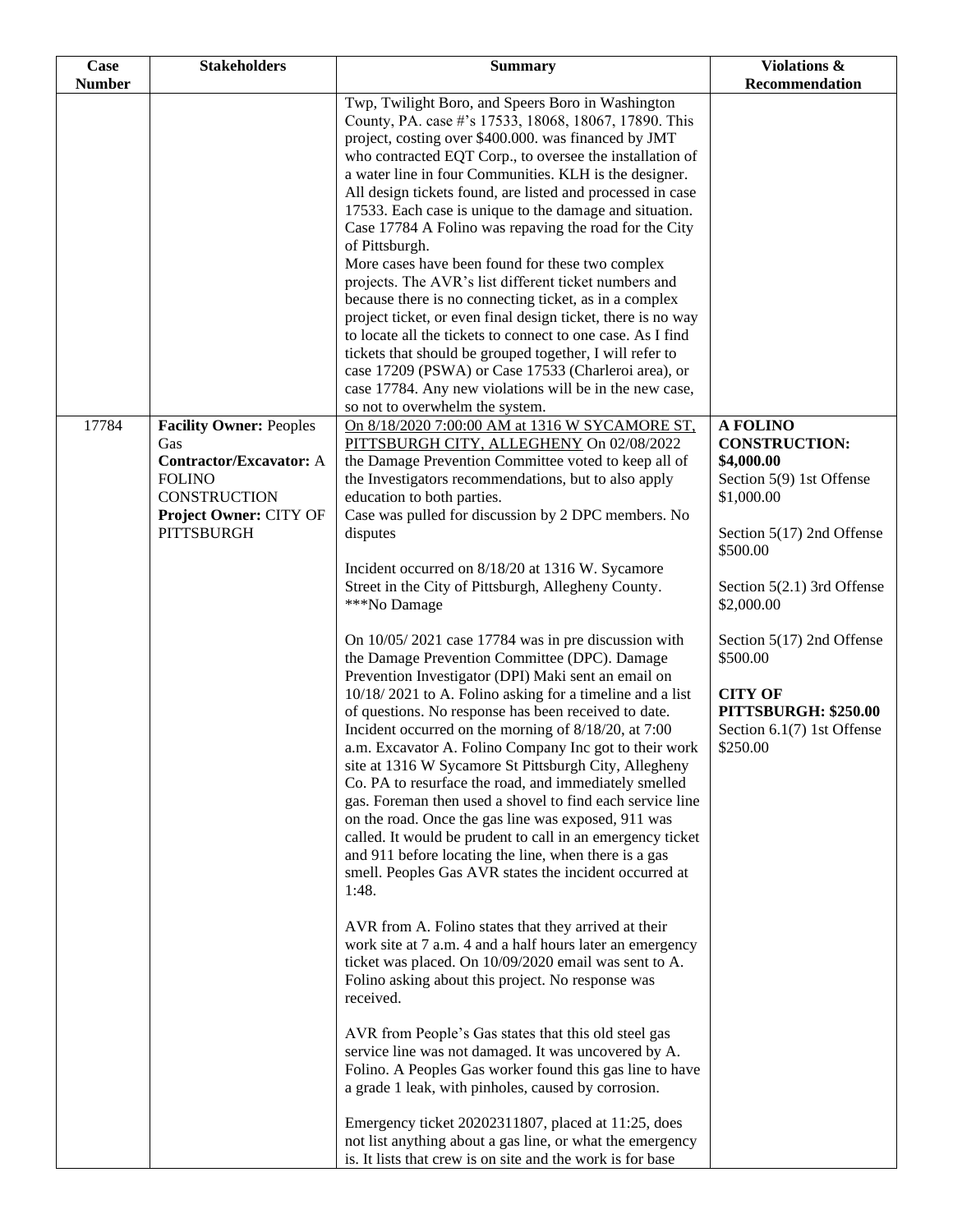| Case Number | Stakeholders | Summary | Violations & Recommendation |
|---|---|---|---|
| | | Twp, Twilight Boro, and Speers Boro in Washington County, PA. case #'s 17533, 18068, 18067, 17890. This project, costing over $400.000. was financed by JMT who contracted EQT Corp., to oversee the installation of a water line in four Communities. KLH is the designer. All design tickets found, are listed and processed in case 17533. Each case is unique to the damage and situation. Case 17784 A Folino was repaving the road for the City of Pittsburgh.<br>More cases have been found for these two complex projects. The AVR's list different ticket numbers and because there is no connecting ticket, as in a complex project ticket, or even final design ticket, there is no way to locate all the tickets to connect to one case. As I find tickets that should be grouped together, I will refer to case 17209 (PSWA) or Case 17533 (Charleroi area), or case 17784. Any new violations will be in the new case, so not to overwhelm the system. | |
| 17784 | **Facility Owner:** Peoples Gas<br>**Contractor/Excavator:** A FOLINO CONSTRUCTION<br>**Project Owner:** CITY OF PITTSBURGH | <u>On 8/18/2020 7:00:00 AM at 1316 W SYCAMORE ST, PITTSBURGH CITY, ALLEGHENY</u> On 02/08/2022 the Damage Prevention Committee voted to keep all of the Investigators recommendations, but to also apply education to both parties.<br>Case was pulled for discussion by 2 DPC members. No disputes<br><br>Incident occurred on 8/18/20 at 1316 W. Sycamore Street in the City of Pittsburgh, Allegheny County.<br>***No Damage<br><br>On 10/05/ 2021 case 17784 was in pre discussion with the Damage Prevention Committee (DPC). Damage Prevention Investigator (DPI) Maki sent an email on 10/18/ 2021 to A. Folino asking for a timeline and a list of questions. No response has been received to date. Incident occurred on the morning of 8/18/20, at 7:00 a.m. Excavator A. Folino Company Inc got to their work site at 1316 W Sycamore St Pittsburgh City, Allegheny Co. PA to resurface the road, and immediately smelled gas. Foreman then used a shovel to find each service line on the road. Once the gas line was exposed, 911 was called. It would be prudent to call in an emergency ticket and 911 before locating the line, when there is a gas smell. Peoples Gas AVR states the incident occurred at 1:48.<br><br>AVR from A. Folino states that they arrived at their work site at 7 a.m. 4 and a half hours later an emergency ticket was placed. On 10/09/2020 email was sent to A. Folino asking about this project. No response was received.<br><br>AVR from People's Gas states that this old steel gas service line was not damaged. It was uncovered by A. Folino. A Peoples Gas worker found this gas line to have a grade 1 leak, with pinholes, caused by corrosion.<br><br>Emergency ticket 20202311807, placed at 11:25, does not list anything about a gas line, or what the emergency is. It lists that crew is on site and the work is for base | **A FOLINO CONSTRUCTION: $4,000.00**<br>Section 5(9) 1st Offense $1,000.00<br><br>Section 5(17) 2nd Offense $500.00<br><br>Section 5(2.1) 3rd Offense $2,000.00<br><br>Section 5(17) 2nd Offense $500.00<br><br>**CITY OF PITTSBURGH: $250.00**<br>Section 6.1(7) 1st Offense $250.00 |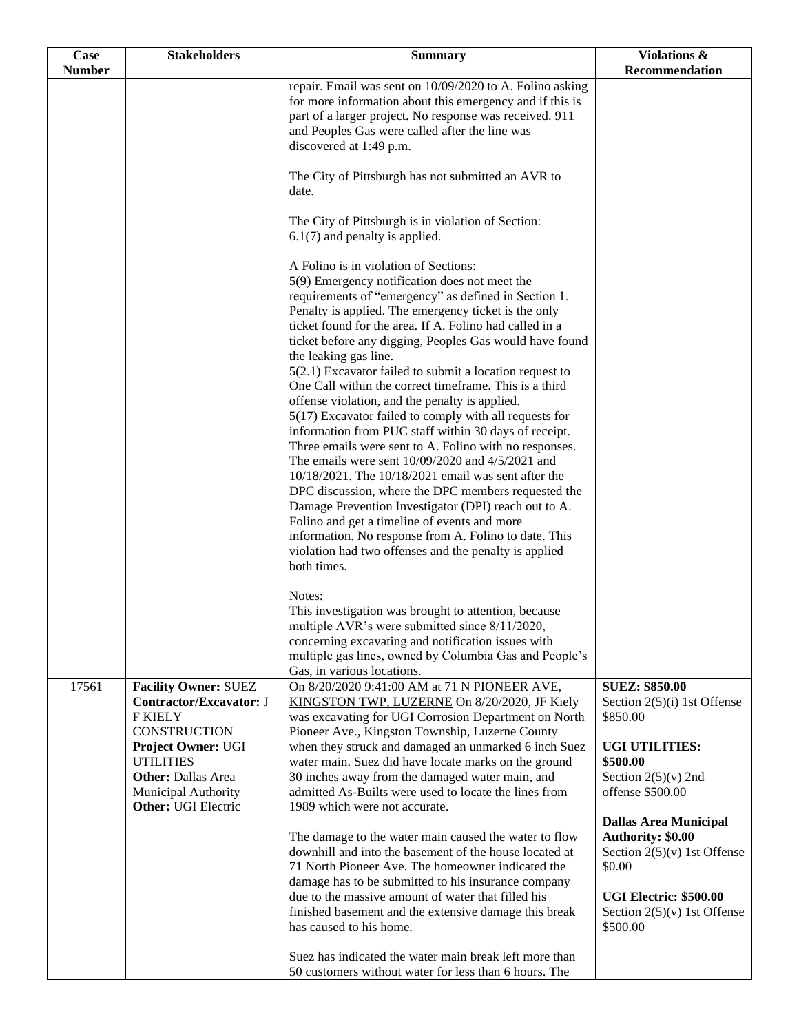| Case Number | Stakeholders | Summary | Violations & Recommendation |
|---|---|---|---|
| | | repair. Email was sent on 10/09/2020 to A. Folino asking for more information about this emergency and if this is part of a larger project. No response was received. 911 and Peoples Gas were called after the line was discovered at 1:49 p.m.<br><br>The City of Pittsburgh has not submitted an AVR to date.<br><br>The City of Pittsburgh is in violation of Section: 6.1(7) and penalty is applied.<br><br>A Folino is in violation of Sections:<br>5(9) Emergency notification does not meet the requirements of "emergency" as defined in Section 1. Penalty is applied. The emergency ticket is the only ticket found for the area. If A. Folino had called in a ticket before any digging, Peoples Gas would have found the leaking gas line.<br>5(2.1) Excavator failed to submit a location request to One Call within the correct timeframe. This is a third offense violation, and the penalty is applied.<br>5(17) Excavator failed to comply with all requests for information from PUC staff within 30 days of receipt. Three emails were sent to A. Folino with no responses. The emails were sent 10/09/2020 and 4/5/2021 and 10/18/2021. The 10/18/2021 email was sent after the DPC discussion, where the DPC members requested the Damage Prevention Investigator (DPI) reach out to A. Folino and get a timeline of events and more information. No response from A. Folino to date. This violation had two offenses and the penalty is applied both times.<br><br>Notes:<br>This investigation was brought to attention, because multiple AVR's were submitted since 8/11/2020, concerning excavating and notification issues with multiple gas lines, owned by Columbia Gas and People's Gas, in various locations. | |
| 17561 | **Facility Owner:** SUEZ<br>**Contractor/Excavator:** J F KIELY CONSTRUCTION<br>**Project Owner:** UGI UTILITIES<br>**Other:** Dallas Area Municipal Authority<br>**Other:** UGI Electric | On 8/20/2020 9:41:00 AM at 71 N PIONEER AVE, KINGSTON TWP, LUZERNE On 8/20/2020, JF Kiely was excavating for UGI Corrosion Department on North Pioneer Ave., Kingston Township, Luzerne County when they struck and damaged an unmarked 6 inch Suez water main. Suez did have locate marks on the ground 30 inches away from the damaged water main, and admitted As-Builts were used to locate the lines from 1989 which were not accurate.<br><br>The damage to the water main caused the water to flow downhill and into the basement of the house located at 71 North Pioneer Ave. The homeowner indicated the damage has to be submitted to his insurance company due to the massive amount of water that filled his finished basement and the extensive damage this break has caused to his home.<br><br>Suez has indicated the water main break left more than 50 customers without water for less than 6 hours. The | **SUEZ: $850.00**<br>Section 2(5)(i) 1st Offense $850.00<br><br>**UGI UTILITIES: $500.00**<br>Section 2(5)(v) 2nd offense $500.00<br><br>**Dallas Area Municipal Authority: $0.00**<br>Section 2(5)(v) 1st Offense $0.00<br><br>**UGI Electric: $500.00**<br>Section 2(5)(v) 1st Offense $500.00 |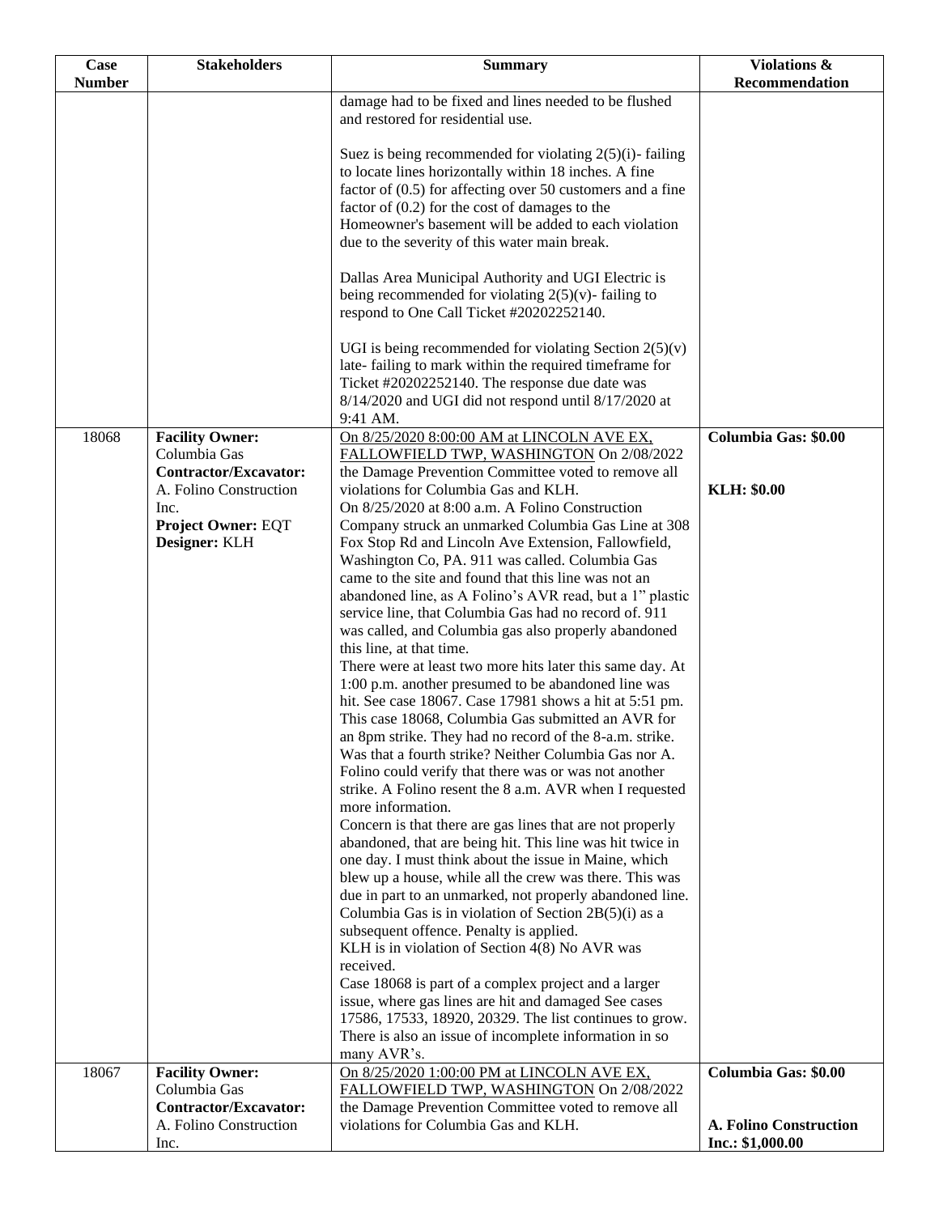| Case Number | Stakeholders | Summary | Violations & Recommendation |
|---|---|---|---|
| | | damage had to be fixed and lines needed to be flushed and restored for residential use.<br><br>Suez is being recommended for violating 2(5)(i)- failing to locate lines horizontally within 18 inches. A fine factor of (0.5) for affecting over 50 customers and a fine factor of (0.2) for the cost of damages to the Homeowner's basement will be added to each violation due to the severity of this water main break.<br><br>Dallas Area Municipal Authority and UGI Electric is being recommended for violating 2(5)(v)- failing to respond to One Call Ticket #20202252140.<br><br>UGI is being recommended for violating Section 2(5)(v) late- failing to mark within the required timeframe for Ticket #20202252140. The response due date was 8/14/2020 and UGI did not respond until 8/17/2020 at 9:41 AM. | |
| 18068 | **Facility Owner:** Columbia Gas<br>**Contractor/Excavator:** A. Folino Construction Inc.<br>**Project Owner:** EQT<br>**Designer:** KLH | On 8/25/2020 8:00:00 AM at LINCOLN AVE EX, FALLOWFIELD TWP, WASHINGTON On 2/08/2022 the Damage Prevention Committee voted to remove all violations for Columbia Gas and KLH.<br>On 8/25/2020 at 8:00 a.m. A Folino Construction Company struck an unmarked Columbia Gas Line at 308 Fox Stop Rd and Lincoln Ave Extension, Fallowfield, Washington Co, PA. 911 was called. Columbia Gas came to the site and found that this line was not an abandoned line, as A Folino's AVR read, but a 1" plastic service line, that Columbia Gas had no record of. 911 was called, and Columbia gas also properly abandoned this line, at that time.<br>There were at least two more hits later this same day. At 1:00 p.m. another presumed to be abandoned line was hit. See case 18067. Case 17981 shows a hit at 5:51 pm. This case 18068, Columbia Gas submitted an AVR for an 8pm strike. They had no record of the 8-a.m. strike. Was that a fourth strike? Neither Columbia Gas nor A. Folino could verify that there was or was not another strike. A Folino resent the 8 a.m. AVR when I requested more information.<br>Concern is that there are gas lines that are not properly abandoned, that are being hit. This line was hit twice in one day. I must think about the issue in Maine, which blew up a house, while all the crew was there. This was due in part to an unmarked, not properly abandoned line. Columbia Gas is in violation of Section 2B(5)(i) as a subsequent offence. Penalty is applied.<br>KLH is in violation of Section 4(8) No AVR was received.<br>Case 18068 is part of a complex project and a larger issue, where gas lines are hit and damaged See cases 17586, 17533, 18920, 20329. The list continues to grow. There is also an issue of incomplete information in so many AVR's. | **Columbia Gas: $0.00**<br><br>**KLH: $0.00** |
| 18067 | **Facility Owner:** Columbia Gas<br>**Contractor/Excavator:** A. Folino Construction Inc. | On 8/25/2020 1:00:00 PM at LINCOLN AVE EX, FALLOWFIELD TWP, WASHINGTON On 2/08/2022 the Damage Prevention Committee voted to remove all violations for Columbia Gas and KLH. | **Columbia Gas: $0.00**<br><br>**A. Folino Construction Inc.: $1,000.00** |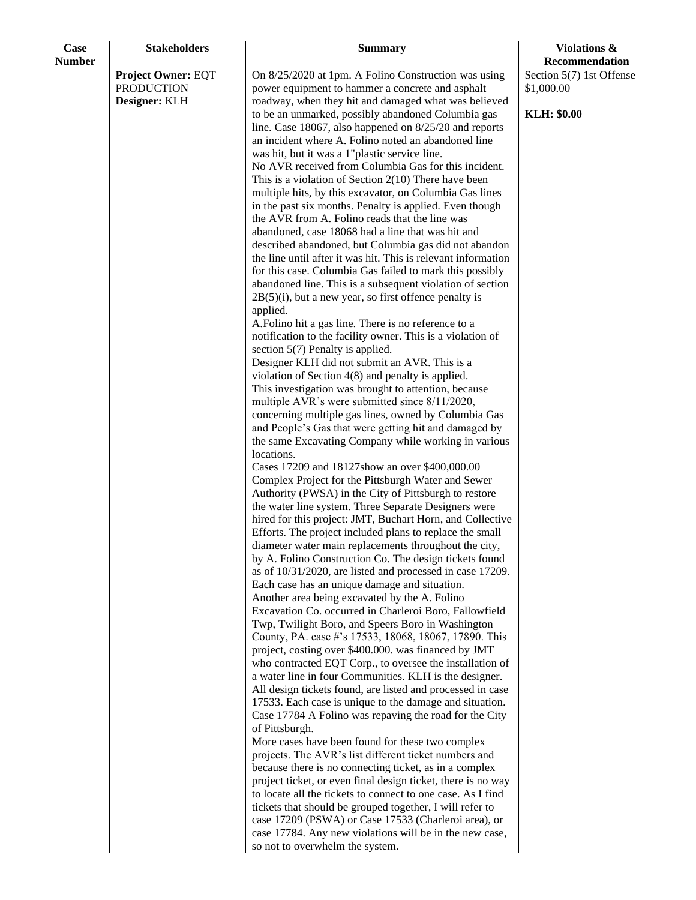| Case Number | Stakeholders | Summary | Violations & Recommendation |
| --- | --- | --- | --- |
| | **Project Owner:** EQT PRODUCTION<br>**Designer:** KLH | On 8/25/2020 at 1pm. A Folino Construction was using power equipment to hammer a concrete and asphalt roadway, when they hit and damaged what was believed to be an unmarked, possibly abandoned Columbia gas line. Case 18067, also happened on 8/25/20 and reports an incident where A. Folino noted an abandoned line was hit, but it was a 1"plastic service line.<br>No AVR received from Columbia Gas for this incident. This is a violation of Section 2(10) There have been multiple hits, by this excavator, on Columbia Gas lines in the past six months. Penalty is applied. Even though the AVR from A. Folino reads that the line was abandoned, case 18068 had a line that was hit and described abandoned, but Columbia gas did not abandon the line until after it was hit. This is relevant information for this case. Columbia Gas failed to mark this possibly abandoned line. This is a subsequent violation of section 2B(5)(i), but a new year, so first offence penalty is applied.<br>A.Folino hit a gas line. There is no reference to a notification to the facility owner. This is a violation of section 5(7) Penalty is applied.<br>Designer KLH did not submit an AVR. This is a violation of Section 4(8) and penalty is applied.<br>This investigation was brought to attention, because multiple AVR's were submitted since 8/11/2020, concerning multiple gas lines, owned by Columbia Gas and People's Gas that were getting hit and damaged by the same Excavating Company while working in various locations.<br>Cases 17209 and 18127show an over $400,000.00 Complex Project for the Pittsburgh Water and Sewer Authority (PWSA) in the City of Pittsburgh to restore the water line system. Three Separate Designers were hired for this project: JMT, Buchart Horn, and Collective Efforts. The project included plans to replace the small diameter water main replacements throughout the city, by A. Folino Construction Co. The design tickets found as of 10/31/2020, are listed and processed in case 17209. Each case has an unique damage and situation.<br>Another area being excavated by the A. Folino Excavation Co. occurred in Charleroi Boro, Fallowfield Twp, Twilight Boro, and Speers Boro in Washington County, PA. case #'s 17533, 18068, 18067, 17890. This project, costing over $400.000. was financed by JMT who contracted EQT Corp., to oversee the installation of a water line in four Communities. KLH is the designer. All design tickets found, are listed and processed in case 17533. Each case is unique to the damage and situation.<br>Case 17784 A Folino was repaving the road for the City of Pittsburgh.<br>More cases have been found for these two complex projects. The AVR's list different ticket numbers and because there is no connecting ticket, as in a complex project ticket, or even final design ticket, there is no way to locate all the tickets to connect to one case. As I find tickets that should be grouped together, I will refer to case 17209 (PSWA) or Case 17533 (Charleroi area), or case 17784. Any new violations will be in the new case, so not to overwhelm the system. | Section 5(7) 1st Offense $1,000.00<br><br>**KLH: $0.00** |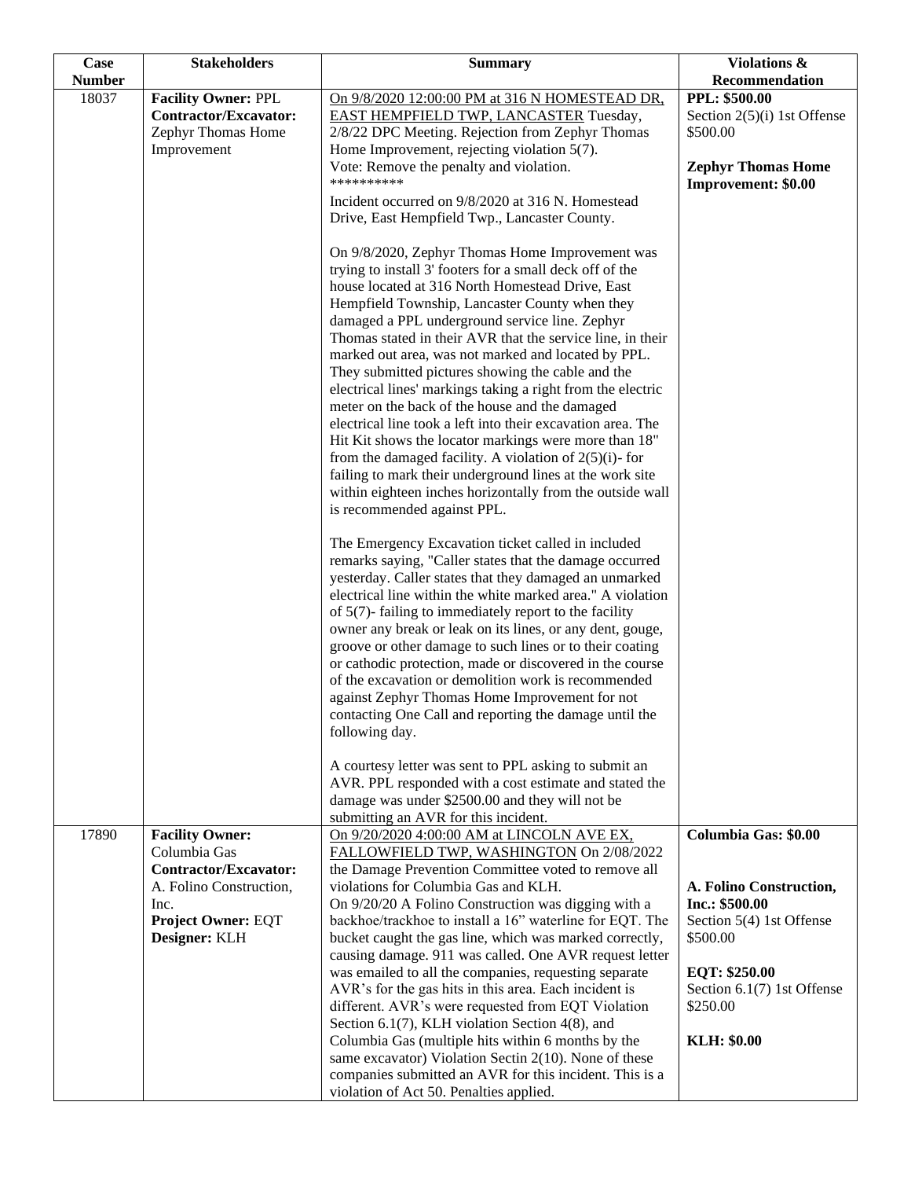| Case Number | Stakeholders | Summary | Violations & Recommendation |
|---|---|---|---|
| 18037 | **Facility Owner:** PPL<br>**Contractor/Excavator:** Zephyr Thomas Home Improvement | On 9/8/2020 12:00:00 PM at 316 N HOMESTEAD DR, EAST HEMPFIELD TWP, LANCASTER Tuesday, 2/8/22 DPC Meeting. Rejection from Zephyr Thomas Home Improvement, rejecting violation 5(7).<br>Vote: Remove the penalty and violation.<br>**********<br>Incident occurred on 9/8/2020 at 316 N. Homestead Drive, East Hempfield Twp., Lancaster County.<br><br>On 9/8/2020, Zephyr Thomas Home Improvement was trying to install 3' footers for a small deck off of the house located at 316 North Homestead Drive, East Hempfield Township, Lancaster County when they damaged a PPL underground service line. Zephyr Thomas stated in their AVR that the service line, in their marked out area, was not marked and located by PPL. They submitted pictures showing the cable and the electrical lines' markings taking a right from the electric meter on the back of the house and the damaged electrical line took a left into their excavation area. The Hit Kit shows the locator markings were more than 18" from the damaged facility. A violation of 2(5)(i)- for failing to mark their underground lines at the work site within eighteen inches horizontally from the outside wall is recommended against PPL.<br><br>The Emergency Excavation ticket called in included remarks saying, "Caller states that the damage occurred yesterday. Caller states that they damaged an unmarked electrical line within the white marked area." A violation of 5(7)- failing to immediately report to the facility owner any break or leak on its lines, or any dent, gouge, groove or other damage to such lines or to their coating or cathodic protection, made or discovered in the course of the excavation or demolition work is recommended against Zephyr Thomas Home Improvement for not contacting One Call and reporting the damage until the following day.<br><br>A courtesy letter was sent to PPL asking to submit an AVR. PPL responded with a cost estimate and stated the damage was under $2500.00 and they will not be submitting an AVR for this incident. | **PPL: $500.00**<br>Section 2(5)(i) 1st Offense $500.00<br><br>**Zephyr Thomas Home Improvement: $0.00** |
| 17890 | **Facility Owner:** Columbia Gas<br>**Contractor/Excavator:** A. Folino Construction, Inc.<br>**Project Owner:** EQT<br>**Designer:** KLH | On 9/20/2020 4:00:00 AM at LINCOLN AVE EX, FALLOWFIELD TWP, WASHINGTON On 2/08/2022 the Damage Prevention Committee voted to remove all violations for Columbia Gas and KLH.<br>On 9/20/20 A Folino Construction was digging with a backhoe/trackhoe to install a 16" waterline for EQT. The bucket caught the gas line, which was marked correctly, causing damage. 911 was called. One AVR request letter was emailed to all the companies, requesting separate AVR's for the gas hits in this area. Each incident is different. AVR's were requested from EQT Violation Section 6.1(7), KLH violation Section 4(8), and Columbia Gas (multiple hits within 6 months by the same excavator) Violation Sectin 2(10). None of these companies submitted an AVR for this incident. This is a violation of Act 50. Penalties applied. | **Columbia Gas: $0.00**<br><br>**A. Folino Construction, Inc.: $500.00**<br>Section 5(4) 1st Offense $500.00<br><br>**EQT: $250.00**<br>Section 6.1(7) 1st Offense $250.00<br><br>**KLH: $0.00** |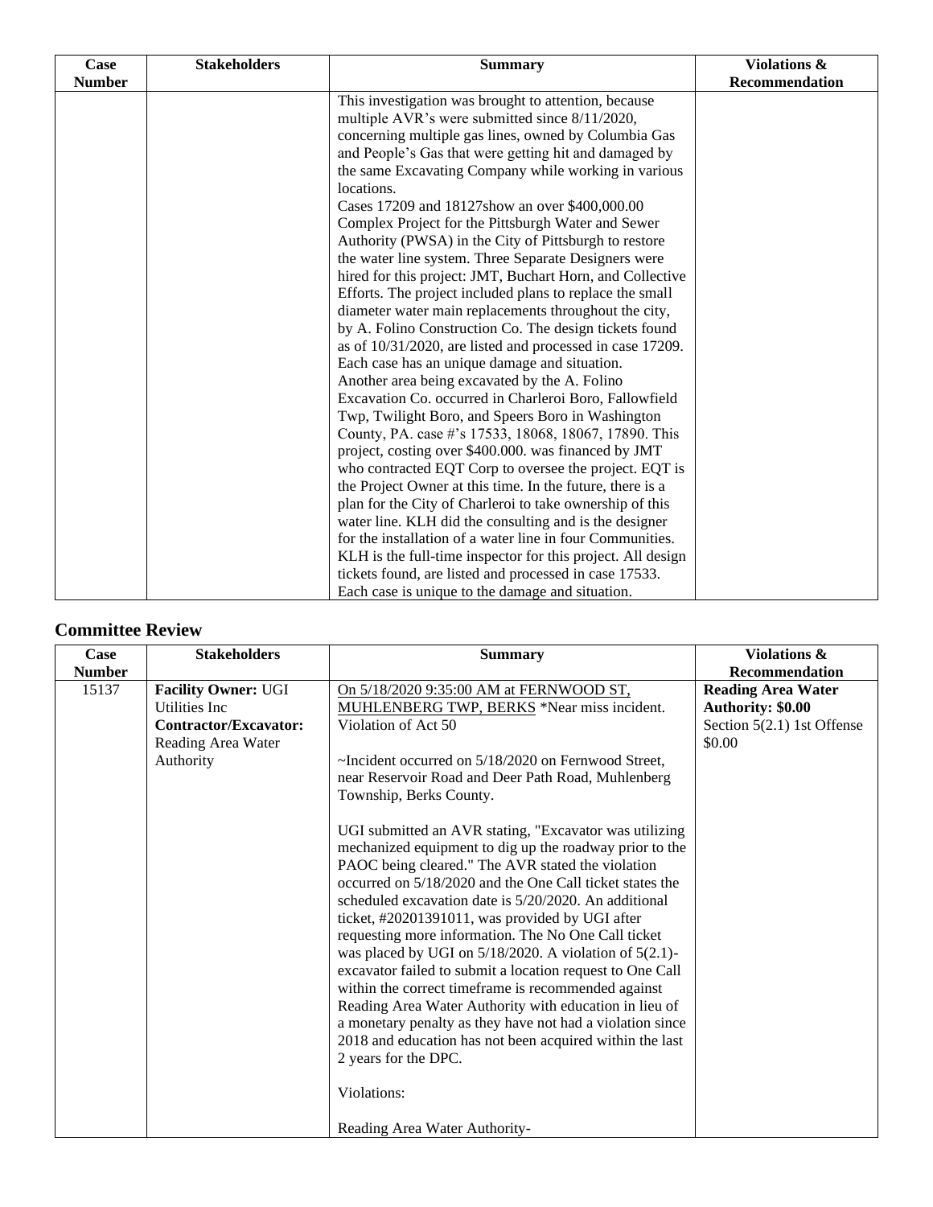| Case Number | Stakeholders | Summary | Violations & Recommendation |
|---|---|---|---|
| | | This investigation was brought to attention, because multiple AVR's were submitted since 8/11/2020, concerning multiple gas lines, owned by Columbia Gas and People's Gas that were getting hit and damaged by the same Excavating Company while working in various locations.<br>Cases 17209 and 18127show an over $400,000.00 Complex Project for the Pittsburgh Water and Sewer Authority (PWSA) in the City of Pittsburgh to restore the water line system. Three Separate Designers were hired for this project: JMT, Buchart Horn, and Collective Efforts. The project included plans to replace the small diameter water main replacements throughout the city, by A. Folino Construction Co. The design tickets found as of 10/31/2020, are listed and processed in case 17209. Each case has an unique damage and situation.<br>Another area being excavated by the A. Folino Excavation Co. occurred in Charleroi Boro, Fallowfield Twp, Twilight Boro, and Speers Boro in Washington County, PA. case #'s 17533, 18068, 18067, 17890. This project, costing over $400.000. was financed by JMT who contracted EQT Corp to oversee the project. EQT is the Project Owner at this time. In the future, there is a plan for the City of Charleroi to take ownership of this water line. KLH did the consulting and is the designer for the installation of a water line in four Communities. KLH is the full-time inspector for this project. All design tickets found, are listed and processed in case 17533. Each case is unique to the damage and situation. | |

## Committee Review

| Case Number | Stakeholders | Summary | Violations & Recommendation |
|---|---|---|---|
| 15137 | **Facility Owner:** UGI Utilities Inc<br>**Contractor/Excavator:** Reading Area Water Authority | <u>On 5/18/2020 9:35:00 AM at FERNWOOD ST, MUHLENBERG TWP, BERKS</u> *Near miss incident. Violation of Act 50<br><br>~Incident occurred on 5/18/2020 on Fernwood Street, near Reservoir Road and Deer Path Road, Muhlenberg Township, Berks County.<br><br>UGI submitted an AVR stating, "Excavator was utilizing mechanized equipment to dig up the roadway prior to the PAOC being cleared." The AVR stated the violation occurred on 5/18/2020 and the One Call ticket states the scheduled excavation date is 5/20/2020. An additional ticket, #20201391011, was provided by UGI after requesting more information. The No One Call ticket was placed by UGI on 5/18/2020. A violation of 5(2.1)- excavator failed to submit a location request to One Call within the correct timeframe is recommended against Reading Area Water Authority with education in lieu of a monetary penalty as they have not had a violation since 2018 and education has not been acquired within the last 2 years for the DPC.<br><br>Violations:<br><br>Reading Area Water Authority- | **Reading Area Water Authority: $0.00**<br>Section 5(2.1) 1st Offense $0.00 |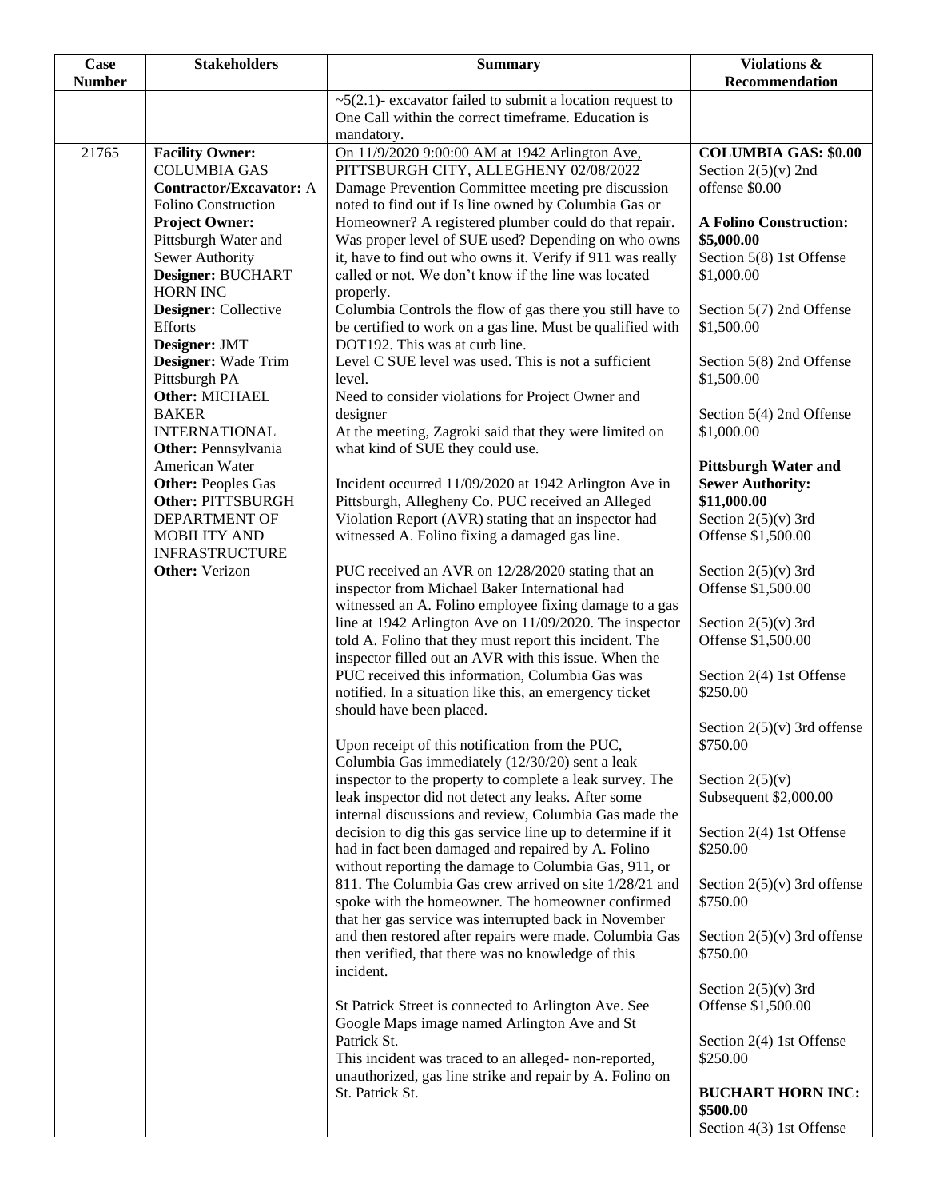| Case Number | Stakeholders | Summary | Violations & Recommendation |
|---|---|---|---|
| | | ~5(2.1)- excavator failed to submit a location request to One Call within the correct timeframe. Education is mandatory. | |
| 21765 | **Facility Owner:** COLUMBIA GAS<br>**Contractor/Excavator:** A Folino Construction<br>**Project Owner:** Pittsburgh Water and Sewer Authority<br>**Designer:** BUCHART HORN INC<br>**Designer:** Collective Efforts<br>**Designer:** JMT<br>**Designer:** Wade Trim Pittsburgh PA<br>**Other:** MICHAEL BAKER INTERNATIONAL<br>**Other:** Pennsylvania American Water<br>**Other:** Peoples Gas<br>**Other:** PITTSBURGH DEPARTMENT OF MOBILITY AND INFRASTRUCTURE<br>**Other:** Verizon | On 11/9/2020 9:00:00 AM at 1942 Arlington Ave, PITTSBURGH CITY, ALLEGHENY 02/08/2022 Damage Prevention Committee meeting pre discussion noted to find out if Is line owned by Columbia Gas or Homeowner? A registered plumber could do that repair. Was proper level of SUE used? Depending on who owns it, have to find out who owns it. Verify if 911 was really called or not. We don't know if the line was located properly.<br>Columbia Controls the flow of gas there you still have to be certified to work on a gas line. Must be qualified with DOT192. This was at curb line.<br>Level C SUE level was used. This is not a sufficient level.<br>Need to consider violations for Project Owner and designer<br>At the meeting, Zagroki said that they were limited on what kind of SUE they could use.<br><br>Incident occurred 11/09/2020 at 1942 Arlington Ave in Pittsburgh, Allegheny Co. PUC received an Alleged Violation Report (AVR) stating that an inspector had witnessed A. Folino fixing a damaged gas line.<br><br>PUC received an AVR on 12/28/2020 stating that an inspector from Michael Baker International had witnessed an A. Folino employee fixing damage to a gas line at 1942 Arlington Ave on 11/09/2020. The inspector told A. Folino that they must report this incident. The inspector filled out an AVR with this issue. When the PUC received this information, Columbia Gas was notified. In a situation like this, an emergency ticket should have been placed.<br><br>Upon receipt of this notification from the PUC, Columbia Gas immediately (12/30/20) sent a leak inspector to the property to complete a leak survey. The leak inspector did not detect any leaks. After some internal discussions and review, Columbia Gas made the decision to dig this gas service line up to determine if it had in fact been damaged and repaired by A. Folino without reporting the damage to Columbia Gas, 911, or 811. The Columbia Gas crew arrived on site 1/28/21 and spoke with the homeowner. The homeowner confirmed that her gas service was interrupted back in November and then restored after repairs were made. Columbia Gas then verified, that there was no knowledge of this incident.<br><br>St Patrick Street is connected to Arlington Ave. See Google Maps image named Arlington Ave and St Patrick St.<br>This incident was traced to an alleged- non-reported, unauthorized, gas line strike and repair by A. Folino on St. Patrick St. | **COLUMBIA GAS: $0.00**<br>Section 2(5)(v) 2nd offense $0.00<br><br>**A Folino Construction: $5,000.00**<br>Section 5(8) 1st Offense $1,000.00<br><br>Section 5(7) 2nd Offense $1,500.00<br><br>Section 5(8) 2nd Offense $1,500.00<br><br>Section 5(4) 2nd Offense $1,000.00<br><br>**Pittsburgh Water and Sewer Authority: $11,000.00**<br>Section 2(5)(v) 3rd Offense $1,500.00<br><br>Section 2(5)(v) 3rd Offense $1,500.00<br><br>Section 2(5)(v) 3rd Offense $1,500.00<br><br>Section 2(4) 1st Offense $250.00<br><br>Section 2(5)(v) 3rd offense $750.00<br><br>Section 2(5)(v) Subsequent $2,000.00<br><br>Section 2(4) 1st Offense $250.00<br><br>Section 2(5)(v) 3rd offense $750.00<br><br>Section 2(5)(v) 3rd offense $750.00<br><br>Section 2(5)(v) 3rd Offense $1,500.00<br><br>Section 2(4) 1st Offense $250.00<br><br>**BUCHART HORN INC: $500.00**<br>Section 4(3) 1st Offense |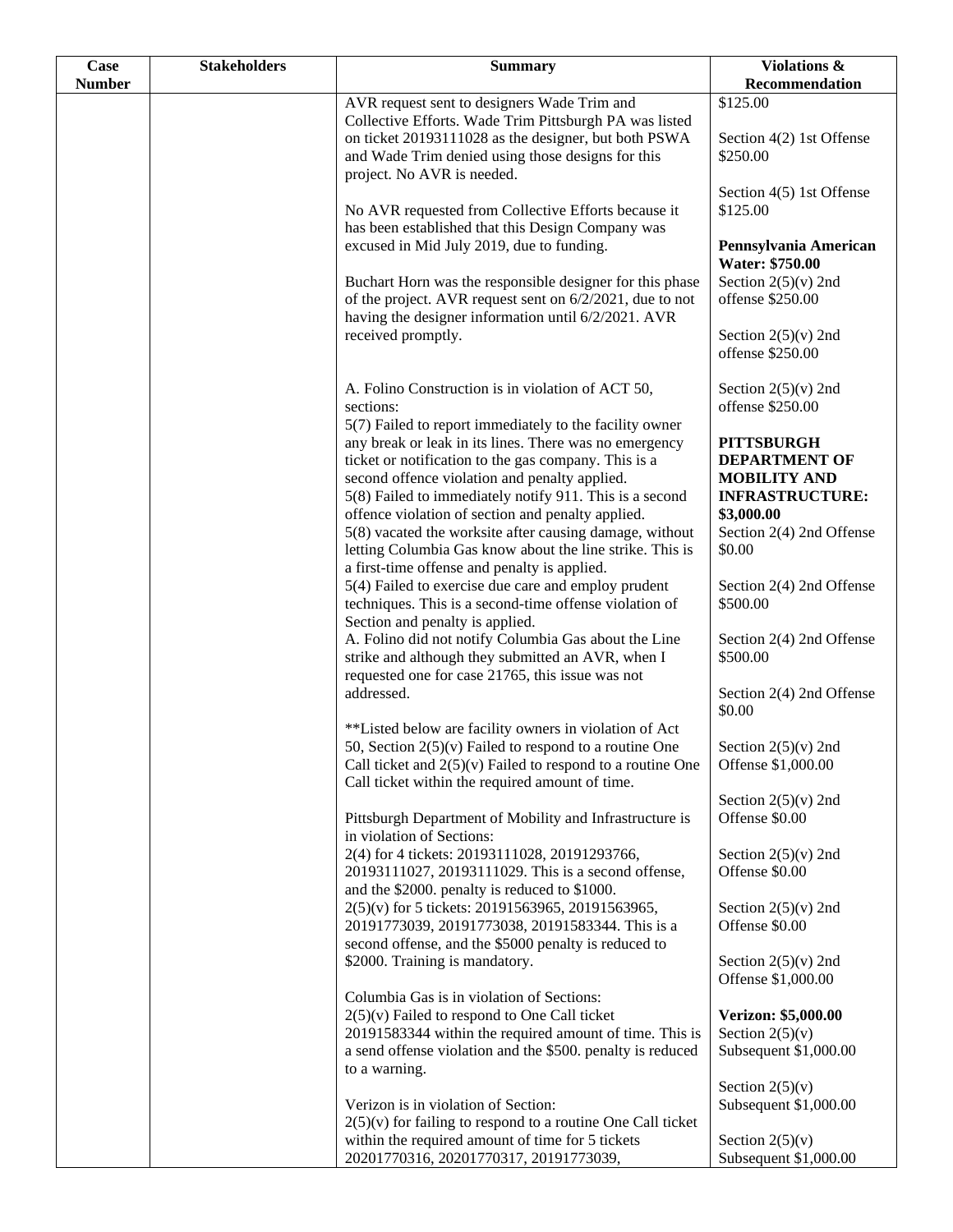| Case Number | Stakeholders | Summary | Violations & Recommendation |
|---|---|---|---|
| | | AVR request sent to designers Wade Trim and Collective Efforts. Wade Trim Pittsburgh PA was listed on ticket 20193111028 as the designer, but both PSWA and Wade Trim denied using those designs for this project. No AVR is needed.<br><br>No AVR requested from Collective Efforts because it has been established that this Design Company was excused in Mid July 2019, due to funding.<br><br>Buchart Horn was the responsible designer for this phase of the project. AVR request sent on 6/2/2021, due to not having the designer information until 6/2/2021. AVR received promptly.<br><br>A. Folino Construction is in violation of ACT 50, sections:<br>5(7) Failed to report immediately to the facility owner any break or leak in its lines. There was no emergency ticket or notification to the gas company. This is a second offence violation and penalty applied.<br>5(8) Failed to immediately notify 911. This is a second offence violation of section and penalty applied.<br>5(8) vacated the worksite after causing damage, without letting Columbia Gas know about the line strike. This is a first-time offense and penalty is applied.<br>5(4) Failed to exercise due care and employ prudent techniques. This is a second-time offense violation of Section and penalty is applied.<br>A. Folino did not notify Columbia Gas about the Line strike and although they submitted an AVR, when I requested one for case 21765, this issue was not addressed.<br><br>**Listed below are facility owners in violation of Act 50, Section 2(5)(v) Failed to respond to a routine One Call ticket and 2(5)(v) Failed to respond to a routine One Call ticket within the required amount of time.<br><br>Pittsburgh Department of Mobility and Infrastructure is in violation of Sections:<br>2(4) for 4 tickets: 20193111028, 20191293766, 20193111027, 20193111029. This is a second offense, and the $2000. penalty is reduced to $1000.<br>2(5)(v) for 5 tickets: 20191563965, 20191563965, 20191773039, 20191773038, 20191583344. This is a second offense, and the $5000 penalty is reduced to $2000. Training is mandatory.<br><br>Columbia Gas is in violation of Sections:<br>2(5)(v) Failed to respond to One Call ticket 20191583344 within the required amount of time. This is a send offense violation and the $500. penalty is reduced to a warning.<br><br>Verizon is in violation of Section:<br>2(5)(v) for failing to respond to a routine One Call ticket within the required amount of time for 5 tickets 20201770316, 20201770317, 20191773039, | $125.00<br><br>Section 4(2) 1st Offense $250.00<br><br>Section 4(5) 1st Offense $125.00<br><br>**Pennsylvania American Water: $750.00**<br>Section 2(5)(v) 2nd offense $250.00<br><br>Section 2(5)(v) 2nd offense $250.00<br><br>Section 2(5)(v) 2nd offense $250.00<br><br>**PITTSBURGH DEPARTMENT OF MOBILITY AND INFRASTRUCTURE: $3,000.00**<br>Section 2(4) 2nd Offense $0.00<br><br>Section 2(4) 2nd Offense $500.00<br><br>Section 2(4) 2nd Offense $500.00<br><br>Section 2(4) 2nd Offense $0.00<br><br>Section 2(5)(v) 2nd Offense $1,000.00<br><br>Section 2(5)(v) 2nd Offense $0.00<br><br>Section 2(5)(v) 2nd Offense $0.00<br><br>Section 2(5)(v) 2nd Offense $0.00<br><br>Section 2(5)(v) 2nd Offense $1,000.00<br><br>**Verizon: $5,000.00**<br>Section 2(5)(v) Subsequent $1,000.00<br><br>Section 2(5)(v) Subsequent $1,000.00<br><br>Section 2(5)(v) Subsequent $1,000.00 |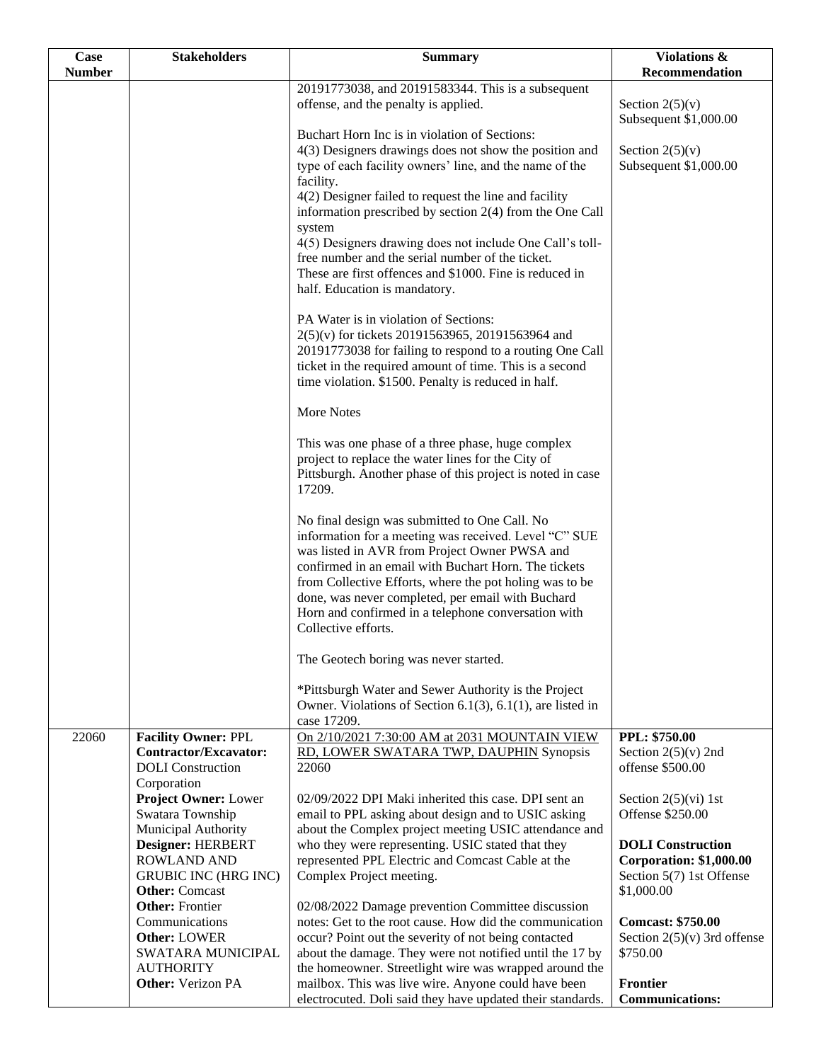| Case Number | Stakeholders | Summary | Violations & Recommendation |
|---|---|---|---|
| | | 20191773038, and 20191583344. This is a subsequent offense, and the penalty is applied.<br><br>Buchart Horn Inc is in violation of Sections:<br>4(3) Designers drawings does not show the position and type of each facility owners' line, and the name of the facility.<br>4(2) Designer failed to request the line and facility information prescribed by section 2(4) from the One Call system<br>4(5) Designers drawing does not include One Call's toll-free number and the serial number of the ticket.<br>These are first offences and $1000. Fine is reduced in half. Education is mandatory.<br><br>PA Water is in violation of Sections:<br>2(5)(v) for tickets 20191563965, 20191563964 and 20191773038 for failing to respond to a routing One Call ticket in the required amount of time. This is a second time violation. $1500. Penalty is reduced in half.<br><br>More Notes<br><br>This was one phase of a three phase, huge complex project to replace the water lines for the City of Pittsburgh. Another phase of this project is noted in case 17209.<br><br>No final design was submitted to One Call. No information for a meeting was received. Level "C" SUE was listed in AVR from Project Owner PWSA and confirmed in an email with Buchart Horn. The tickets from Collective Efforts, where the pot holing was to be done, was never completed, per email with Buchard Horn and confirmed in a telephone conversation with Collective efforts.<br><br>The Geotech boring was never started.<br><br>*Pittsburgh Water and Sewer Authority is the Project Owner. Violations of Section 6.1(3), 6.1(1), are listed in case 17209. | Section 2(5)(v)<br>Subsequent $1,000.00<br><br>Section 2(5)(v)<br>Subsequent $1,000.00 |
| 22060 | **Facility Owner:** PPL<br>**Contractor/Excavator:** DOLI Construction Corporation<br>**Project Owner:** Lower Swatara Township Municipal Authority<br>**Designer:** HERBERT ROWLAND AND GRUBIC INC (HRG INC)<br>**Other:** Comcast<br>**Other:** Frontier Communications<br>**Other:** LOWER SWATARA MUNICIPAL AUTHORITY<br>**Other:** Verizon PA | On 2/10/2021 7:30:00 AM at 2031 MOUNTAIN VIEW RD, LOWER SWATARA TWP, DAUPHIN Synopsis 22060<br><br>02/09/2022 DPI Maki inherited this case. DPI sent an email to PPL asking about design and to USIC asking about the Complex project meeting USIC attendance and who they were representing. USIC stated that they represented PPL Electric and Comcast Cable at the Complex Project meeting.<br><br>02/08/2022 Damage prevention Committee discussion notes: Get to the root cause. How did the communication occur? Point out the severity of not being contacted about the damage. They were not notified until the 17 by the homeowner. Streetlight wire was wrapped around the mailbox. This was live wire. Anyone could have been electrocuted. Doli said they have updated their standards. | **PPL: $750.00**<br>Section 2(5)(v) 2nd offense $500.00<br><br>Section 2(5)(vi) 1st Offense $250.00<br><br>**DOLI Construction Corporation: $1,000.00**<br>Section 5(7) 1st Offense $1,000.00<br><br>**Comcast: $750.00**<br>Section 2(5)(v) 3rd offense $750.00<br><br>**Frontier Communications:** |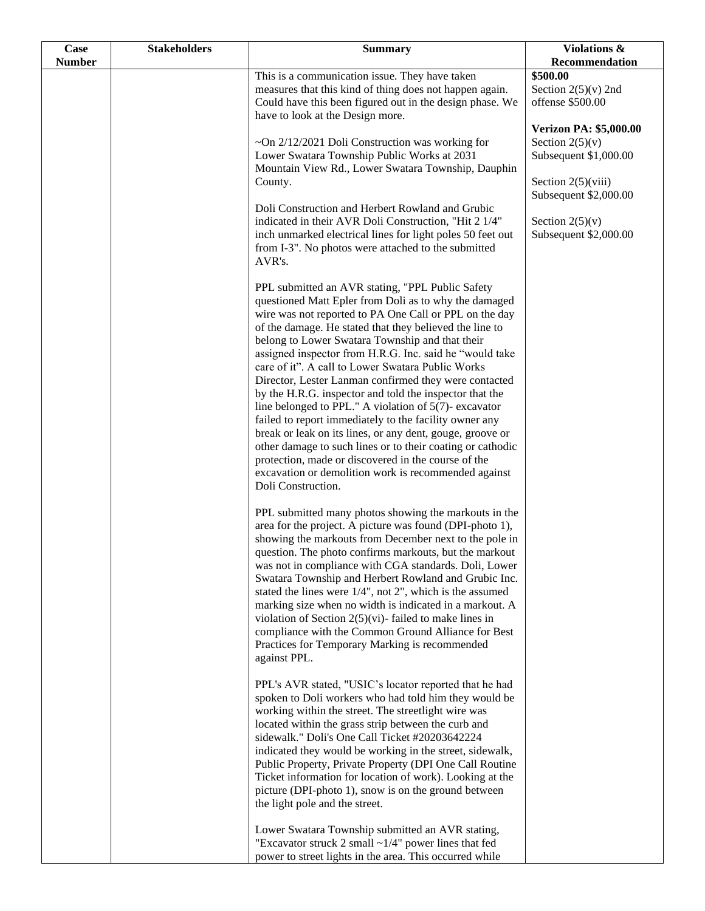| Case Number | Stakeholders | Summary | Violations & Recommendation |
|---|---|---|---|
| | | This is a communication issue. They have taken measures that this kind of thing does not happen again. Could have this been figured out in the design phase. We have to look at the Design more.<br><br>~On 2/12/2021 Doli Construction was working for Lower Swatara Township Public Works at 2031 Mountain View Rd., Lower Swatara Township, Dauphin County.<br><br>Doli Construction and Herbert Rowland and Grubic indicated in their AVR Doli Construction, "Hit 2 1/4" inch unmarked electrical lines for light poles 50 feet out from I-3". No photos were attached to the submitted AVR's.<br><br>PPL submitted an AVR stating, "PPL Public Safety questioned Matt Epler from Doli as to why the damaged wire was not reported to PA One Call or PPL on the day of the damage. He stated that they believed the line to belong to Lower Swatara Township and that their assigned inspector from H.R.G. Inc. said he "would take care of it". A call to Lower Swatara Public Works Director, Lester Lanman confirmed they were contacted by the H.R.G. inspector and told the inspector that the line belonged to PPL." A violation of 5(7)- excavator failed to report immediately to the facility owner any break or leak on its lines, or any dent, gouge, groove or other damage to such lines or to their coating or cathodic protection, made or discovered in the course of the excavation or demolition work is recommended against Doli Construction.<br><br>PPL submitted many photos showing the markouts in the area for the project. A picture was found (DPI-photo 1), showing the markouts from December next to the pole in question. The photo confirms markouts, but the markout was not in compliance with CGA standards. Doli, Lower Swatara Township and Herbert Rowland and Grubic Inc. stated the lines were 1/4", not 2", which is the assumed marking size when no width is indicated in a markout. A violation of Section 2(5)(vi)- failed to make lines in compliance with the Common Ground Alliance for Best Practices for Temporary Marking is recommended against PPL.<br><br>PPL's AVR stated, "USIC's locator reported that he had spoken to Doli workers who had told him they would be working within the street. The streetlight wire was located within the grass strip between the curb and sidewalk." Doli's One Call Ticket #20203642224 indicated they would be working in the street, sidewalk, Public Property, Private Property (DPI One Call Routine Ticket information for location of work). Looking at the picture (DPI-photo 1), snow is on the ground between the light pole and the street.<br><br>Lower Swatara Township submitted an AVR stating, "Excavator struck 2 small ~1/4" power lines that fed power to street lights in the area. This occurred while | **$500.00**<br>Section 2(5)(v) 2nd offense $500.00<br><br>**Verizon PA: $5,000.00**<br>Section 2(5)(v) Subsequent $1,000.00<br><br>Section 2(5)(viii) Subsequent $2,000.00<br><br>Section 2(5)(v) Subsequent $2,000.00 |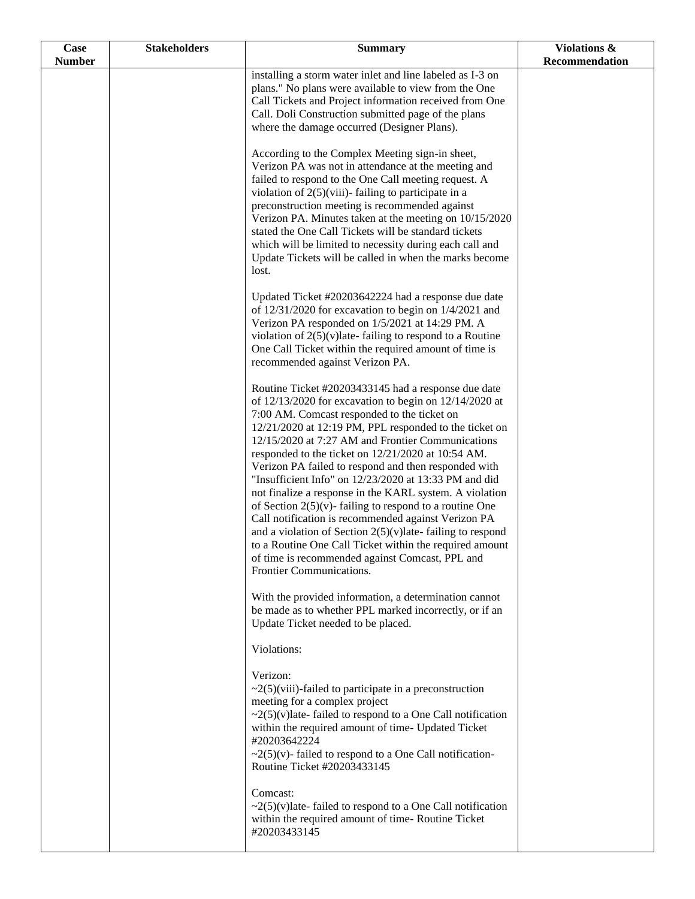| Case Number | Stakeholders | Summary | Violations & Recommendation |
|---|---|---|---|
| | | installing a storm water inlet and line labeled as I-3 on plans." No plans were available to view from the One Call Tickets and Project information received from One Call. Doli Construction submitted page of the plans where the damage occurred (Designer Plans).<br><br>According to the Complex Meeting sign-in sheet, Verizon PA was not in attendance at the meeting and failed to respond to the One Call meeting request. A violation of 2(5)(viii)- failing to participate in a preconstruction meeting is recommended against Verizon PA. Minutes taken at the meeting on 10/15/2020 stated the One Call Tickets will be standard tickets which will be limited to necessity during each call and Update Tickets will be called in when the marks become lost.<br><br>Updated Ticket #20203642224 had a response due date of 12/31/2020 for excavation to begin on 1/4/2021 and Verizon PA responded on 1/5/2021 at 14:29 PM. A violation of 2(5)(v)late- failing to respond to a Routine One Call Ticket within the required amount of time is recommended against Verizon PA.<br><br>Routine Ticket #20203433145 had a response due date of 12/13/2020 for excavation to begin on 12/14/2020 at 7:00 AM. Comcast responded to the ticket on 12/21/2020 at 12:19 PM, PPL responded to the ticket on 12/15/2020 at 7:27 AM and Frontier Communications responded to the ticket on 12/21/2020 at 10:54 AM. Verizon PA failed to respond and then responded with "Insufficient Info" on 12/23/2020 at 13:33 PM and did not finalize a response in the KARL system. A violation of Section 2(5)(v)- failing to respond to a routine One Call notification is recommended against Verizon PA and a violation of Section 2(5)(v)late- failing to respond to a Routine One Call Ticket within the required amount of time is recommended against Comcast, PPL and Frontier Communications.<br><br>With the provided information, a determination cannot be made as to whether PPL marked incorrectly, or if an Update Ticket needed to be placed.<br><br>Violations:<br><br>Verizon:<br>~2(5)(viii)-failed to participate in a preconstruction meeting for a complex project<br>~2(5)(v)late- failed to respond to a One Call notification within the required amount of time- Updated Ticket #20203642224<br>~2(5)(v)- failed to respond to a One Call notification- Routine Ticket #20203433145<br><br>Comcast:<br>~2(5)(v)late- failed to respond to a One Call notification within the required amount of time- Routine Ticket #20203433145 | |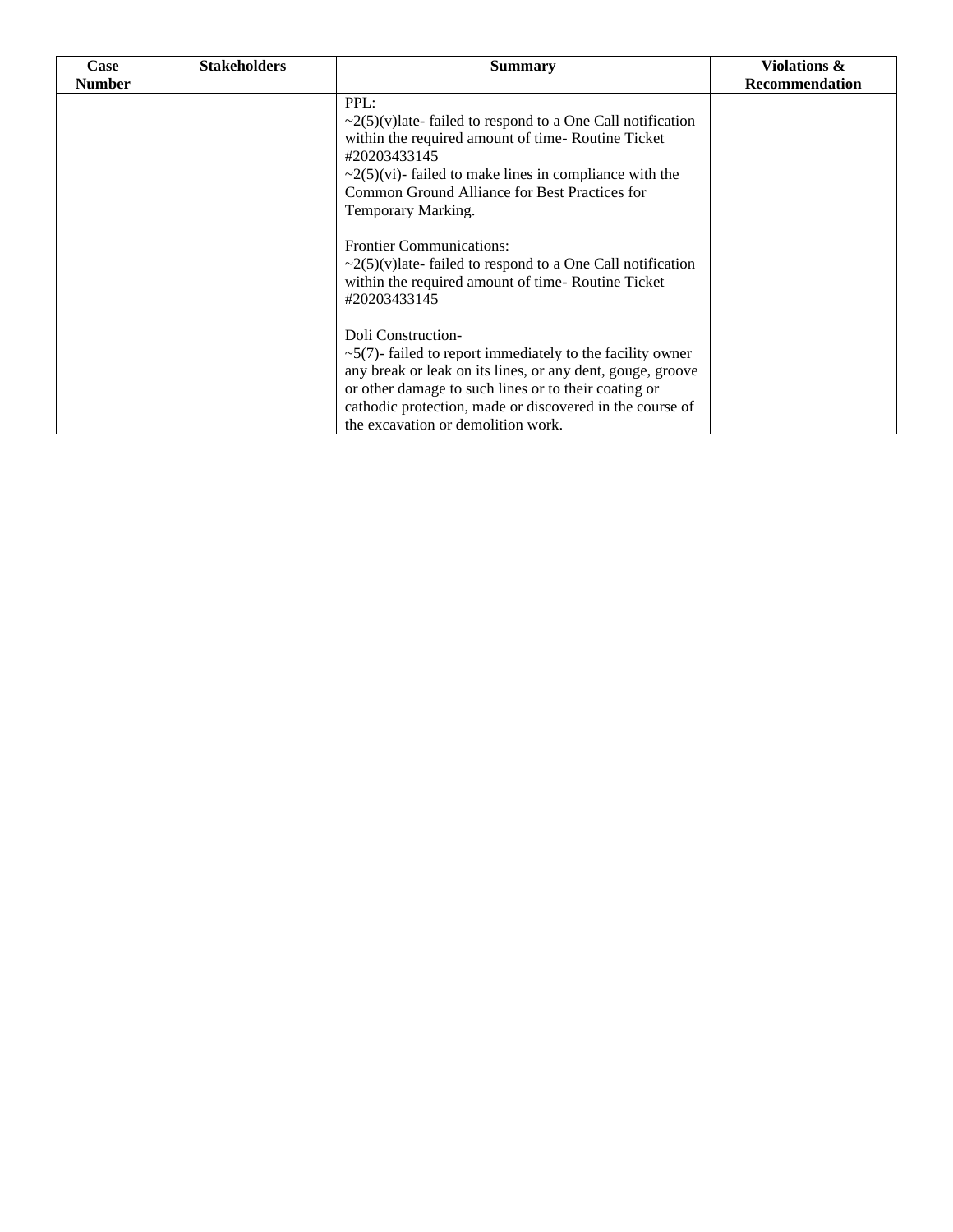| Case Number | Stakeholders | Summary | Violations & Recommendation |
|---|---|---|---|
| | | PPL:<br>~2(5)(v)late- failed to respond to a One Call notification within the required amount of time- Routine Ticket #20203433145<br>~2(5)(vi)- failed to make lines in compliance with the Common Ground Alliance for Best Practices for Temporary Marking.<br><br>Frontier Communications:<br>~2(5)(v)late- failed to respond to a One Call notification within the required amount of time- Routine Ticket #20203433145<br><br>Doli Construction-<br>~5(7)- failed to report immediately to the facility owner any break or leak on its lines, or any dent, gouge, groove or other damage to such lines or to their coating or cathodic protection, made or discovered in the course of the excavation or demolition work. | |